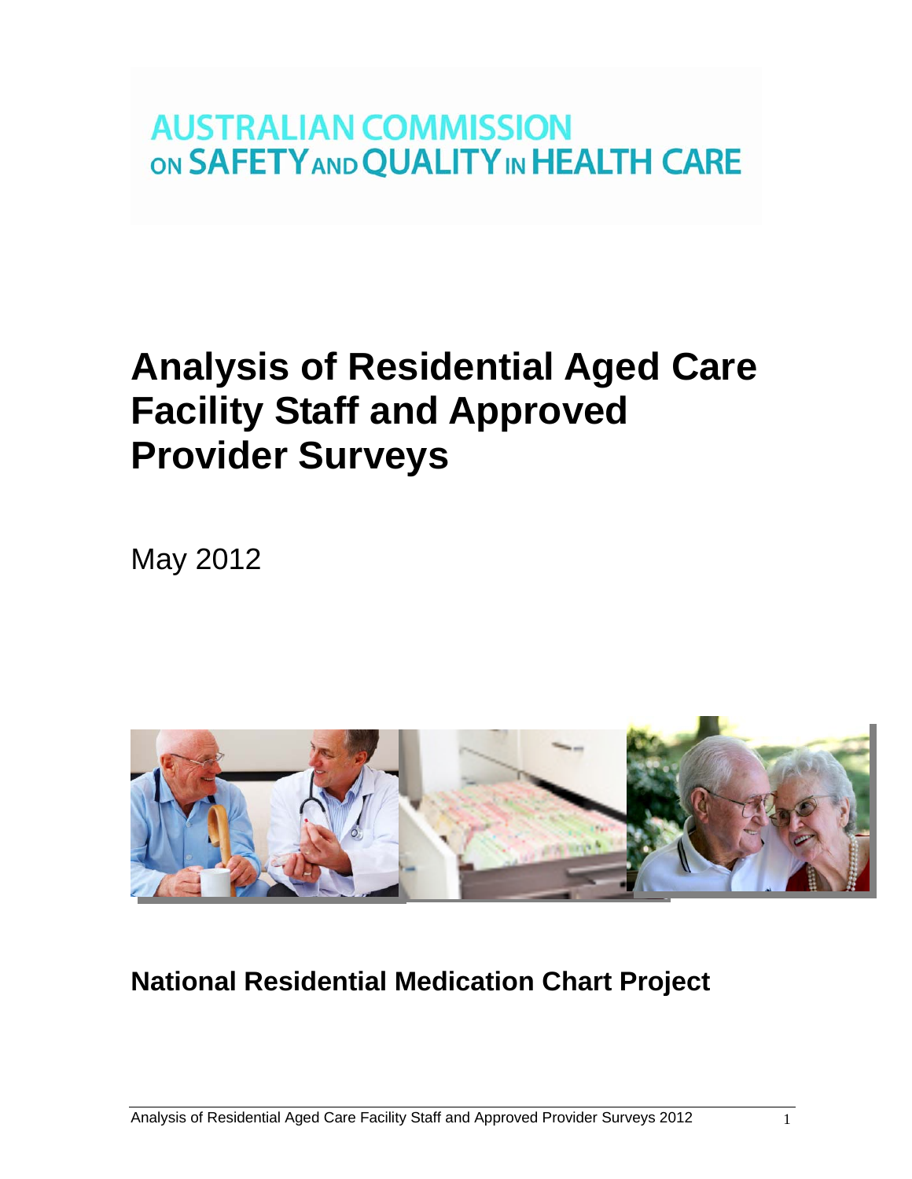AUSTRALIAN COMMISSION ON SAFETY AND QUALITY IN HEALTH CARE

# Analysis of Residential Aged Care Facility Staff and Approved Provider Surveys

May 2012

## National Residential Medication Chart Project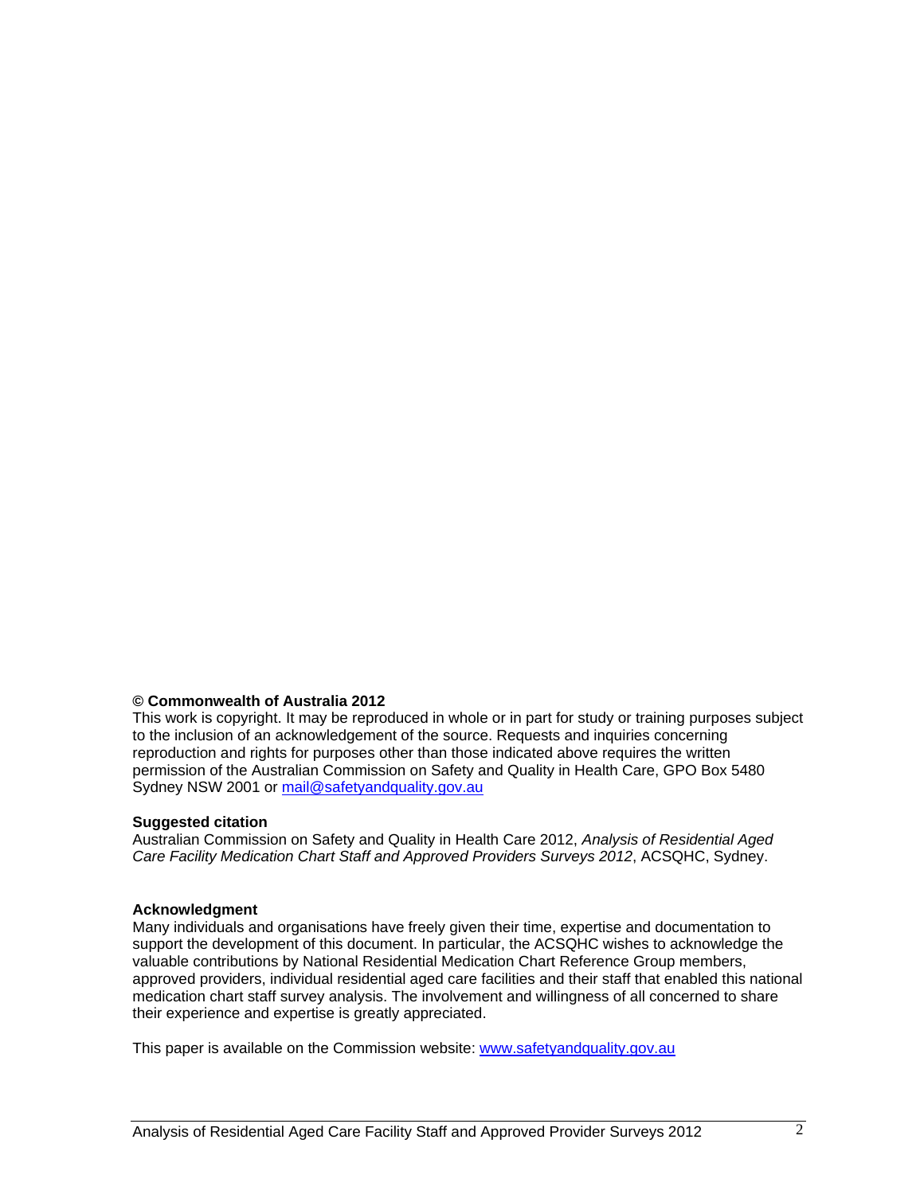**© Commonwealth of Australia 2012**
This work is copyright. It may be reproduced in whole or in part for study or training purposes subject to the inclusion of an acknowledgement of the source. Requests and inquiries concerning reproduction and rights for purposes other than those indicated above requires the written permission of the Australian Commission on Safety and Quality in Health Care, GPO Box 5480 Sydney NSW 2001 or mail@safetyandquality.gov.au

**Suggested citation**
Australian Commission on Safety and Quality in Health Care 2012, *Analysis of Residential Aged Care Facility Medication Chart Staff and Approved Providers Surveys 2012*, ACSQHC, Sydney.

**Acknowledgment**
Many individuals and organisations have freely given their time, expertise and documentation to support the development of this document. In particular, the ACSQHC wishes to acknowledge the valuable contributions by National Residential Medication Chart Reference Group members, approved providers, individual residential aged care facilities and their staff that enabled this national medication chart staff survey analysis. The involvement and willingness of all concerned to share their experience and expertise is greatly appreciated.

This paper is available on the Commission website: www.safetyandquality.gov.au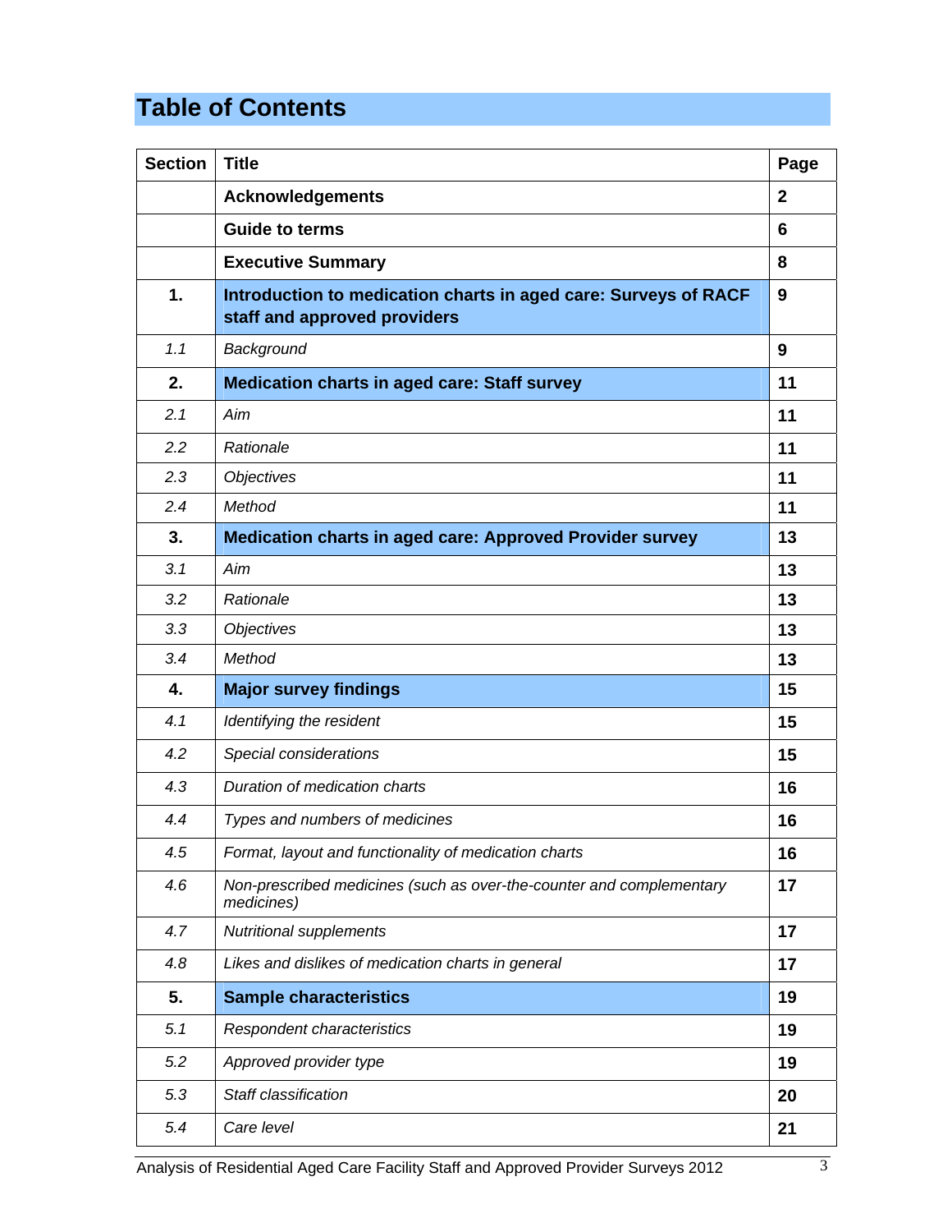# Table of Contents

| Section | Title | Page |
|---|---|---|
| | **Acknowledgements** | **2** |
| | **Guide to terms** | **6** |
| | **Executive Summary** | **8** |
| **1.** | **Introduction to medication charts in aged care: Surveys of RACF staff and approved providers** | **9** |
| *1.1* | *Background* | **9** |
| **2.** | **Medication charts in aged care: Staff survey** | **11** |
| *2.1* | *Aim* | **11** |
| *2.2* | *Rationale* | **11** |
| *2.3* | *Objectives* | **11** |
| *2.4* | *Method* | **11** |
| **3.** | **Medication charts in aged care: Approved Provider survey** | **13** |
| *3.1* | *Aim* | **13** |
| *3.2* | *Rationale* | **13** |
| *3.3* | *Objectives* | **13** |
| *3.4* | *Method* | **13** |
| **4.** | **Major survey findings** | **15** |
| *4.1* | *Identifying the resident* | **15** |
| *4.2* | *Special considerations* | **15** |
| *4.3* | *Duration of medication charts* | **16** |
| *4.4* | *Types and numbers of medicines* | **16** |
| *4.5* | *Format, layout and functionality of medication charts* | **16** |
| *4.6* | *Non-prescribed medicines (such as over-the-counter and complementary medicines)* | **17** |
| *4.7* | *Nutritional supplements* | **17** |
| *4.8* | *Likes and dislikes of medication charts in general* | **17** |
| **5.** | **Sample characteristics** | **19** |
| *5.1* | *Respondent characteristics* | **19** |
| *5.2* | *Approved provider type* | **19** |
| *5.3* | *Staff classification* | **20** |
| *5.4* | *Care level* | **21** |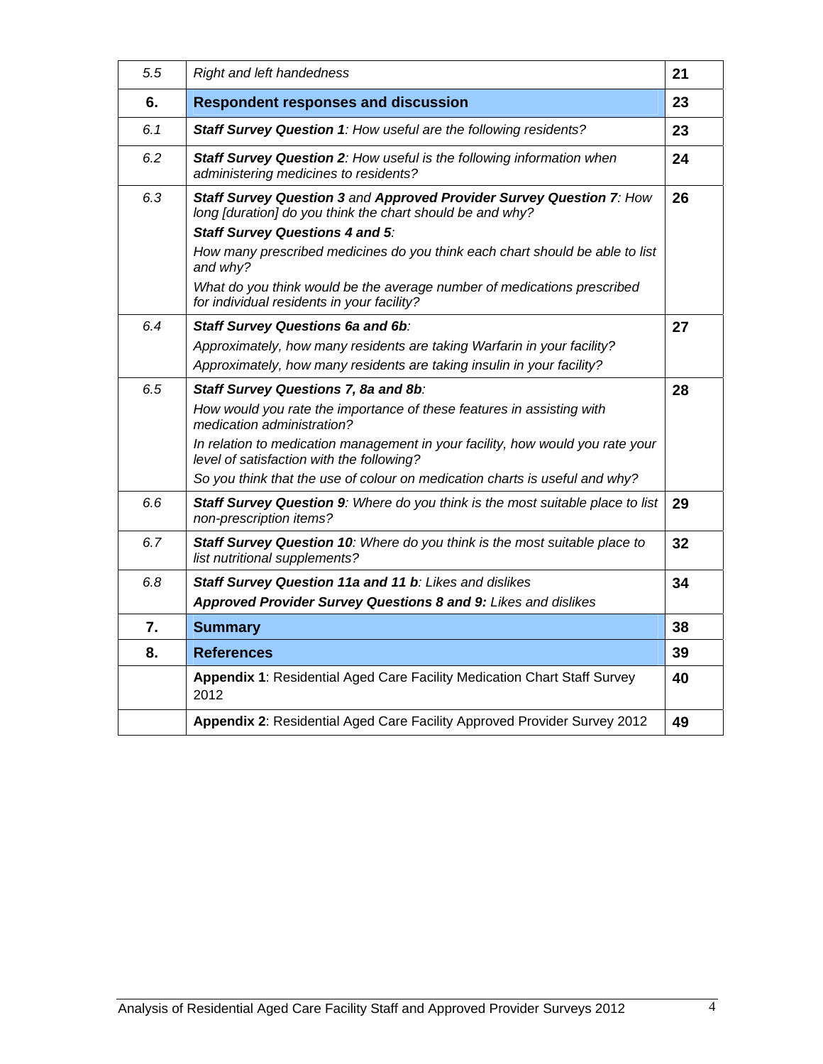| | | |
|---|---|---|
| *5.5* | *Right and left handedness* | **21** |
| **6.** | **Respondent responses and discussion** | **23** |
| *6.1* | ***Staff Survey Question 1**: How useful are the following residents?* | **23** |
| *6.2* | ***Staff Survey Question 2**: How useful is the following information when administering medicines to residents?* | **24** |
| *6.3* | ***Staff Survey Question 3** and **Approved Provider Survey Question 7**: How long [duration] do you think the chart should be and why?*<br>***Staff Survey Questions 4 and 5**:*<br>*How many prescribed medicines do you think each chart should be able to list and why?*<br>*What do you think would be the average number of medications prescribed for individual residents in your facility?* | **26** |
| *6.4* | ***Staff Survey Questions 6a and 6b**:*<br>*Approximately, how many residents are taking Warfarin in your facility?*<br>*Approximately, how many residents are taking insulin in your facility?* | **27** |
| *6.5* | ***Staff Survey Questions 7, 8a and 8b**:*<br>*How would you rate the importance of these features in assisting with medication administration?*<br>*In relation to medication management in your facility, how would you rate your level of satisfaction with the following?*<br>*So you think that the use of colour on medication charts is useful and why?* | **28** |
| *6.6* | ***Staff Survey Question 9**: Where do you think is the most suitable place to list non-prescription items?* | **29** |
| *6.7* | ***Staff Survey Question 10**: Where do you think is the most suitable place to list nutritional supplements?* | **32** |
| *6.8* | ***Staff Survey Question 11a and 11 b**: Likes and dislikes*<br>***Approved Provider Survey Questions 8 and 9:** Likes and dislikes* | **34** |
| **7.** | **Summary** | **38** |
| **8.** | **References** | **39** |
| | **Appendix 1**: Residential Aged Care Facility Medication Chart Staff Survey 2012 | **40** |
| | **Appendix 2**: Residential Aged Care Facility Approved Provider Survey 2012 | **49** |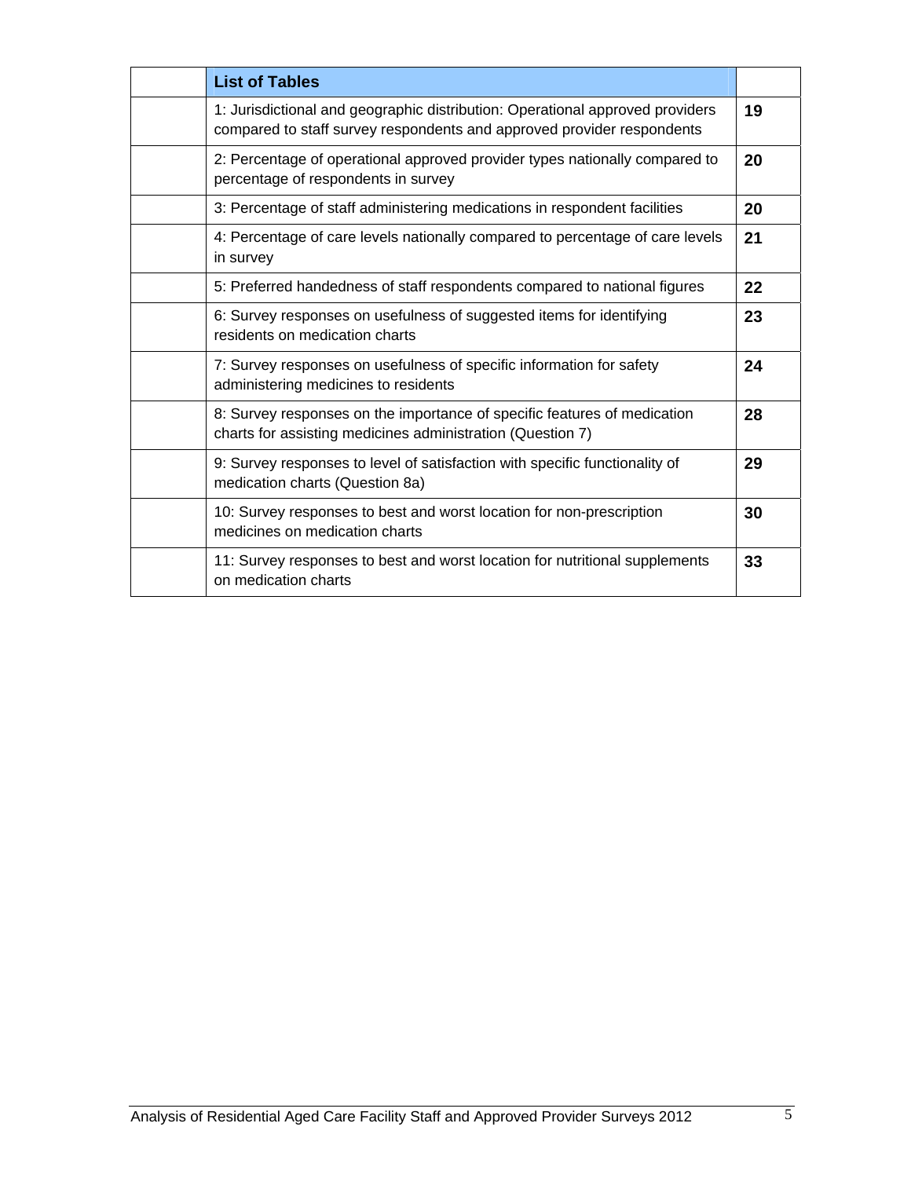|  | **List of Tables** |  |
|---|---|---|
|  | 1: Jurisdictional and geographic distribution: Operational approved providers compared to staff survey respondents and approved provider respondents | **19** |
|  | 2: Percentage of operational approved provider types nationally compared to percentage of respondents in survey | **20** |
|  | 3: Percentage of staff administering medications in respondent facilities | **20** |
|  | 4: Percentage of care levels nationally compared to percentage of care levels in survey | **21** |
|  | 5: Preferred handedness of staff respondents compared to national figures | **22** |
|  | 6: Survey responses on usefulness of suggested items for identifying residents on medication charts | **23** |
|  | 7: Survey responses on usefulness of specific information for safety administering medicines to residents | **24** |
|  | 8: Survey responses on the importance of specific features of medication charts for assisting medicines administration (Question 7) | **28** |
|  | 9: Survey responses to level of satisfaction with specific functionality of medication charts (Question 8a) | **29** |
|  | 10: Survey responses to best and worst location for non-prescription medicines on medication charts | **30** |
|  | 11: Survey responses to best and worst location for nutritional supplements on medication charts | **33** |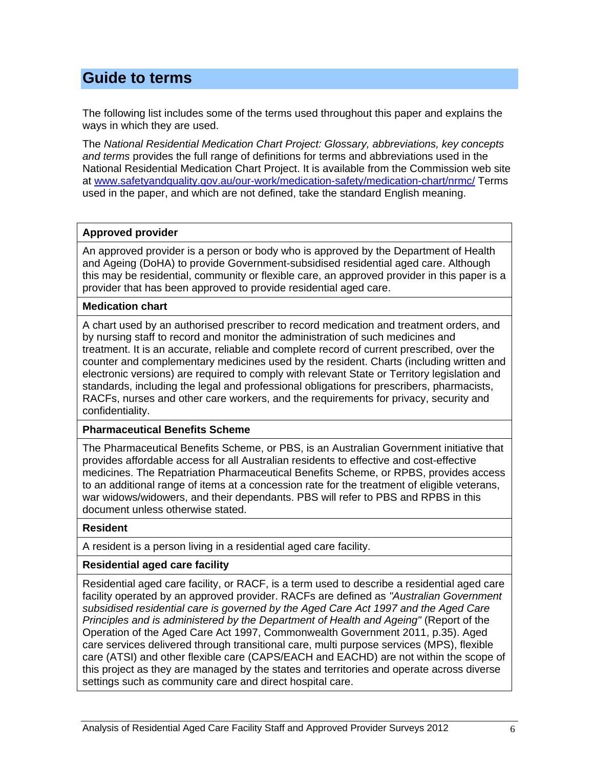## Guide to terms

The following list includes some of the terms used throughout this paper and explains the ways in which they are used.

The *National Residential Medication Chart Project: Glossary, abbreviations, key concepts and terms* provides the full range of definitions for terms and abbreviations used in the National Residential Medication Chart Project. It is available from the Commission web site at www.safetyandquality.gov.au/our-work/medication-safety/medication-chart/nrmc/ Terms used in the paper, and which are not defined, take the standard English meaning.

| **Approved provider** |
|---|
| An approved provider is a person or body who is approved by the Department of Health and Ageing (DoHA) to provide Government-subsidised residential aged care. Although this may be residential, community or flexible care, an approved provider in this paper is a provider that has been approved to provide residential aged care. |
| **Medication chart** |
| A chart used by an authorised prescriber to record medication and treatment orders, and by nursing staff to record and monitor the administration of such medicines and treatment. It is an accurate, reliable and complete record of current prescribed, over the counter and complementary medicines used by the resident. Charts (including written and electronic versions) are required to comply with relevant State or Territory legislation and standards, including the legal and professional obligations for prescribers, pharmacists, RACFs, nurses and other care workers, and the requirements for privacy, security and confidentiality. |
| **Pharmaceutical Benefits Scheme** |
| The Pharmaceutical Benefits Scheme, or PBS, is an Australian Government initiative that provides affordable access for all Australian residents to effective and cost-effective medicines. The Repatriation Pharmaceutical Benefits Scheme, or RPBS, provides access to an additional range of items at a concession rate for the treatment of eligible veterans, war widows/widowers, and their dependants. PBS will refer to PBS and RPBS in this document unless otherwise stated. |
| **Resident** |
| A resident is a person living in a residential aged care facility. |
| **Residential aged care facility** |
| Residential aged care facility, or RACF, is a term used to describe a residential aged care facility operated by an approved provider. RACFs are defined as *"Australian Government subsidised residential care is governed by the Aged Care Act 1997 and the Aged Care Principles and is administered by the Department of Health and Ageing"* (Report of the Operation of the Aged Care Act 1997, Commonwealth Government 2011, p.35). Aged care services delivered through transitional care, multi purpose services (MPS), flexible care (ATSI) and other flexible care (CAPS/EACH and EACHD) are not within the scope of this project as they are managed by the states and territories and operate across diverse settings such as community care and direct hospital care. |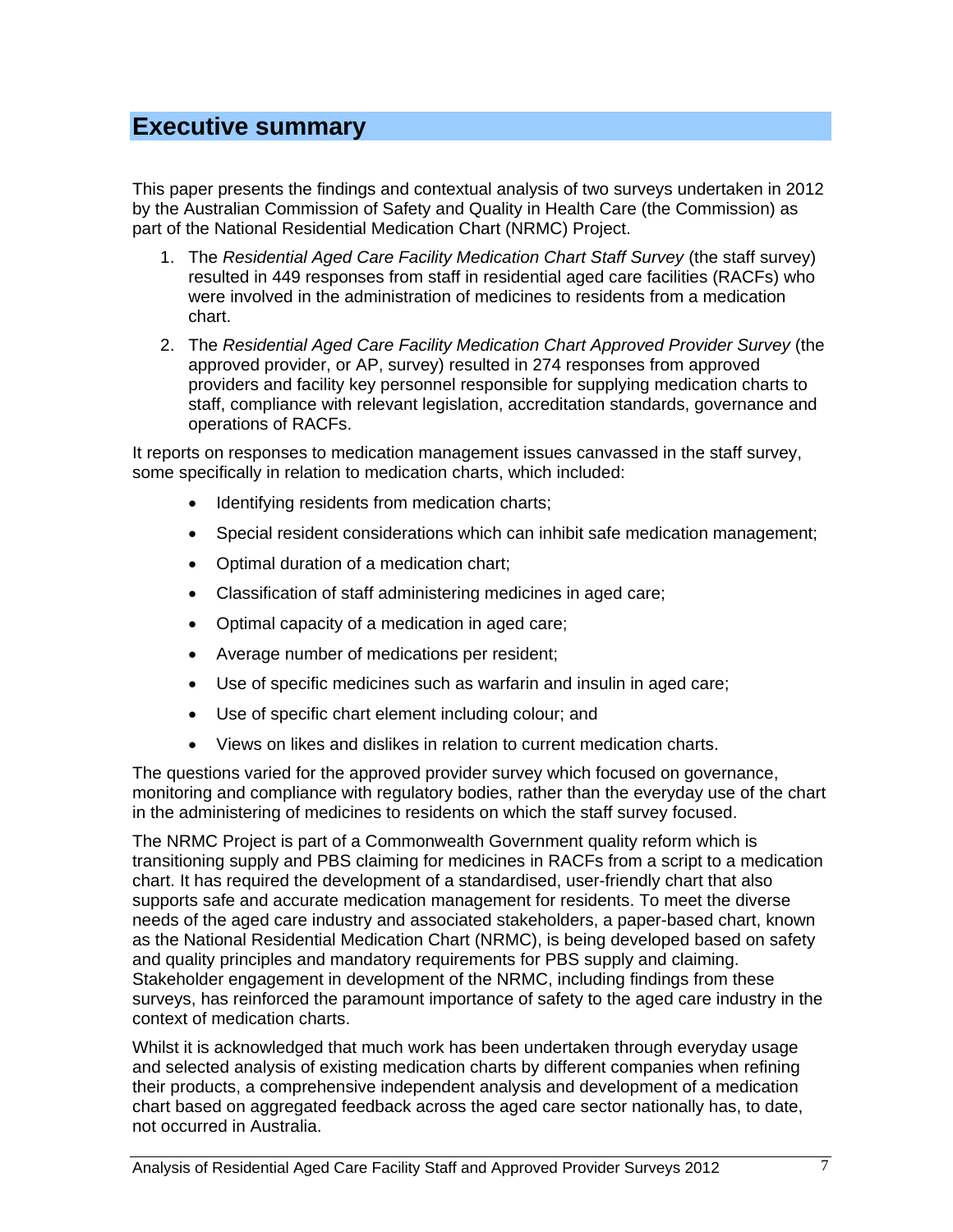# Executive summary

This paper presents the findings and contextual analysis of two surveys undertaken in 2012 by the Australian Commission of Safety and Quality in Health Care (the Commission) as part of the National Residential Medication Chart (NRMC) Project.

1. The *Residential Aged Care Facility Medication Chart Staff Survey* (the staff survey) resulted in 449 responses from staff in residential aged care facilities (RACFs) who were involved in the administration of medicines to residents from a medication chart.
2. The *Residential Aged Care Facility Medication Chart Approved Provider Survey* (the approved provider, or AP, survey) resulted in 274 responses from approved providers and facility key personnel responsible for supplying medication charts to staff, compliance with relevant legislation, accreditation standards, governance and operations of RACFs.

It reports on responses to medication management issues canvassed in the staff survey, some specifically in relation to medication charts, which included:

- Identifying residents from medication charts;
- Special resident considerations which can inhibit safe medication management;
- Optimal duration of a medication chart;
- Classification of staff administering medicines in aged care;
- Optimal capacity of a medication in aged care;
- Average number of medications per resident;
- Use of specific medicines such as warfarin and insulin in aged care;
- Use of specific chart element including colour; and
- Views on likes and dislikes in relation to current medication charts.

The questions varied for the approved provider survey which focused on governance, monitoring and compliance with regulatory bodies, rather than the everyday use of the chart in the administering of medicines to residents on which the staff survey focused.

The NRMC Project is part of a Commonwealth Government quality reform which is transitioning supply and PBS claiming for medicines in RACFs from a script to a medication chart. It has required the development of a standardised, user-friendly chart that also supports safe and accurate medication management for residents. To meet the diverse needs of the aged care industry and associated stakeholders, a paper-based chart, known as the National Residential Medication Chart (NRMC), is being developed based on safety and quality principles and mandatory requirements for PBS supply and claiming. Stakeholder engagement in development of the NRMC, including findings from these surveys, has reinforced the paramount importance of safety to the aged care industry in the context of medication charts.

Whilst it is acknowledged that much work has been undertaken through everyday usage and selected analysis of existing medication charts by different companies when refining their products, a comprehensive independent analysis and development of a medication chart based on aggregated feedback across the aged care sector nationally has, to date, not occurred in Australia.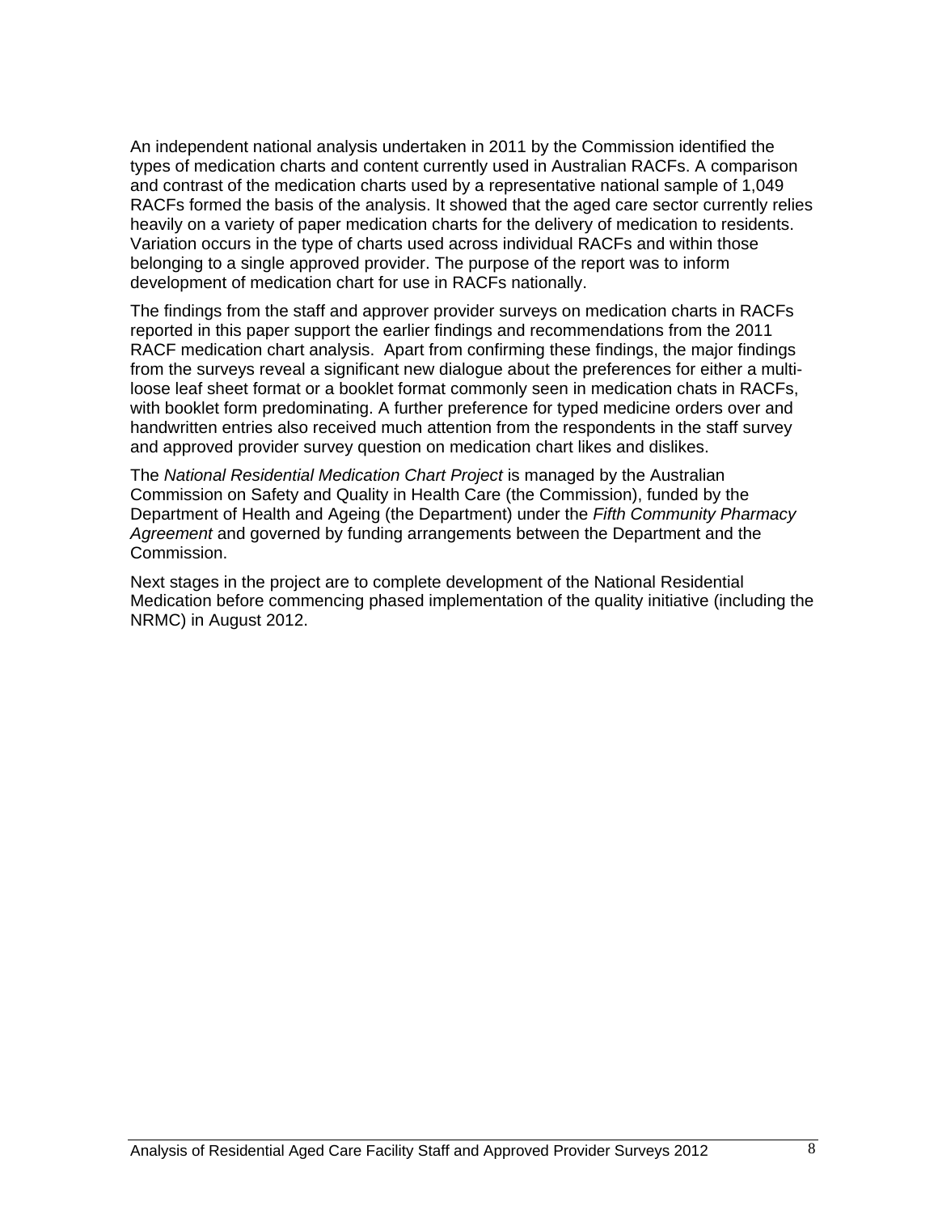An independent national analysis undertaken in 2011 by the Commission identified the types of medication charts and content currently used in Australian RACFs. A comparison and contrast of the medication charts used by a representative national sample of 1,049 RACFs formed the basis of the analysis. It showed that the aged care sector currently relies heavily on a variety of paper medication charts for the delivery of medication to residents. Variation occurs in the type of charts used across individual RACFs and within those belonging to a single approved provider. The purpose of the report was to inform development of medication chart for use in RACFs nationally.

The findings from the staff and approver provider surveys on medication charts in RACFs reported in this paper support the earlier findings and recommendations from the 2011 RACF medication chart analysis. Apart from confirming these findings, the major findings from the surveys reveal a significant new dialogue about the preferences for either a multi-loose leaf sheet format or a booklet format commonly seen in medication chats in RACFs, with booklet form predominating. A further preference for typed medicine orders over and handwritten entries also received much attention from the respondents in the staff survey and approved provider survey question on medication chart likes and dislikes.

The *National Residential Medication Chart Project* is managed by the Australian Commission on Safety and Quality in Health Care (the Commission), funded by the Department of Health and Ageing (the Department) under the *Fifth Community Pharmacy Agreement* and governed by funding arrangements between the Department and the Commission.

Next stages in the project are to complete development of the National Residential Medication before commencing phased implementation of the quality initiative (including the NRMC) in August 2012.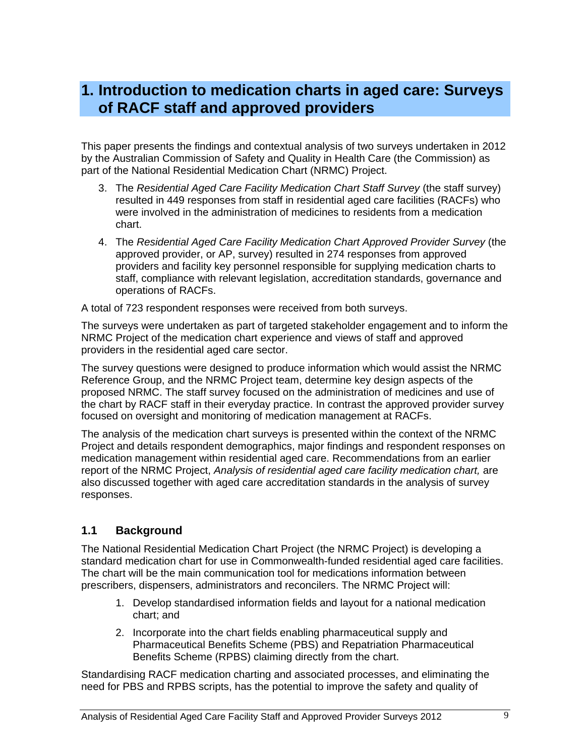# 1. Introduction to medication charts in aged care: Surveys of RACF staff and approved providers

This paper presents the findings and contextual analysis of two surveys undertaken in 2012 by the Australian Commission of Safety and Quality in Health Care (the Commission) as part of the National Residential Medication Chart (NRMC) Project.

3. The *Residential Aged Care Facility Medication Chart Staff Survey* (the staff survey) resulted in 449 responses from staff in residential aged care facilities (RACFs) who were involved in the administration of medicines to residents from a medication chart.
4. The *Residential Aged Care Facility Medication Chart Approved Provider Survey* (the approved provider, or AP, survey) resulted in 274 responses from approved providers and facility key personnel responsible for supplying medication charts to staff, compliance with relevant legislation, accreditation standards, governance and operations of RACFs.

A total of 723 respondent responses were received from both surveys.

The surveys were undertaken as part of targeted stakeholder engagement and to inform the NRMC Project of the medication chart experience and views of staff and approved providers in the residential aged care sector.

The survey questions were designed to produce information which would assist the NRMC Reference Group, and the NRMC Project team, determine key design aspects of the proposed NRMC. The staff survey focused on the administration of medicines and use of the chart by RACF staff in their everyday practice. In contrast the approved provider survey focused on oversight and monitoring of medication management at RACFs.

The analysis of the medication chart surveys is presented within the context of the NRMC Project and details respondent demographics, major findings and respondent responses on medication management within residential aged care. Recommendations from an earlier report of the NRMC Project, *Analysis of residential aged care facility medication chart,* are also discussed together with aged care accreditation standards in the analysis of survey responses.

## 1.1 Background

The National Residential Medication Chart Project (the NRMC Project) is developing a standard medication chart for use in Commonwealth-funded residential aged care facilities. The chart will be the main communication tool for medications information between prescribers, dispensers, administrators and reconcilers. The NRMC Project will:

1. Develop standardised information fields and layout for a national medication chart; and
2. Incorporate into the chart fields enabling pharmaceutical supply and Pharmaceutical Benefits Scheme (PBS) and Repatriation Pharmaceutical Benefits Scheme (RPBS) claiming directly from the chart.

Standardising RACF medication charting and associated processes, and eliminating the need for PBS and RPBS scripts, has the potential to improve the safety and quality of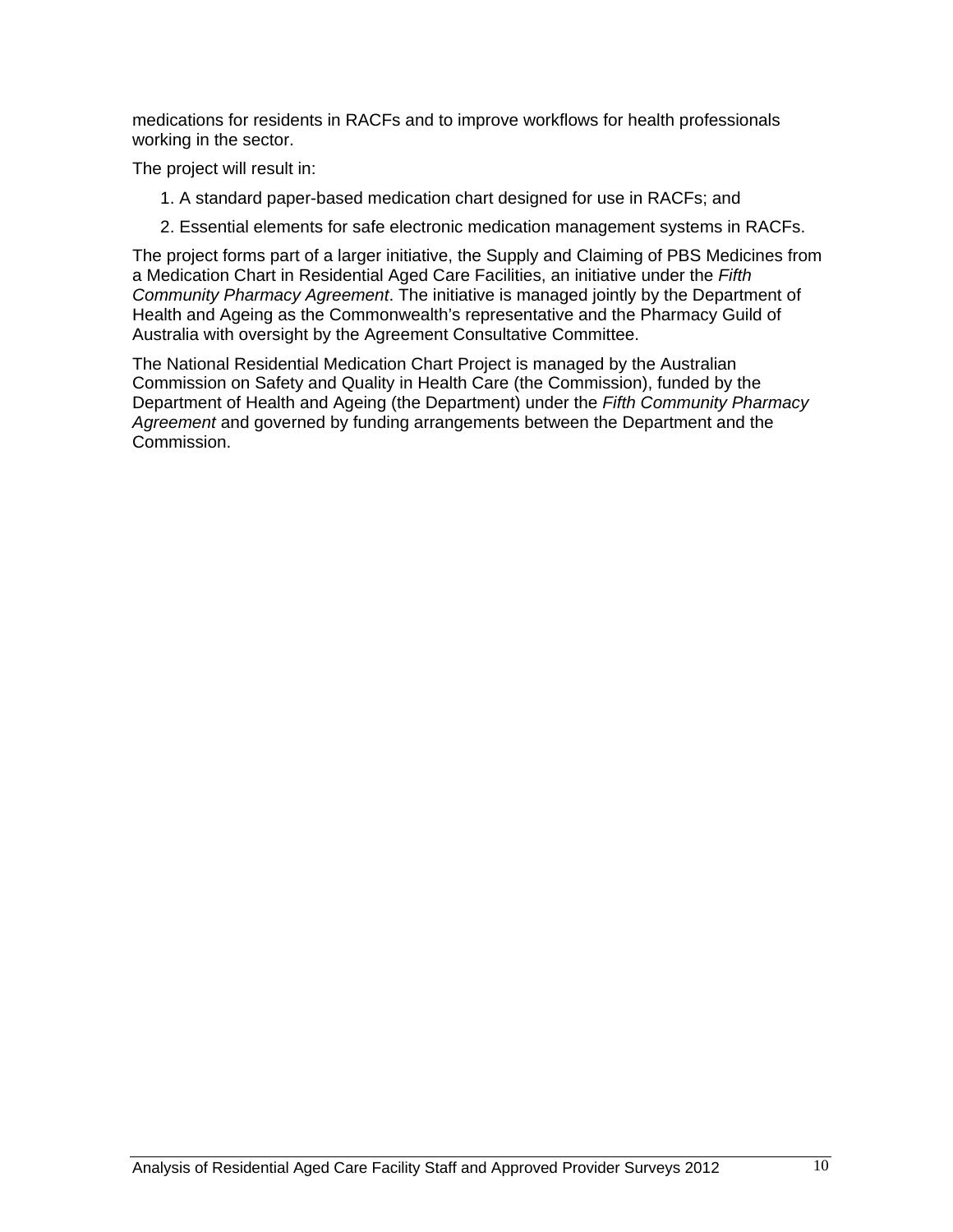medications for residents in RACFs and to improve workflows for health professionals working in the sector.

The project will result in:

1. A standard paper-based medication chart designed for use in RACFs; and
2. Essential elements for safe electronic medication management systems in RACFs.

The project forms part of a larger initiative, the Supply and Claiming of PBS Medicines from a Medication Chart in Residential Aged Care Facilities, an initiative under the *Fifth Community Pharmacy Agreement*. The initiative is managed jointly by the Department of Health and Ageing as the Commonwealth's representative and the Pharmacy Guild of Australia with oversight by the Agreement Consultative Committee.

The National Residential Medication Chart Project is managed by the Australian Commission on Safety and Quality in Health Care (the Commission), funded by the Department of Health and Ageing (the Department) under the *Fifth Community Pharmacy Agreement* and governed by funding arrangements between the Department and the Commission.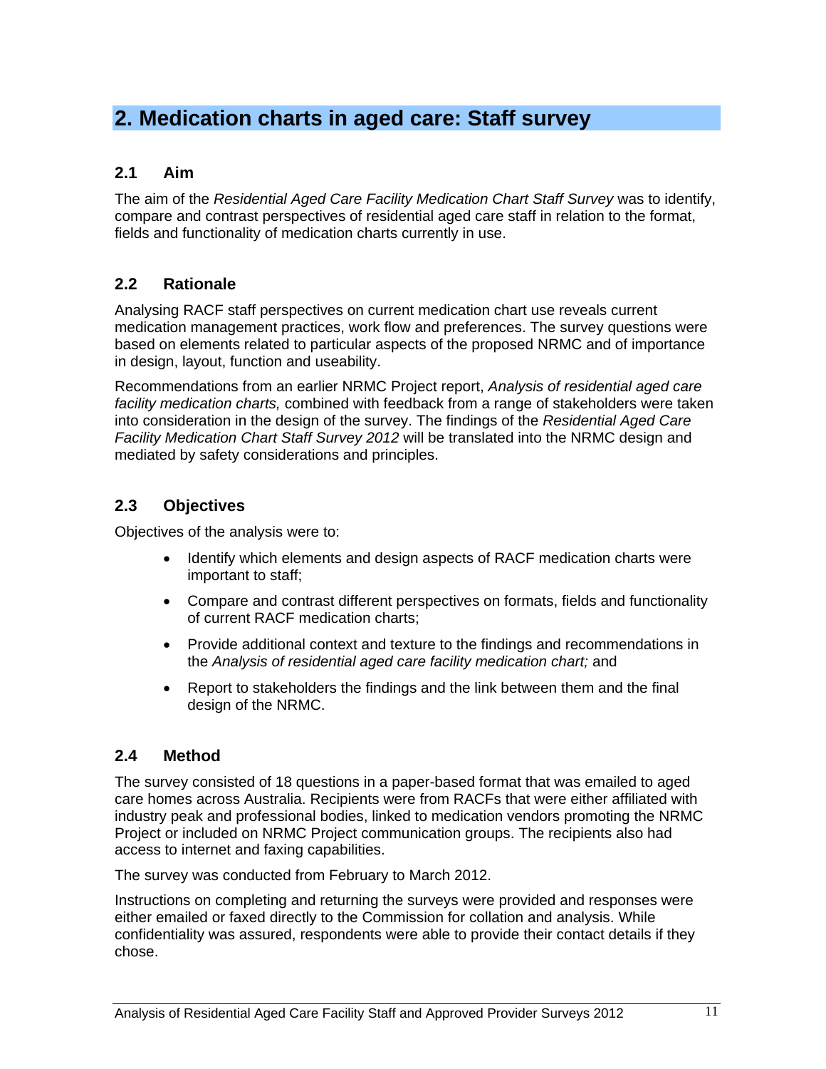# 2. Medication charts in aged care: Staff survey

## 2.1 Aim

The aim of the *Residential Aged Care Facility Medication Chart Staff Survey* was to identify, compare and contrast perspectives of residential aged care staff in relation to the format, fields and functionality of medication charts currently in use.

## 2.2 Rationale

Analysing RACF staff perspectives on current medication chart use reveals current medication management practices, work flow and preferences. The survey questions were based on elements related to particular aspects of the proposed NRMC and of importance in design, layout, function and useability.

Recommendations from an earlier NRMC Project report, *Analysis of residential aged care facility medication charts,* combined with feedback from a range of stakeholders were taken into consideration in the design of the survey. The findings of the *Residential Aged Care Facility Medication Chart Staff Survey 2012* will be translated into the NRMC design and mediated by safety considerations and principles.

## 2.3 Objectives

Objectives of the analysis were to:

- Identify which elements and design aspects of RACF medication charts were important to staff;
- Compare and contrast different perspectives on formats, fields and functionality of current RACF medication charts;
- Provide additional context and texture to the findings and recommendations in the *Analysis of residential aged care facility medication chart;* and
- Report to stakeholders the findings and the link between them and the final design of the NRMC.

## 2.4 Method

The survey consisted of 18 questions in a paper-based format that was emailed to aged care homes across Australia. Recipients were from RACFs that were either affiliated with industry peak and professional bodies, linked to medication vendors promoting the NRMC Project or included on NRMC Project communication groups. The recipients also had access to internet and faxing capabilities.

The survey was conducted from February to March 2012.

Instructions on completing and returning the surveys were provided and responses were either emailed or faxed directly to the Commission for collation and analysis. While confidentiality was assured, respondents were able to provide their contact details if they chose.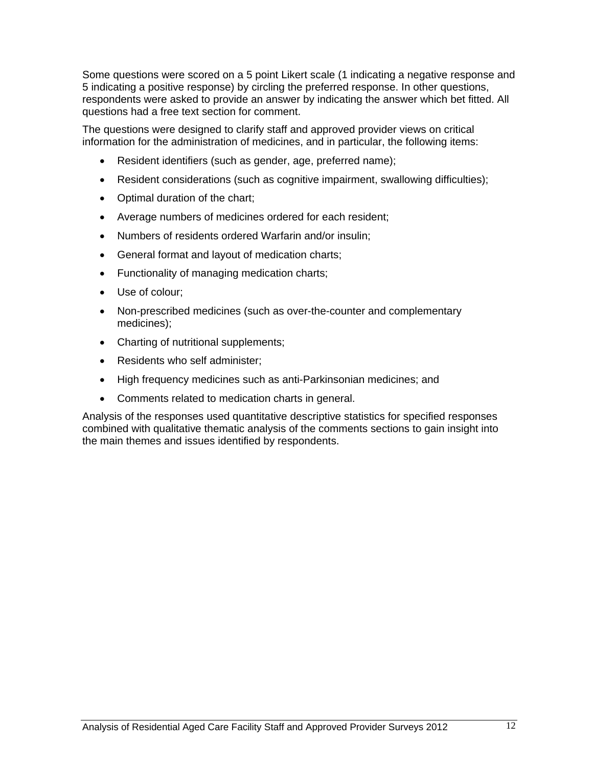Some questions were scored on a 5 point Likert scale (1 indicating a negative response and 5 indicating a positive response) by circling the preferred response. In other questions, respondents were asked to provide an answer by indicating the answer which bet fitted. All questions had a free text section for comment.

The questions were designed to clarify staff and approved provider views on critical information for the administration of medicines, and in particular, the following items:

- Resident identifiers (such as gender, age, preferred name);
- Resident considerations (such as cognitive impairment, swallowing difficulties);
- Optimal duration of the chart;
- Average numbers of medicines ordered for each resident;
- Numbers of residents ordered Warfarin and/or insulin;
- General format and layout of medication charts;
- Functionality of managing medication charts;
- Use of colour;
- Non-prescribed medicines (such as over-the-counter and complementary medicines);
- Charting of nutritional supplements;
- Residents who self administer;
- High frequency medicines such as anti-Parkinsonian medicines; and
- Comments related to medication charts in general.

Analysis of the responses used quantitative descriptive statistics for specified responses combined with qualitative thematic analysis of the comments sections to gain insight into the main themes and issues identified by respondents.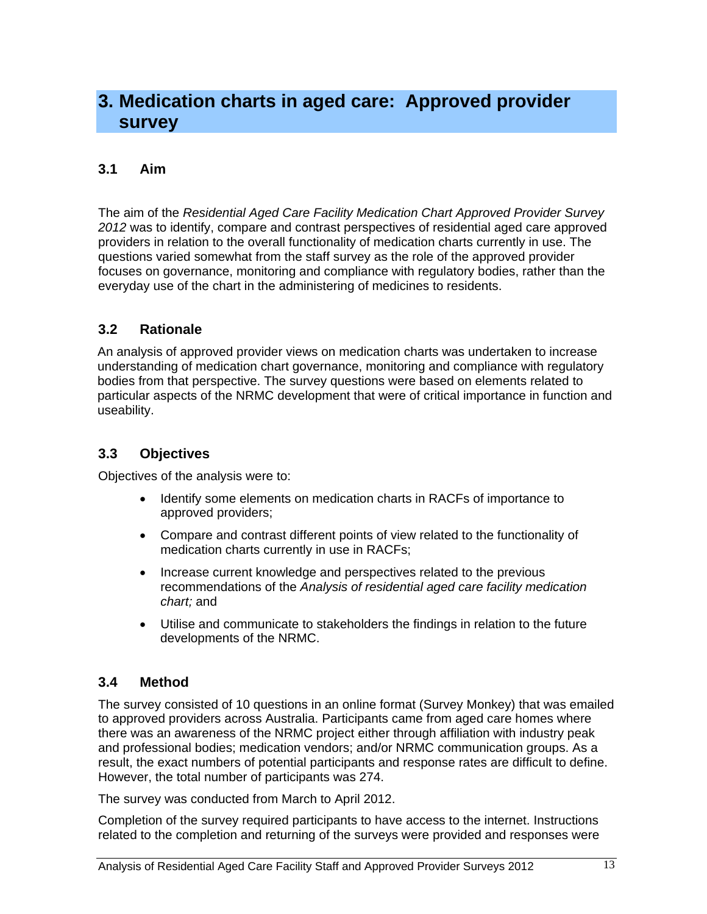# 3. Medication charts in aged care: Approved provider survey

## 3.1 Aim

The aim of the *Residential Aged Care Facility Medication Chart Approved Provider Survey 2012* was to identify, compare and contrast perspectives of residential aged care approved providers in relation to the overall functionality of medication charts currently in use. The questions varied somewhat from the staff survey as the role of the approved provider focuses on governance, monitoring and compliance with regulatory bodies, rather than the everyday use of the chart in the administering of medicines to residents.

## 3.2 Rationale

An analysis of approved provider views on medication charts was undertaken to increase understanding of medication chart governance, monitoring and compliance with regulatory bodies from that perspective. The survey questions were based on elements related to particular aspects of the NRMC development that were of critical importance in function and useability.

## 3.3 Objectives

Objectives of the analysis were to:

- Identify some elements on medication charts in RACFs of importance to approved providers;
- Compare and contrast different points of view related to the functionality of medication charts currently in use in RACFs;
- Increase current knowledge and perspectives related to the previous recommendations of the *Analysis of residential aged care facility medication chart;* and
- Utilise and communicate to stakeholders the findings in relation to the future developments of the NRMC.

## 3.4 Method

The survey consisted of 10 questions in an online format (Survey Monkey) that was emailed to approved providers across Australia. Participants came from aged care homes where there was an awareness of the NRMC project either through affiliation with industry peak and professional bodies; medication vendors; and/or NRMC communication groups. As a result, the exact numbers of potential participants and response rates are difficult to define. However, the total number of participants was 274.

The survey was conducted from March to April 2012.

Completion of the survey required participants to have access to the internet. Instructions related to the completion and returning of the surveys were provided and responses were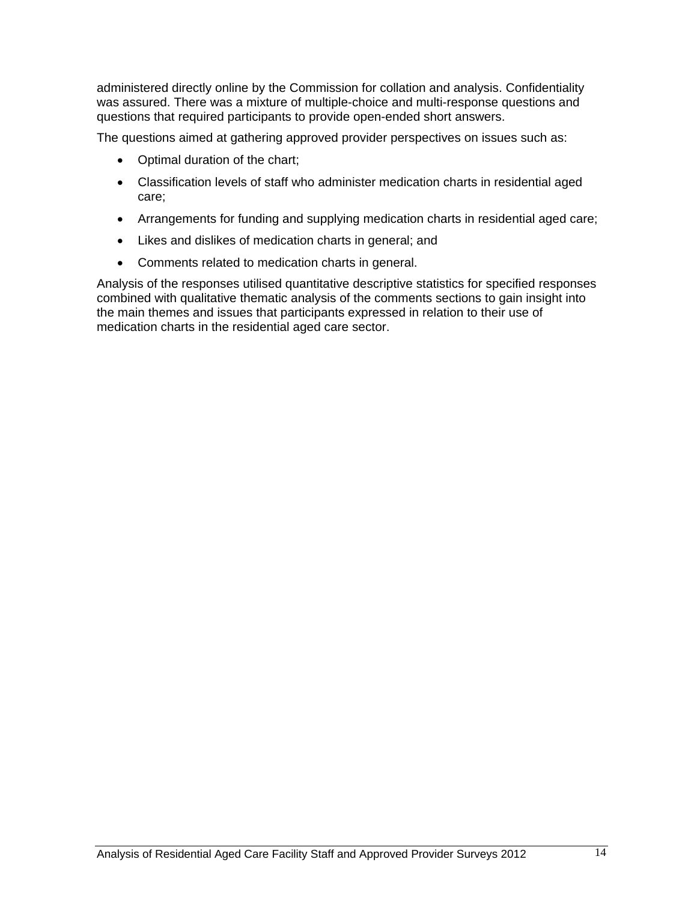administered directly online by the Commission for collation and analysis. Confidentiality was assured. There was a mixture of multiple-choice and multi-response questions and questions that required participants to provide open-ended short answers.

The questions aimed at gathering approved provider perspectives on issues such as:

- Optimal duration of the chart;
- Classification levels of staff who administer medication charts in residential aged care;
- Arrangements for funding and supplying medication charts in residential aged care;
- Likes and dislikes of medication charts in general; and
- Comments related to medication charts in general.

Analysis of the responses utilised quantitative descriptive statistics for specified responses combined with qualitative thematic analysis of the comments sections to gain insight into the main themes and issues that participants expressed in relation to their use of medication charts in the residential aged care sector.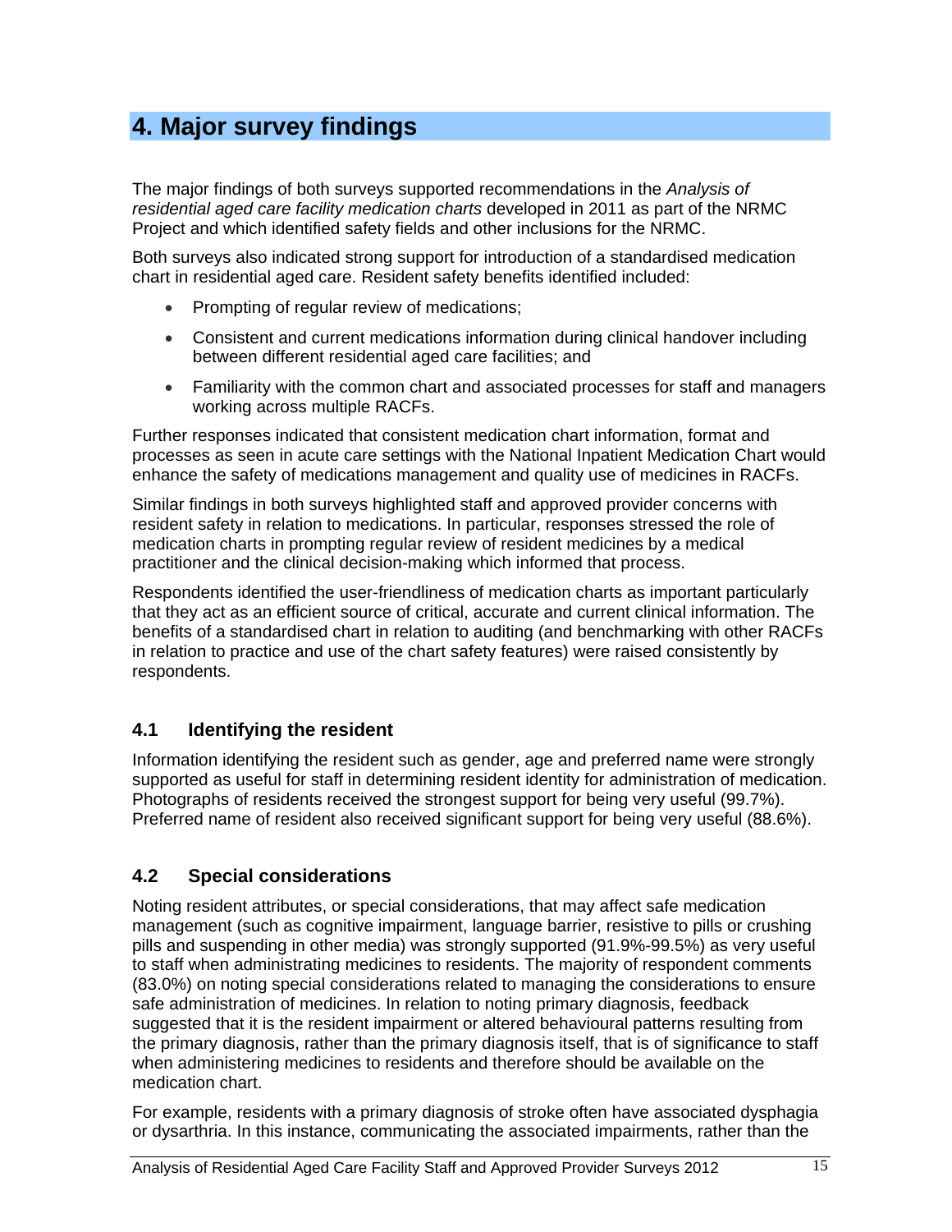# 4. Major survey findings

The major findings of both surveys supported recommendations in the *Analysis of residential aged care facility medication charts* developed in 2011 as part of the NRMC Project and which identified safety fields and other inclusions for the NRMC.

Both surveys also indicated strong support for introduction of a standardised medication chart in residential aged care. Resident safety benefits identified included:

- Prompting of regular review of medications;
- Consistent and current medications information during clinical handover including between different residential aged care facilities; and
- Familiarity with the common chart and associated processes for staff and managers working across multiple RACFs.

Further responses indicated that consistent medication chart information, format and processes as seen in acute care settings with the National Inpatient Medication Chart would enhance the safety of medications management and quality use of medicines in RACFs.

Similar findings in both surveys highlighted staff and approved provider concerns with resident safety in relation to medications. In particular, responses stressed the role of medication charts in prompting regular review of resident medicines by a medical practitioner and the clinical decision-making which informed that process.

Respondents identified the user-friendliness of medication charts as important particularly that they act as an efficient source of critical, accurate and current clinical information. The benefits of a standardised chart in relation to auditing (and benchmarking with other RACFs in relation to practice and use of the chart safety features) were raised consistently by respondents.

## 4.1 Identifying the resident

Information identifying the resident such as gender, age and preferred name were strongly supported as useful for staff in determining resident identity for administration of medication. Photographs of residents received the strongest support for being very useful (99.7%). Preferred name of resident also received significant support for being very useful (88.6%).

## 4.2 Special considerations

Noting resident attributes, or special considerations, that may affect safe medication management (such as cognitive impairment, language barrier, resistive to pills or crushing pills and suspending in other media) was strongly supported (91.9%-99.5%) as very useful to staff when administrating medicines to residents. The majority of respondent comments (83.0%) on noting special considerations related to managing the considerations to ensure safe administration of medicines. In relation to noting primary diagnosis, feedback suggested that it is the resident impairment or altered behavioural patterns resulting from the primary diagnosis, rather than the primary diagnosis itself, that is of significance to staff when administering medicines to residents and therefore should be available on the medication chart.

For example, residents with a primary diagnosis of stroke often have associated dysphagia or dysarthria. In this instance, communicating the associated impairments, rather than the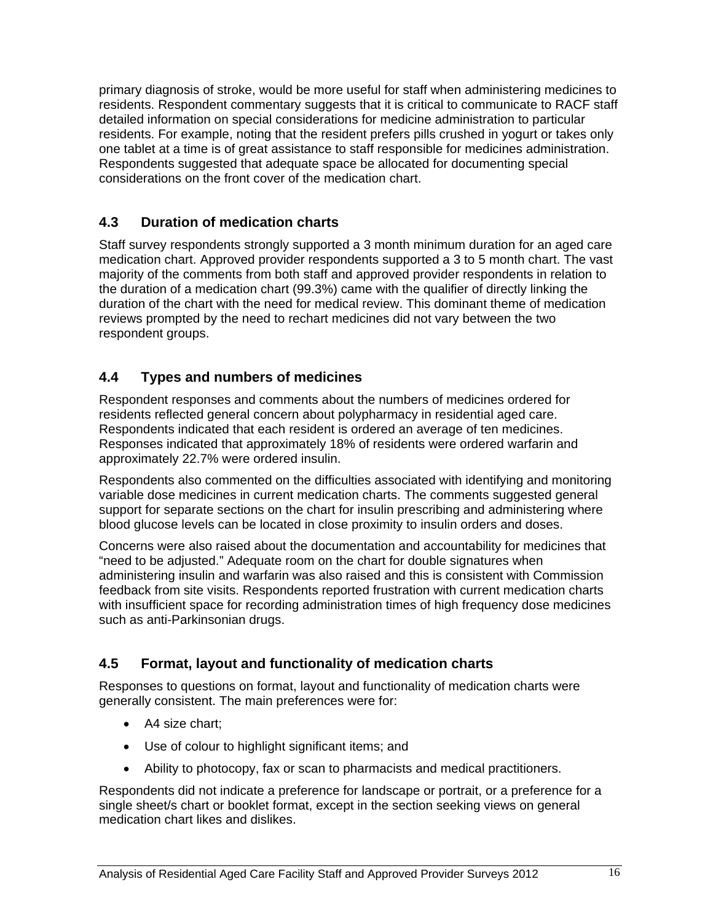primary diagnosis of stroke, would be more useful for staff when administering medicines to residents. Respondent commentary suggests that it is critical to communicate to RACF staff detailed information on special considerations for medicine administration to particular residents. For example, noting that the resident prefers pills crushed in yogurt or takes only one tablet at a time is of great assistance to staff responsible for medicines administration. Respondents suggested that adequate space be allocated for documenting special considerations on the front cover of the medication chart.

## 4.3 Duration of medication charts

Staff survey respondents strongly supported a 3 month minimum duration for an aged care medication chart. Approved provider respondents supported a 3 to 5 month chart. The vast majority of the comments from both staff and approved provider respondents in relation to the duration of a medication chart (99.3%) came with the qualifier of directly linking the duration of the chart with the need for medical review. This dominant theme of medication reviews prompted by the need to rechart medicines did not vary between the two respondent groups.

## 4.4 Types and numbers of medicines

Respondent responses and comments about the numbers of medicines ordered for residents reflected general concern about polypharmacy in residential aged care. Respondents indicated that each resident is ordered an average of ten medicines. Responses indicated that approximately 18% of residents were ordered warfarin and approximately 22.7% were ordered insulin.

Respondents also commented on the difficulties associated with identifying and monitoring variable dose medicines in current medication charts. The comments suggested general support for separate sections on the chart for insulin prescribing and administering where blood glucose levels can be located in close proximity to insulin orders and doses.

Concerns were also raised about the documentation and accountability for medicines that "need to be adjusted." Adequate room on the chart for double signatures when administering insulin and warfarin was also raised and this is consistent with Commission feedback from site visits. Respondents reported frustration with current medication charts with insufficient space for recording administration times of high frequency dose medicines such as anti-Parkinsonian drugs.

## 4.5 Format, layout and functionality of medication charts

Responses to questions on format, layout and functionality of medication charts were generally consistent. The main preferences were for:

- A4 size chart;
- Use of colour to highlight significant items; and
- Ability to photocopy, fax or scan to pharmacists and medical practitioners.

Respondents did not indicate a preference for landscape or portrait, or a preference for a single sheet/s chart or booklet format, except in the section seeking views on general medication chart likes and dislikes.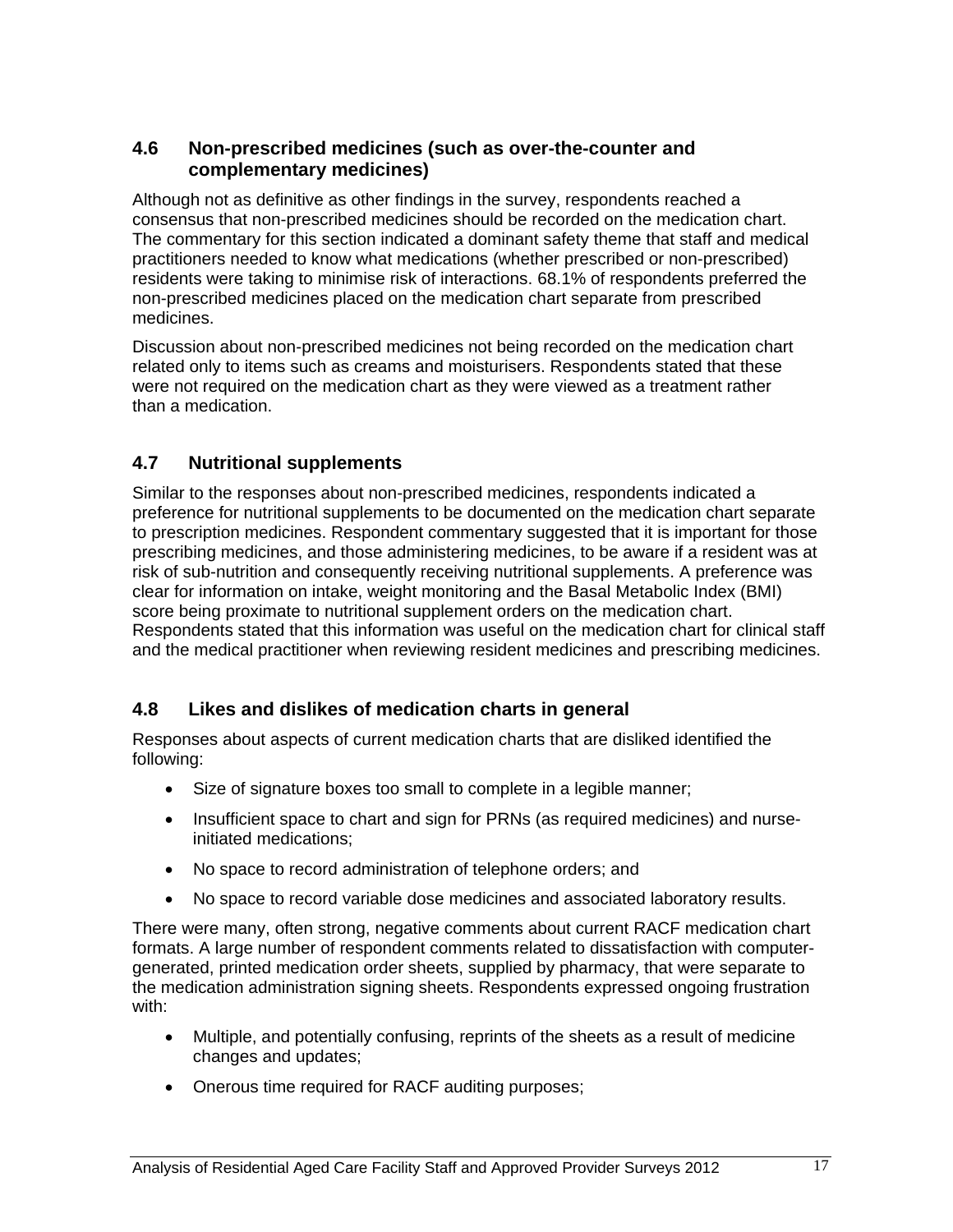## 4.6 Non-prescribed medicines (such as over-the-counter and complementary medicines)

Although not as definitive as other findings in the survey, respondents reached a consensus that non-prescribed medicines should be recorded on the medication chart. The commentary for this section indicated a dominant safety theme that staff and medical practitioners needed to know what medications (whether prescribed or non-prescribed) residents were taking to minimise risk of interactions. 68.1% of respondents preferred the non-prescribed medicines placed on the medication chart separate from prescribed medicines.

Discussion about non-prescribed medicines not being recorded on the medication chart related only to items such as creams and moisturisers. Respondents stated that these were not required on the medication chart as they were viewed as a treatment rather than a medication.

## 4.7 Nutritional supplements

Similar to the responses about non-prescribed medicines, respondents indicated a preference for nutritional supplements to be documented on the medication chart separate to prescription medicines. Respondent commentary suggested that it is important for those prescribing medicines, and those administering medicines, to be aware if a resident was at risk of sub-nutrition and consequently receiving nutritional supplements. A preference was clear for information on intake, weight monitoring and the Basal Metabolic Index (BMI) score being proximate to nutritional supplement orders on the medication chart. Respondents stated that this information was useful on the medication chart for clinical staff and the medical practitioner when reviewing resident medicines and prescribing medicines.

## 4.8 Likes and dislikes of medication charts in general

Responses about aspects of current medication charts that are disliked identified the following:

- Size of signature boxes too small to complete in a legible manner;
- Insufficient space to chart and sign for PRNs (as required medicines) and nurse-initiated medications;
- No space to record administration of telephone orders; and
- No space to record variable dose medicines and associated laboratory results.

There were many, often strong, negative comments about current RACF medication chart formats. A large number of respondent comments related to dissatisfaction with computer-generated, printed medication order sheets, supplied by pharmacy, that were separate to the medication administration signing sheets. Respondents expressed ongoing frustration with:

- Multiple, and potentially confusing, reprints of the sheets as a result of medicine changes and updates;
- Onerous time required for RACF auditing purposes;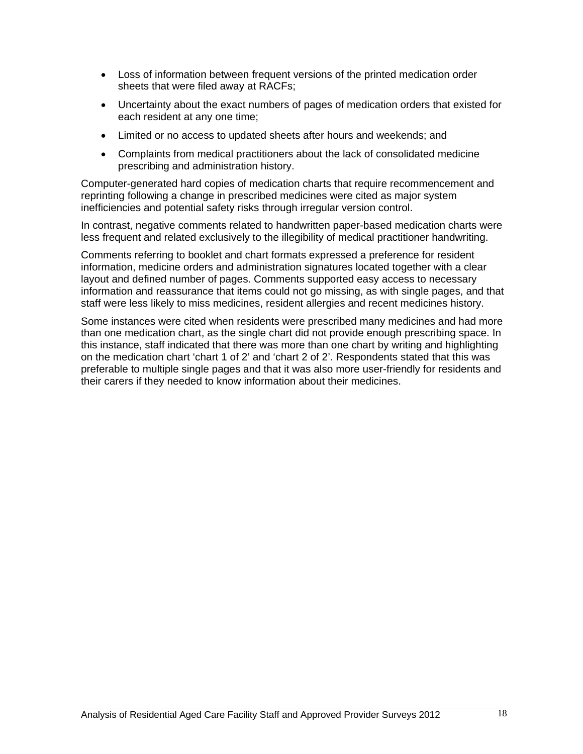- Loss of information between frequent versions of the printed medication order sheets that were filed away at RACFs;
- Uncertainty about the exact numbers of pages of medication orders that existed for each resident at any one time;
- Limited or no access to updated sheets after hours and weekends; and
- Complaints from medical practitioners about the lack of consolidated medicine prescribing and administration history.

Computer-generated hard copies of medication charts that require recommencement and reprinting following a change in prescribed medicines were cited as major system inefficiencies and potential safety risks through irregular version control.

In contrast, negative comments related to handwritten paper-based medication charts were less frequent and related exclusively to the illegibility of medical practitioner handwriting.

Comments referring to booklet and chart formats expressed a preference for resident information, medicine orders and administration signatures located together with a clear layout and defined number of pages. Comments supported easy access to necessary information and reassurance that items could not go missing, as with single pages, and that staff were less likely to miss medicines, resident allergies and recent medicines history.

Some instances were cited when residents were prescribed many medicines and had more than one medication chart, as the single chart did not provide enough prescribing space. In this instance, staff indicated that there was more than one chart by writing and highlighting on the medication chart 'chart 1 of 2' and 'chart 2 of 2'. Respondents stated that this was preferable to multiple single pages and that it was also more user-friendly for residents and their carers if they needed to know information about their medicines.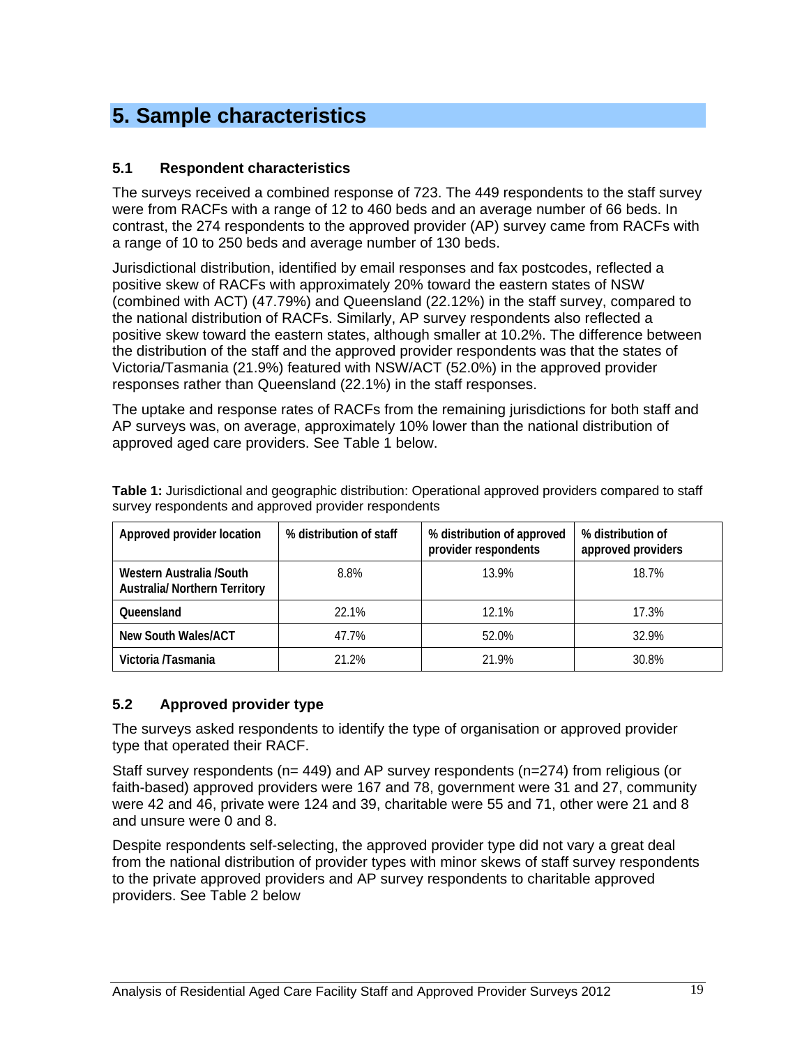# 5. Sample characteristics

## 5.1 Respondent characteristics

The surveys received a combined response of 723. The 449 respondents to the staff survey were from RACFs with a range of 12 to 460 beds and an average number of 66 beds. In contrast, the 274 respondents to the approved provider (AP) survey came from RACFs with a range of 10 to 250 beds and average number of 130 beds.

Jurisdictional distribution, identified by email responses and fax postcodes, reflected a positive skew of RACFs with approximately 20% toward the eastern states of NSW (combined with ACT) (47.79%) and Queensland (22.12%) in the staff survey, compared to the national distribution of RACFs. Similarly, AP survey respondents also reflected a positive skew toward the eastern states, although smaller at 10.2%. The difference between the distribution of the staff and the approved provider respondents was that the states of Victoria/Tasmania (21.9%) featured with NSW/ACT (52.0%) in the approved provider responses rather than Queensland (22.1%) in the staff responses.

The uptake and response rates of RACFs from the remaining jurisdictions for both staff and AP surveys was, on average, approximately 10% lower than the national distribution of approved aged care providers. See Table 1 below.

**Table 1:** Jurisdictional and geographic distribution: Operational approved providers compared to staff survey respondents and approved provider respondents

| Approved provider location | % distribution of staff | % distribution of approved provider respondents | % distribution of approved providers |
|---|---|---|---|
| **Western Australia /South Australia/ Northern Territory** | 8.8% | 13.9% | 18.7% |
| **Queensland** | 22.1% | 12.1% | 17.3% |
| **New South Wales/ACT** | 47.7% | 52.0% | 32.9% |
| **Victoria /Tasmania** | 21.2% | 21.9% | 30.8% |

## 5.2 Approved provider type

The surveys asked respondents to identify the type of organisation or approved provider type that operated their RACF.

Staff survey respondents (n= 449) and AP survey respondents (n=274) from religious (or faith-based) approved providers were 167 and 78, government were 31 and 27, community were 42 and 46, private were 124 and 39, charitable were 55 and 71, other were 21 and 8 and unsure were 0 and 8.

Despite respondents self-selecting, the approved provider type did not vary a great deal from the national distribution of provider types with minor skews of staff survey respondents to the private approved providers and AP survey respondents to charitable approved providers. See Table 2 below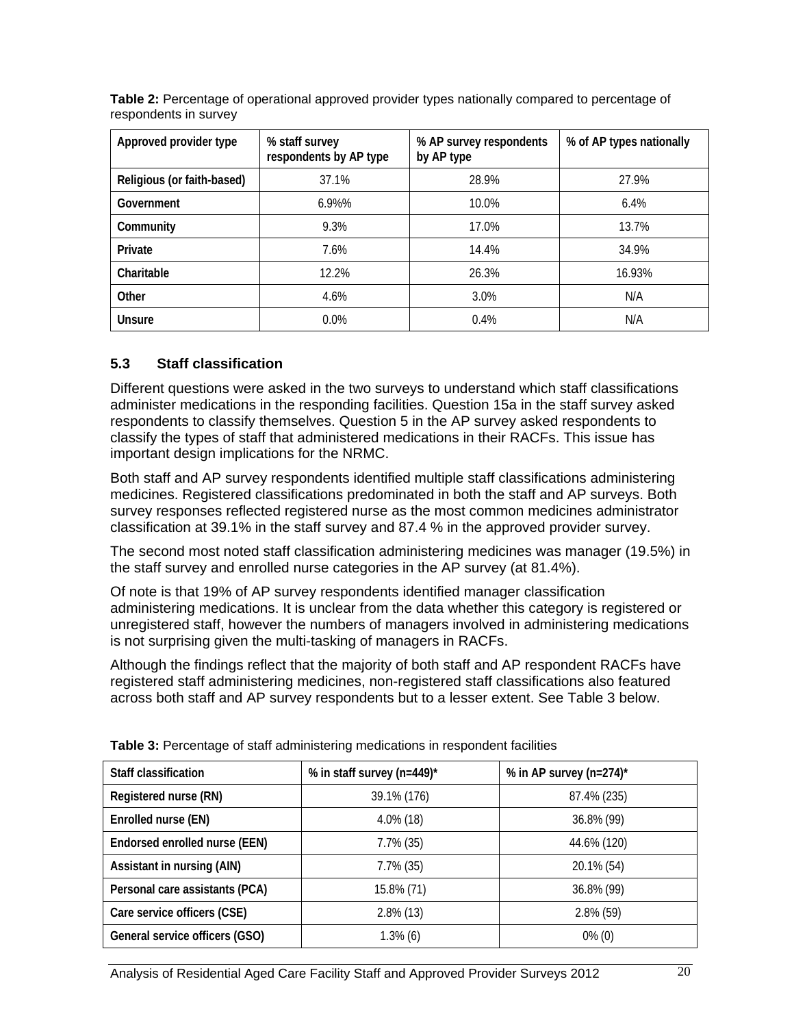**Table 2:** Percentage of operational approved provider types nationally compared to percentage of respondents in survey

| Approved provider type | % staff survey respondents by AP type | % AP survey respondents by AP type | % of AP types nationally |
|---|---|---|---|
| Religious (or faith-based) | 37.1% | 28.9% | 27.9% |
| Government | 6.9%% | 10.0% | 6.4% |
| Community | 9.3% | 17.0% | 13.7% |
| Private | 7.6% | 14.4% | 34.9% |
| Charitable | 12.2% | 26.3% | 16.93% |
| Other | 4.6% | 3.0% | N/A |
| Unsure | 0.0% | 0.4% | N/A |

### 5.3 Staff classification

Different questions were asked in the two surveys to understand which staff classifications administer medications in the responding facilities. Question 15a in the staff survey asked respondents to classify themselves. Question 5 in the AP survey asked respondents to classify the types of staff that administered medications in their RACFs. This issue has important design implications for the NRMC.

Both staff and AP survey respondents identified multiple staff classifications administering medicines. Registered classifications predominated in both the staff and AP surveys. Both survey responses reflected registered nurse as the most common medicines administrator classification at 39.1% in the staff survey and 87.4 % in the approved provider survey.

The second most noted staff classification administering medicines was manager (19.5%) in the staff survey and enrolled nurse categories in the AP survey (at 81.4%).

Of note is that 19% of AP survey respondents identified manager classification administering medications. It is unclear from the data whether this category is registered or unregistered staff, however the numbers of managers involved in administering medications is not surprising given the multi-tasking of managers in RACFs.

Although the findings reflect that the majority of both staff and AP respondent RACFs have registered staff administering medicines, non-registered staff classifications also featured across both staff and AP survey respondents but to a lesser extent. See Table 3 below.

**Table 3:** Percentage of staff administering medications in respondent facilities

| Staff classification | % in staff survey (n=449)* | % in AP survey (n=274)* |
|---|---|---|
| Registered nurse (RN) | 39.1% (176) | 87.4% (235) |
| Enrolled nurse (EN) | 4.0% (18) | 36.8% (99) |
| Endorsed enrolled nurse (EEN) | 7.7% (35) | 44.6% (120) |
| Assistant in nursing (AIN) | 7.7% (35) | 20.1% (54) |
| Personal care assistants (PCA) | 15.8% (71) | 36.8% (99) |
| Care service officers (CSE) | 2.8% (13) | 2.8% (59) |
| General service officers (GSO) | 1.3% (6) | 0% (0) |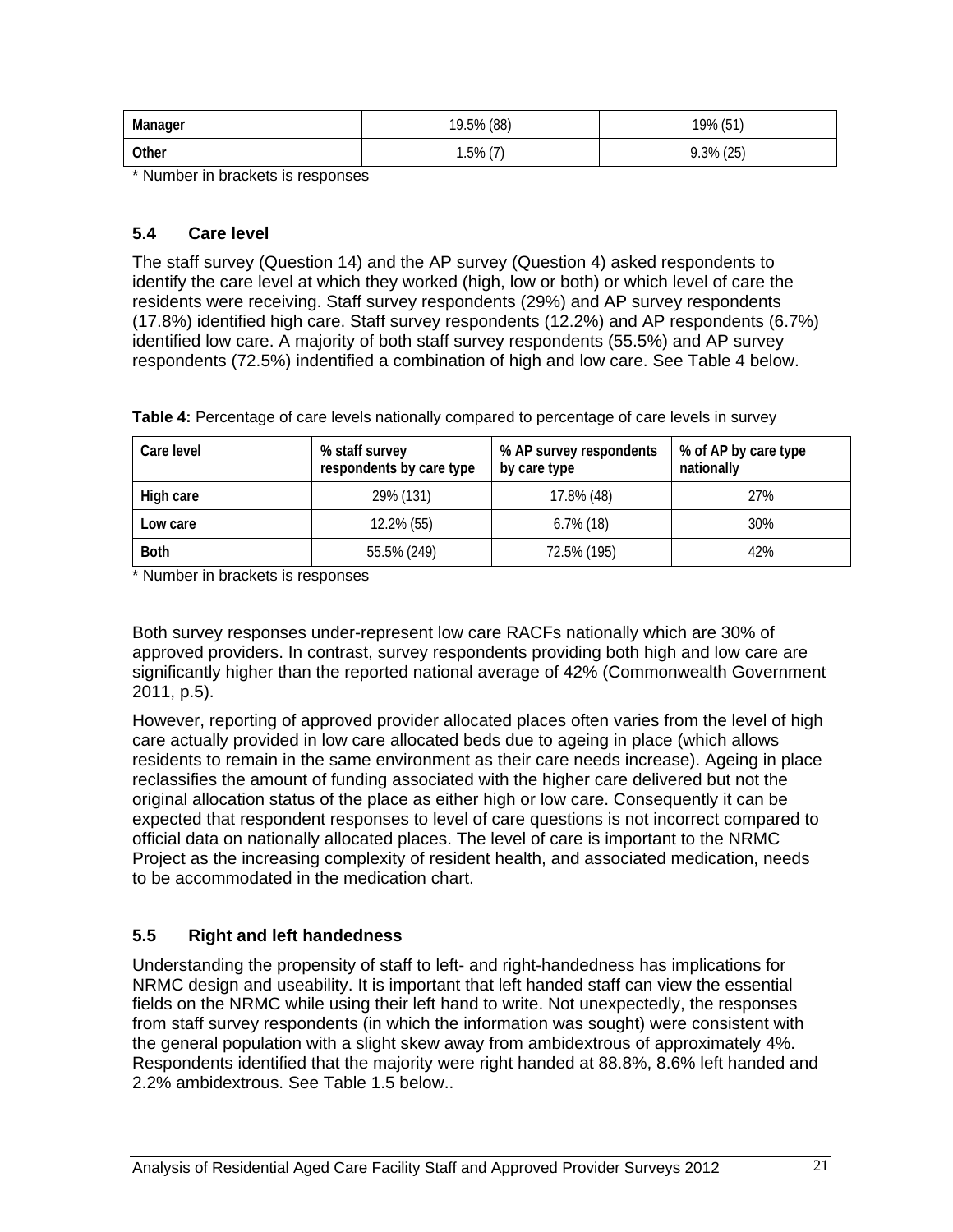| Manager | 19.5% (88) | 19% (51) |
|---|---|---|
| Other | 1.5% (7) | 9.3% (25) |

\* Number in brackets is responses

### 5.4 Care level

The staff survey (Question 14) and the AP survey (Question 4) asked respondents to identify the care level at which they worked (high, low or both) or which level of care the residents were receiving. Staff survey respondents (29%) and AP survey respondents (17.8%) identified high care. Staff survey respondents (12.2%) and AP respondents (6.7%) identified low care. A majority of both staff survey respondents (55.5%) and AP survey respondents (72.5%) indentified a combination of high and low care. See Table 4 below.

**Table 4:** Percentage of care levels nationally compared to percentage of care levels in survey

| Care level | % staff survey respondents by care type | % AP survey respondents by care type | % of AP by care type nationally |
|---|---|---|---|
| High care | 29% (131) | 17.8% (48) | 27% |
| Low care | 12.2% (55) | 6.7% (18) | 30% |
| Both | 55.5% (249) | 72.5% (195) | 42% |

\* Number in brackets is responses

Both survey responses under-represent low care RACFs nationally which are 30% of approved providers. In contrast, survey respondents providing both high and low care are significantly higher than the reported national average of 42% (Commonwealth Government 2011, p.5).

However, reporting of approved provider allocated places often varies from the level of high care actually provided in low care allocated beds due to ageing in place (which allows residents to remain in the same environment as their care needs increase). Ageing in place reclassifies the amount of funding associated with the higher care delivered but not the original allocation status of the place as either high or low care. Consequently it can be expected that respondent responses to level of care questions is not incorrect compared to official data on nationally allocated places. The level of care is important to the NRMC Project as the increasing complexity of resident health, and associated medication, needs to be accommodated in the medication chart.

### 5.5 Right and left handedness

Understanding the propensity of staff to left- and right-handedness has implications for NRMC design and useability. It is important that left handed staff can view the essential fields on the NRMC while using their left hand to write. Not unexpectedly, the responses from staff survey respondents (in which the information was sought) were consistent with the general population with a slight skew away from ambidextrous of approximately 4%. Respondents identified that the majority were right handed at 88.8%, 8.6% left handed and 2.2% ambidextrous. See Table 1.5 below..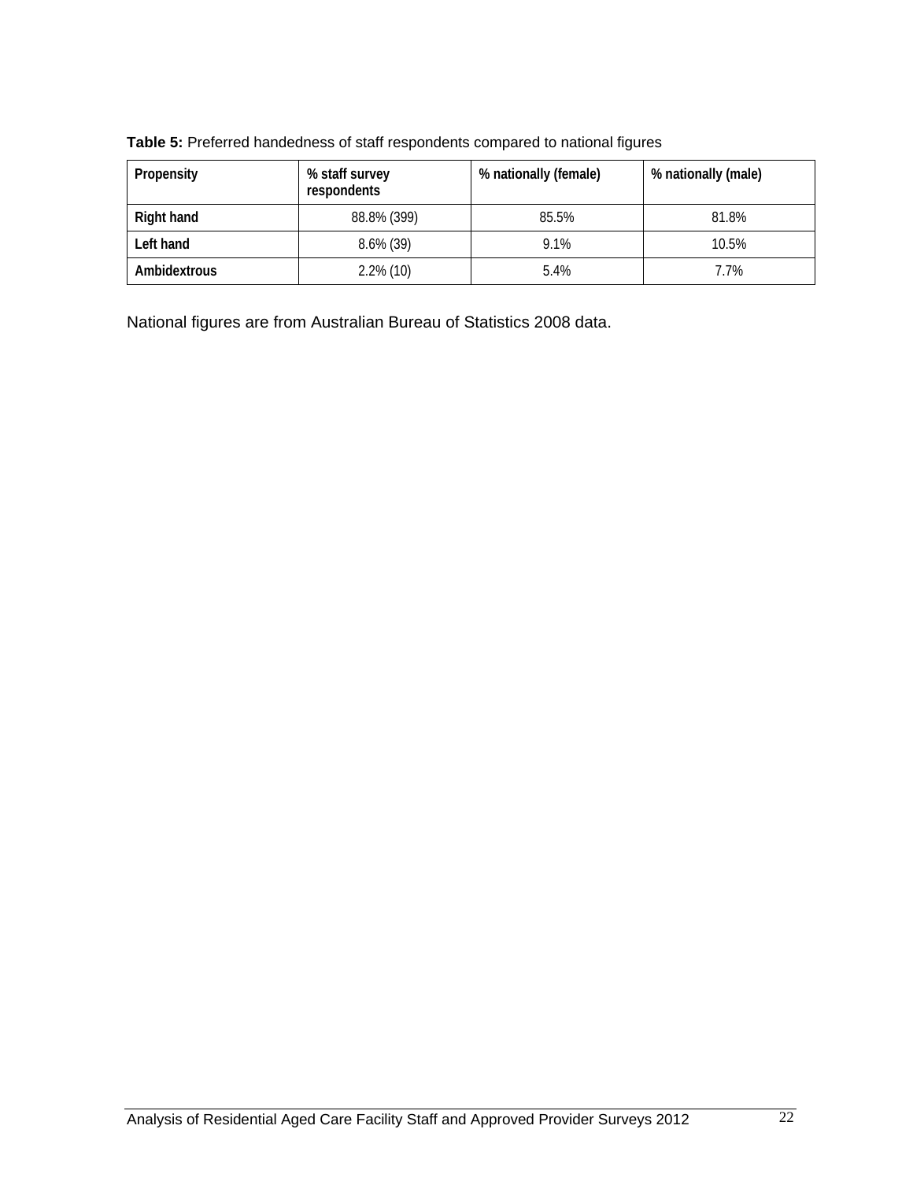**Table 5:** Preferred handedness of staff respondents compared to national figures

| Propensity | % staff survey respondents | % nationally (female) | % nationally (male) |
| --- | --- | --- | --- |
| **Right hand** | 88.8% (399) | 85.5% | 81.8% |
| **Left hand** | 8.6% (39) | 9.1% | 10.5% |
| **Ambidextrous** | 2.2% (10) | 5.4% | 7.7% |

National figures are from Australian Bureau of Statistics 2008 data.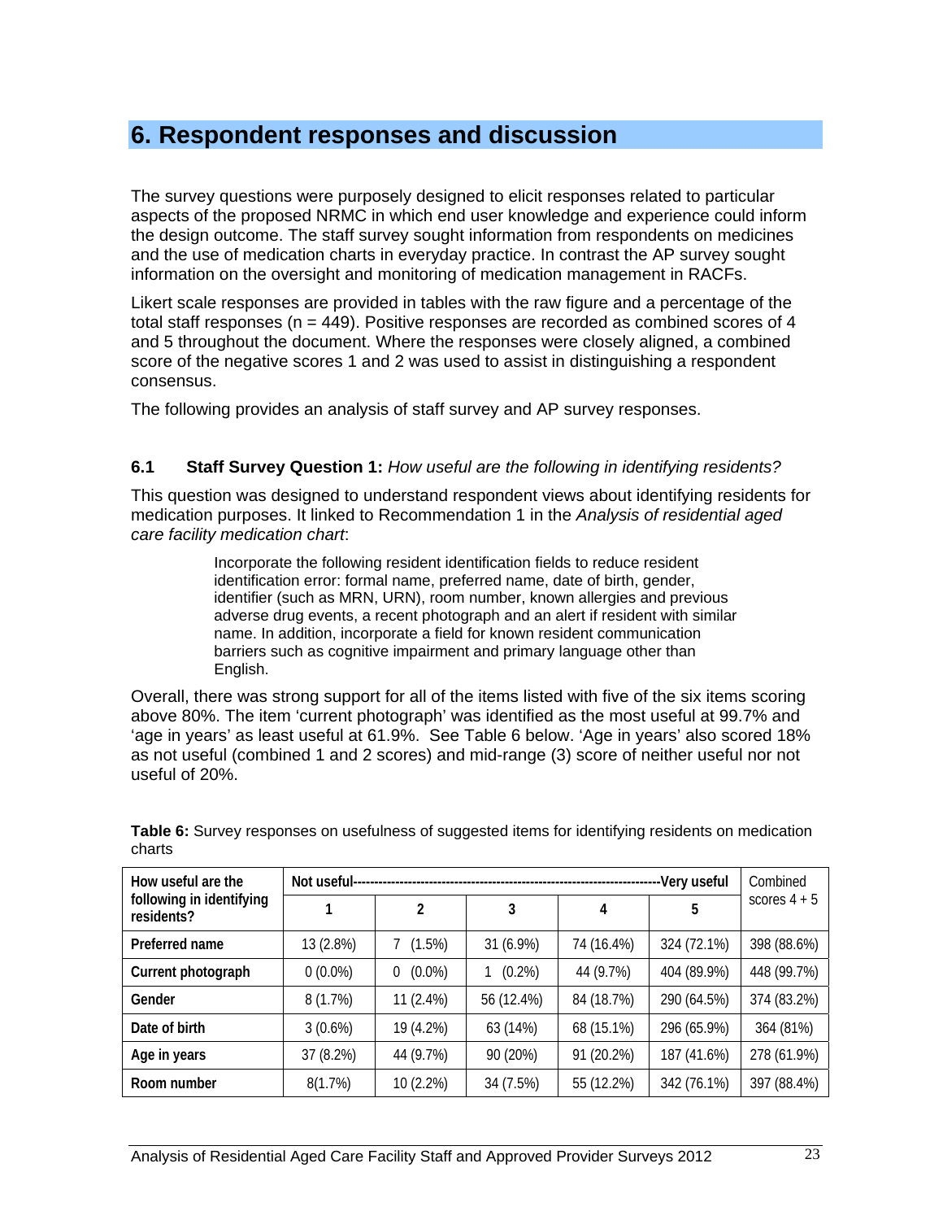# 6. Respondent responses and discussion

The survey questions were purposely designed to elicit responses related to particular aspects of the proposed NRMC in which end user knowledge and experience could inform the design outcome. The staff survey sought information from respondents on medicines and the use of medication charts in everyday practice. In contrast the AP survey sought information on the oversight and monitoring of medication management in RACFs.

Likert scale responses are provided in tables with the raw figure and a percentage of the total staff responses (n = 449). Positive responses are recorded as combined scores of 4 and 5 throughout the document. Where the responses were closely aligned, a combined score of the negative scores 1 and 2 was used to assist in distinguishing a respondent consensus.

The following provides an analysis of staff survey and AP survey responses.

### 6.1 Staff Survey Question 1: *How useful are the following in identifying residents?*

This question was designed to understand respondent views about identifying residents for medication purposes. It linked to Recommendation 1 in the *Analysis of residential aged care facility medication chart*:

> Incorporate the following resident identification fields to reduce resident identification error: formal name, preferred name, date of birth, gender, identifier (such as MRN, URN), room number, known allergies and previous adverse drug events, a recent photograph and an alert if resident with similar name. In addition, incorporate a field for known resident communication barriers such as cognitive impairment and primary language other than English.

Overall, there was strong support for all of the items listed with five of the six items scoring above 80%. The item 'current photograph' was identified as the most useful at 99.7% and 'age in years' as least useful at 61.9%. See Table 6 below. 'Age in years' also scored 18% as not useful (combined 1 and 2 scores) and mid-range (3) score of neither useful nor not useful of 20%.

**Table 6:** Survey responses on usefulness of suggested items for identifying residents on medication charts

| How useful are the following in identifying residents? | Not useful-------------------------------------------------------------------------Very useful | | | | | Combined scores 4 + 5 |
|---|---|---|---|---|---|---|
| | 1 | 2 | 3 | 4 | 5 | |
| **Preferred name** | 13 (2.8%) | 7 (1.5%) | 31 (6.9%) | 74 (16.4%) | 324 (72.1%) | 398 (88.6%) |
| **Current photograph** | 0 (0.0%) | 0 (0.0%) | 1 (0.2%) | 44 (9.7%) | 404 (89.9%) | 448 (99.7%) |
| **Gender** | 8 (1.7%) | 11 (2.4%) | 56 (12.4%) | 84 (18.7%) | 290 (64.5%) | 374 (83.2%) |
| **Date of birth** | 3 (0.6%) | 19 (4.2%) | 63 (14%) | 68 (15.1%) | 296 (65.9%) | 364 (81%) |
| **Age in years** | 37 (8.2%) | 44 (9.7%) | 90 (20%) | 91 (20.2%) | 187 (41.6%) | 278 (61.9%) |
| **Room number** | 8(1.7%) | 10 (2.2%) | 34 (7.5%) | 55 (12.2%) | 342 (76.1%) | 397 (88.4%) |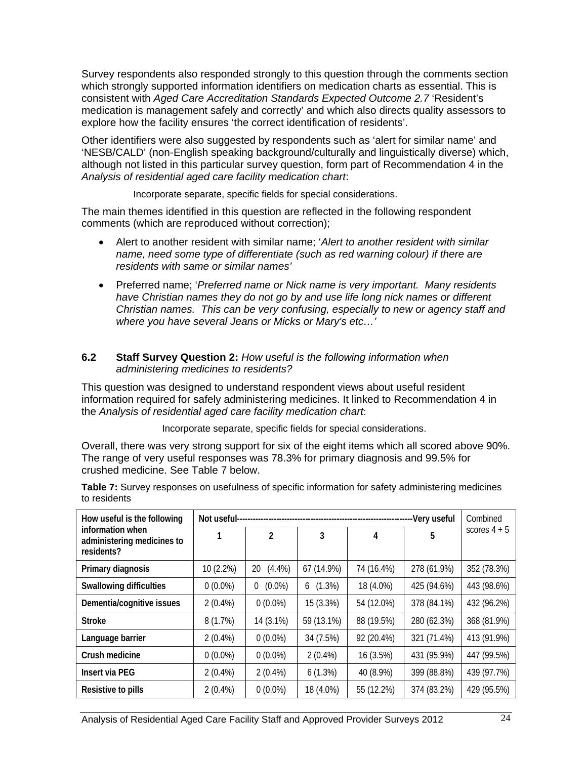Survey respondents also responded strongly to this question through the comments section which strongly supported information identifiers on medication charts as essential. This is consistent with *Aged Care Accreditation Standards Expected Outcome 2.7* 'Resident's medication is management safely and correctly' and which also directs quality assessors to explore how the facility ensures 'the correct identification of residents'.

Other identifiers were also suggested by respondents such as 'alert for similar name' and 'NESB/CALD' (non-English speaking background/culturally and linguistically diverse) which, although not listed in this particular survey question, form part of Recommendation 4 in the *Analysis of residential aged care facility medication chart*:

> Incorporate separate, specific fields for special considerations.

The main themes identified in this question are reflected in the following respondent comments (which are reproduced without correction);

- Alert to another resident with similar name; '*Alert to another resident with similar name, need some type of differentiate (such as red warning colour) if there are residents with same or similar names'*
- Preferred name; '*Preferred name or Nick name is very important. Many residents have Christian names they do not go by and use life long nick names or different Christian names. This can be very confusing, especially to new or agency staff and where you have several Jeans or Micks or Mary's etc…'*

### 6.2 Staff Survey Question 2: *How useful is the following information when administering medicines to residents?*

This question was designed to understand respondent views about useful resident information required for safely administering medicines. It linked to Recommendation 4 in the *Analysis of residential aged care facility medication chart*:

> Incorporate separate, specific fields for special considerations.

Overall, there was very strong support for six of the eight items which all scored above 90%. The range of very useful responses was 78.3% for primary diagnosis and 99.5% for crushed medicine. See Table 7 below.

**Table 7:** Survey responses on usefulness of specific information for safety administering medicines to residents

| How useful is the following information when administering medicines to residents? | Not useful---------------------------------------------------------------------Very useful | | | | | Combined scores 4 + 5 |
|---|---|---|---|---|---|---|
| | 1 | 2 | 3 | 4 | 5 | |
| **Primary diagnosis** | 10 (2.2%) | 20 (4.4%) | 67 (14.9%) | 74 (16.4%) | 278 (61.9%) | 352 (78.3%) |
| **Swallowing difficulties** | 0 (0.0%) | 0 (0.0%) | 6 (1.3%) | 18 (4.0%) | 425 (94.6%) | 443 (98.6%) |
| **Dementia/cognitive issues** | 2 (0.4%) | 0 (0.0%) | 15 (3.3%) | 54 (12.0%) | 378 (84.1%) | 432 (96.2%) |
| **Stroke** | 8 (1.7%) | 14 (3.1%) | 59 (13.1%) | 88 (19.5%) | 280 (62.3%) | 368 (81.9%) |
| **Language barrier** | 2 (0.4%) | 0 (0.0%) | 34 (7.5%) | 92 (20.4%) | 321 (71.4%) | 413 (91.9%) |
| **Crush medicine** | 0 (0.0%) | 0 (0.0%) | 2 (0.4%) | 16 (3.5%) | 431 (95.9%) | 447 (99.5%) |
| **Insert via PEG** | 2 (0.4%) | 2 (0.4%) | 6 (1.3%) | 40 (8.9%) | 399 (88.8%) | 439 (97.7%) |
| **Resistive to pills** | 2 (0.4%) | 0 (0.0%) | 18 (4.0%) | 55 (12.2%) | 374 (83.2%) | 429 (95.5%) |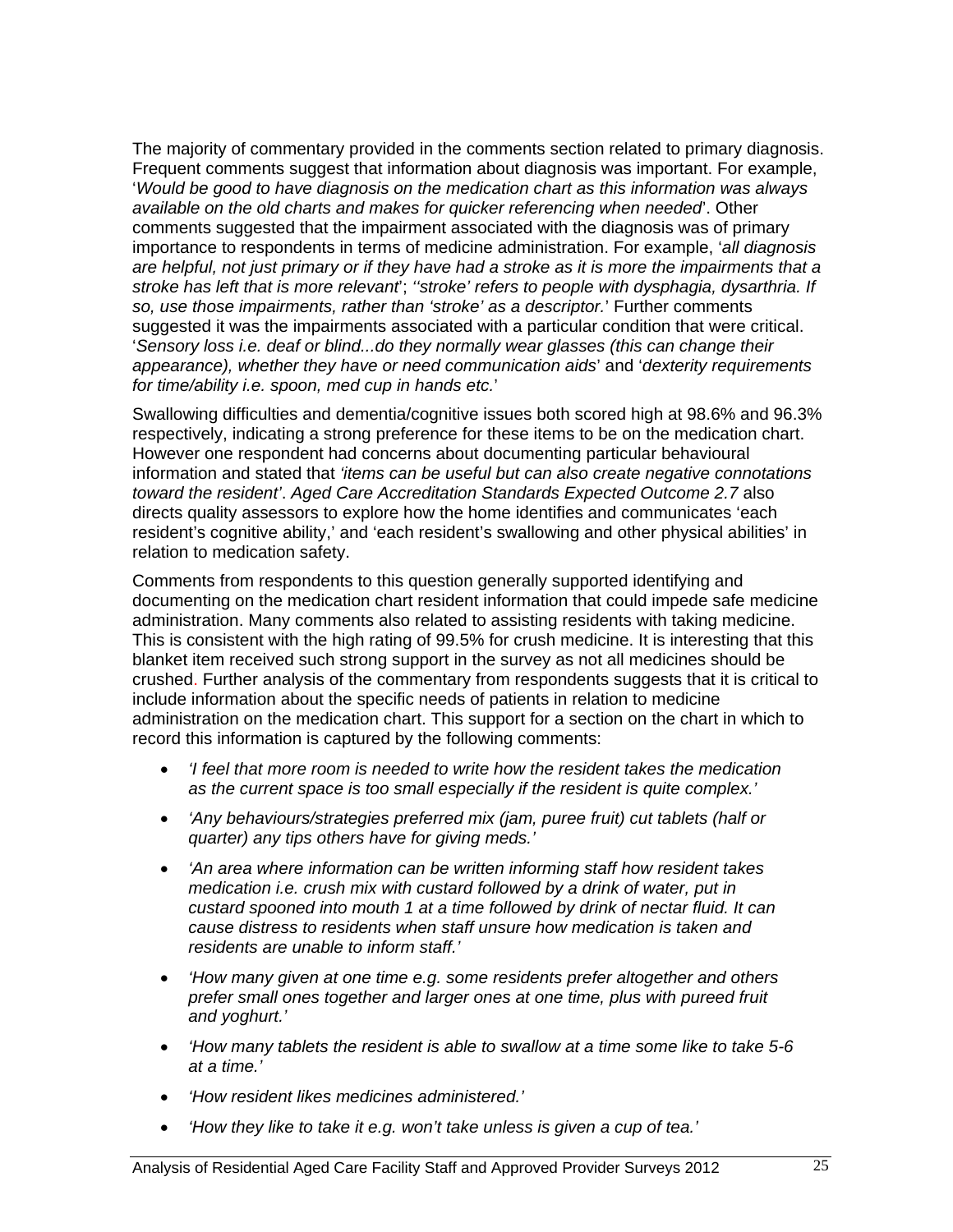The majority of commentary provided in the comments section related to primary diagnosis. Frequent comments suggest that information about diagnosis was important. For example, '*Would be good to have diagnosis on the medication chart as this information was always available on the old charts and makes for quicker referencing when needed*'. Other comments suggested that the impairment associated with the diagnosis was of primary importance to respondents in terms of medicine administration. For example, '*all diagnosis are helpful, not just primary or if they have had a stroke as it is more the impairments that a stroke has left that is more relevant*'; *''stroke' refers to people with dysphagia, dysarthria. If so, use those impairments, rather than 'stroke' as a descriptor.*' Further comments suggested it was the impairments associated with a particular condition that were critical. '*Sensory loss i.e. deaf or blind...do they normally wear glasses (this can change their appearance), whether they have or need communication aids*' and '*dexterity requirements for time/ability i.e. spoon, med cup in hands etc.*'

Swallowing difficulties and dementia/cognitive issues both scored high at 98.6% and 96.3% respectively, indicating a strong preference for these items to be on the medication chart. However one respondent had concerns about documenting particular behavioural information and stated that *'items can be useful but can also create negative connotations toward the resident'*. *Aged Care Accreditation Standards Expected Outcome 2.7* also directs quality assessors to explore how the home identifies and communicates 'each resident's cognitive ability,' and 'each resident's swallowing and other physical abilities' in relation to medication safety.

Comments from respondents to this question generally supported identifying and documenting on the medication chart resident information that could impede safe medicine administration. Many comments also related to assisting residents with taking medicine. This is consistent with the high rating of 99.5% for crush medicine. It is interesting that this blanket item received such strong support in the survey as not all medicines should be crushed. Further analysis of the commentary from respondents suggests that it is critical to include information about the specific needs of patients in relation to medicine administration on the medication chart. This support for a section on the chart in which to record this information is captured by the following comments:

- *'I feel that more room is needed to write how the resident takes the medication as the current space is too small especially if the resident is quite complex.'*
- *'Any behaviours/strategies preferred mix (jam, puree fruit) cut tablets (half or quarter) any tips others have for giving meds.'*
- *'An area where information can be written informing staff how resident takes medication i.e. crush mix with custard followed by a drink of water, put in custard spooned into mouth 1 at a time followed by drink of nectar fluid. It can cause distress to residents when staff unsure how medication is taken and residents are unable to inform staff.'*
- *'How many given at one time e.g. some residents prefer altogether and others prefer small ones together and larger ones at one time, plus with pureed fruit and yoghurt.'*
- *'How many tablets the resident is able to swallow at a time some like to take 5-6 at a time.'*
- *'How resident likes medicines administered.'*
- *'How they like to take it e.g. won't take unless is given a cup of tea.'*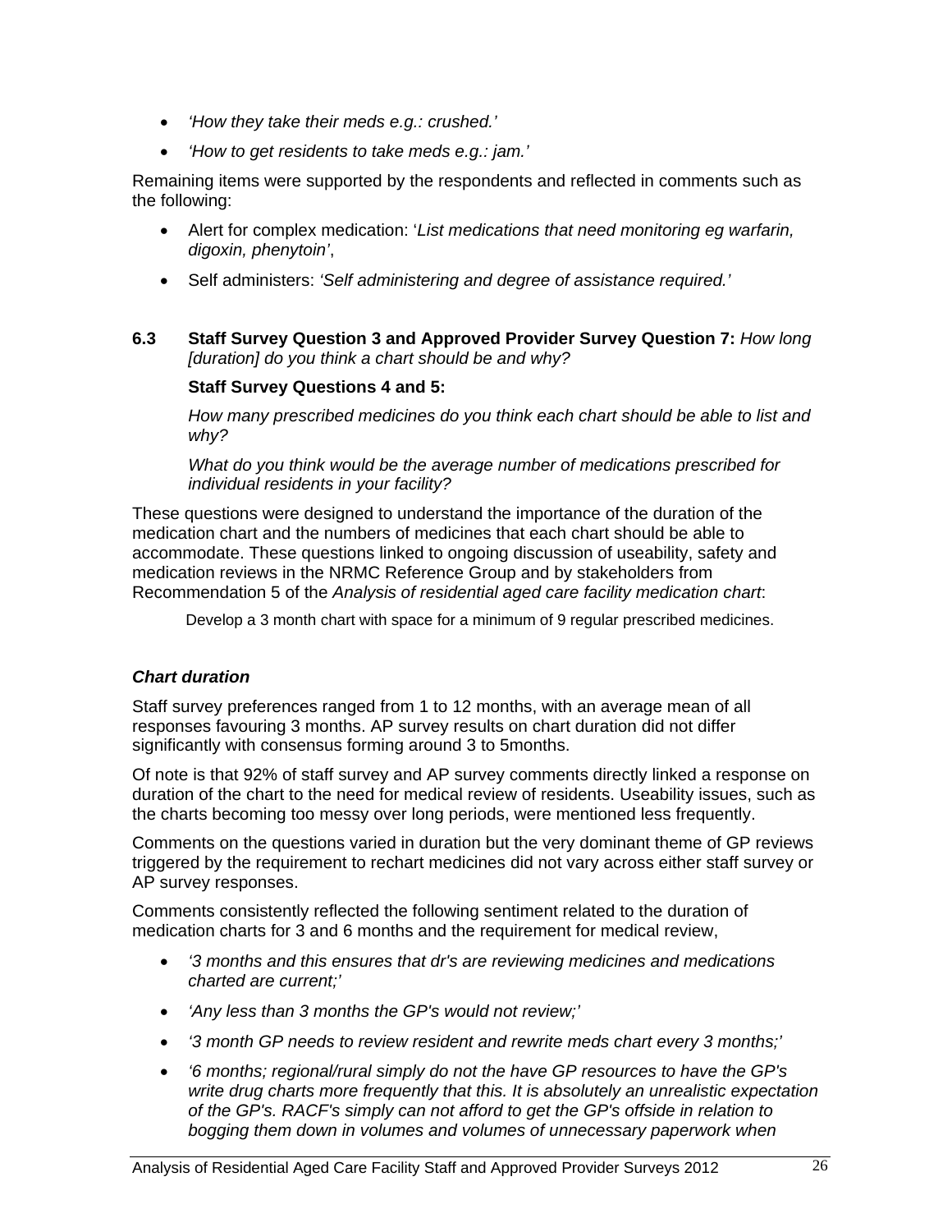- *'How they take their meds e.g.: crushed.'*
- *'How to get residents to take meds e.g.: jam.'*

Remaining items were supported by the respondents and reflected in comments such as the following:

- Alert for complex medication: '*List medications that need monitoring eg warfarin, digoxin, phenytoin'*,
- Self administers: *'Self administering and degree of assistance required.'*

### 6.3 Staff Survey Question 3 and Approved Provider Survey Question 7: *How long [duration] do you think a chart should be and why?*

**Staff Survey Questions 4 and 5:**

*How many prescribed medicines do you think each chart should be able to list and why?*

*What do you think would be the average number of medications prescribed for individual residents in your facility?*

These questions were designed to understand the importance of the duration of the medication chart and the numbers of medicines that each chart should be able to accommodate. These questions linked to ongoing discussion of useability, safety and medication reviews in the NRMC Reference Group and by stakeholders from Recommendation 5 of the *Analysis of residential aged care facility medication chart*:

> Develop a 3 month chart with space for a minimum of 9 regular prescribed medicines.

#### *Chart duration*

Staff survey preferences ranged from 1 to 12 months, with an average mean of all responses favouring 3 months. AP survey results on chart duration did not differ significantly with consensus forming around 3 to 5months.

Of note is that 92% of staff survey and AP survey comments directly linked a response on duration of the chart to the need for medical review of residents. Useability issues, such as the charts becoming too messy over long periods, were mentioned less frequently.

Comments on the questions varied in duration but the very dominant theme of GP reviews triggered by the requirement to rechart medicines did not vary across either staff survey or AP survey responses.

Comments consistently reflected the following sentiment related to the duration of medication charts for 3 and 6 months and the requirement for medical review,

- *'3 months and this ensures that dr's are reviewing medicines and medications charted are current;'*
- *'Any less than 3 months the GP's would not review;'*
- *'3 month GP needs to review resident and rewrite meds chart every 3 months;'*
- *'6 months; regional/rural simply do not the have GP resources to have the GP's write drug charts more frequently that this. It is absolutely an unrealistic expectation of the GP's. RACF's simply can not afford to get the GP's offside in relation to bogging them down in volumes and volumes of unnecessary paperwork when*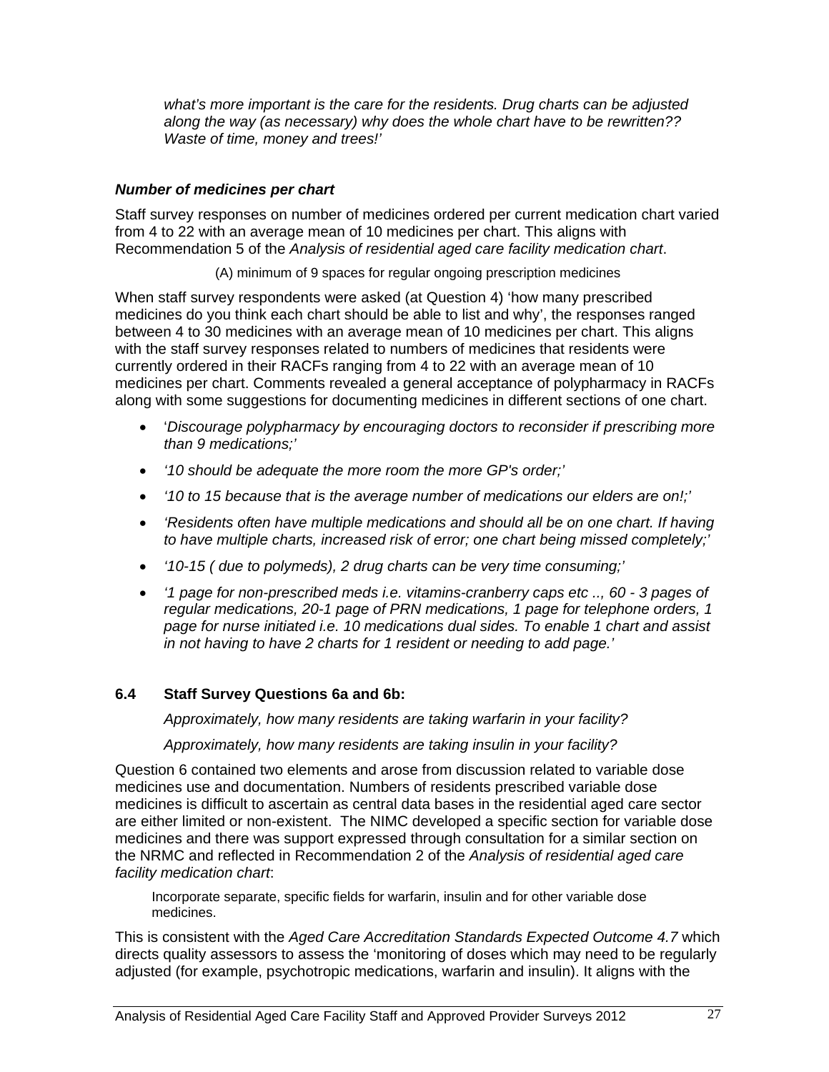*what's more important is the care for the residents. Drug charts can be adjusted along the way (as necessary) why does the whole chart have to be rewritten?? Waste of time, money and trees!'*

***Number of medicines per chart***

Staff survey responses on number of medicines ordered per current medication chart varied from 4 to 22 with an average mean of 10 medicines per chart. This aligns with Recommendation 5 of the *Analysis of residential aged care facility medication chart*.

(A) minimum of 9 spaces for regular ongoing prescription medicines

When staff survey respondents were asked (at Question 4) 'how many prescribed medicines do you think each chart should be able to list and why', the responses ranged between 4 to 30 medicines with an average mean of 10 medicines per chart. This aligns with the staff survey responses related to numbers of medicines that residents were currently ordered in their RACFs ranging from 4 to 22 with an average mean of 10 medicines per chart. Comments revealed a general acceptance of polypharmacy in RACFs along with some suggestions for documenting medicines in different sections of one chart.

- '*Discourage polypharmacy by encouraging doctors to reconsider if prescribing more than 9 medications;'*
- *'10 should be adequate the more room the more GP's order;'*
- *'10 to 15 because that is the average number of medications our elders are on!;'*
- *'Residents often have multiple medications and should all be on one chart. If having to have multiple charts, increased risk of error; one chart being missed completely;'*
- *'10-15 ( due to polymeds), 2 drug charts can be very time consuming;'*
- *'1 page for non-prescribed meds i.e. vitamins-cranberry caps etc .., 60 - 3 pages of regular medications, 20-1 page of PRN medications, 1 page for telephone orders, 1 page for nurse initiated i.e. 10 medications dual sides. To enable 1 chart and assist in not having to have 2 charts for 1 resident or needing to add page.'*

### 6.4 Staff Survey Questions 6a and 6b:

*Approximately, how many residents are taking warfarin in your facility?*

*Approximately, how many residents are taking insulin in your facility?*

Question 6 contained two elements and arose from discussion related to variable dose medicines use and documentation. Numbers of residents prescribed variable dose medicines is difficult to ascertain as central data bases in the residential aged care sector are either limited or non-existent. The NIMC developed a specific section for variable dose medicines and there was support expressed through consultation for a similar section on the NRMC and reflected in Recommendation 2 of the *Analysis of residential aged care facility medication chart*:

Incorporate separate, specific fields for warfarin, insulin and for other variable dose medicines.

This is consistent with the *Aged Care Accreditation Standards Expected Outcome 4.7* which directs quality assessors to assess the 'monitoring of doses which may need to be regularly adjusted (for example, psychotropic medications, warfarin and insulin). It aligns with the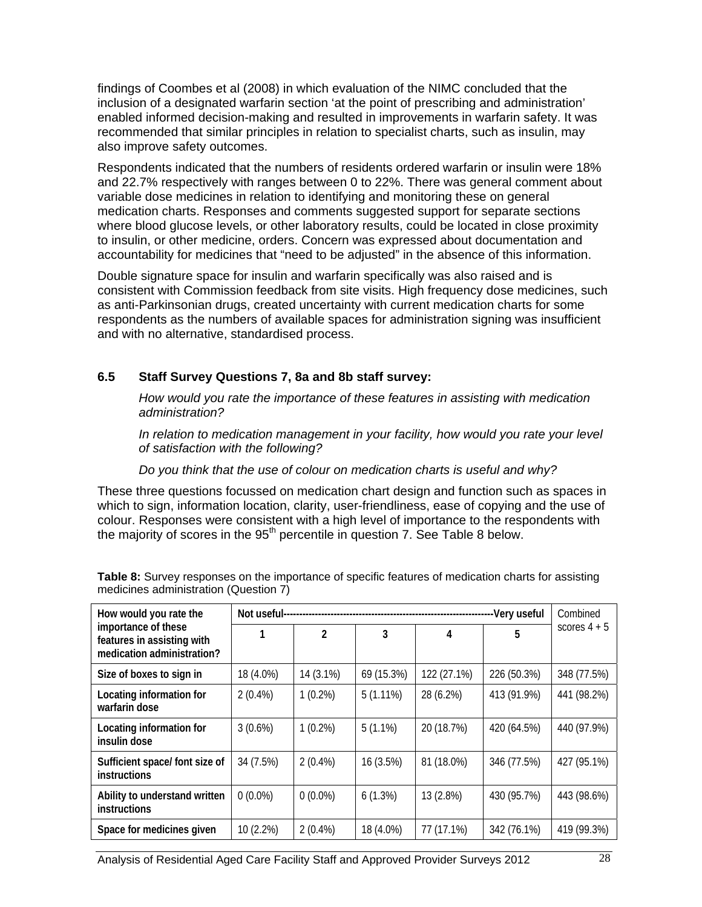findings of Coombes et al (2008) in which evaluation of the NIMC concluded that the inclusion of a designated warfarin section 'at the point of prescribing and administration' enabled informed decision-making and resulted in improvements in warfarin safety. It was recommended that similar principles in relation to specialist charts, such as insulin, may also improve safety outcomes.

Respondents indicated that the numbers of residents ordered warfarin or insulin were 18% and 22.7% respectively with ranges between 0 to 22%. There was general comment about variable dose medicines in relation to identifying and monitoring these on general medication charts. Responses and comments suggested support for separate sections where blood glucose levels, or other laboratory results, could be located in close proximity to insulin, or other medicine, orders. Concern was expressed about documentation and accountability for medicines that "need to be adjusted" in the absence of this information.

Double signature space for insulin and warfarin specifically was also raised and is consistent with Commission feedback from site visits. High frequency dose medicines, such as anti-Parkinsonian drugs, created uncertainty with current medication charts for some respondents as the numbers of available spaces for administration signing was insufficient and with no alternative, standardised process.

### 6.5 Staff Survey Questions 7, 8a and 8b staff survey:

*How would you rate the importance of these features in assisting with medication administration?*

*In relation to medication management in your facility, how would you rate your level of satisfaction with the following?*

*Do you think that the use of colour on medication charts is useful and why?*

These three questions focussed on medication chart design and function such as spaces in which to sign, information location, clarity, user-friendliness, ease of copying and the use of colour. Responses were consistent with a high level of importance to the respondents with the majority of scores in the 95th percentile in question 7. See Table 8 below.

**Table 8:** Survey responses on the importance of specific features of medication charts for assisting medicines administration (Question 7)

| How would you rate the importance of these features in assisting with medication administration? | Not useful------------------------------------------------------------------Very useful | | | | | Combined scores 4 + 5 |
|---|---|---|---|---|---|---|
| | 1 | 2 | 3 | 4 | 5 | |
| Size of boxes to sign in | 18 (4.0%) | 14 (3.1%) | 69 (15.3%) | 122 (27.1%) | 226 (50.3%) | 348 (77.5%) |
| Locating information for warfarin dose | 2 (0.4%) | 1 (0.2%) | 5 (1.11%) | 28 (6.2%) | 413 (91.9%) | 441 (98.2%) |
| Locating information for insulin dose | 3 (0.6%) | 1 (0.2%) | 5 (1.1%) | 20 (18.7%) | 420 (64.5%) | 440 (97.9%) |
| Sufficient space/ font size of instructions | 34 (7.5%) | 2 (0.4%) | 16 (3.5%) | 81 (18.0%) | 346 (77.5%) | 427 (95.1%) |
| Ability to understand written instructions | 0 (0.0%) | 0 (0.0%) | 6 (1.3%) | 13 (2.8%) | 430 (95.7%) | 443 (98.6%) |
| Space for medicines given | 10 (2.2%) | 2 (0.4%) | 18 (4.0%) | 77 (17.1%) | 342 (76.1%) | 419 (99.3%) |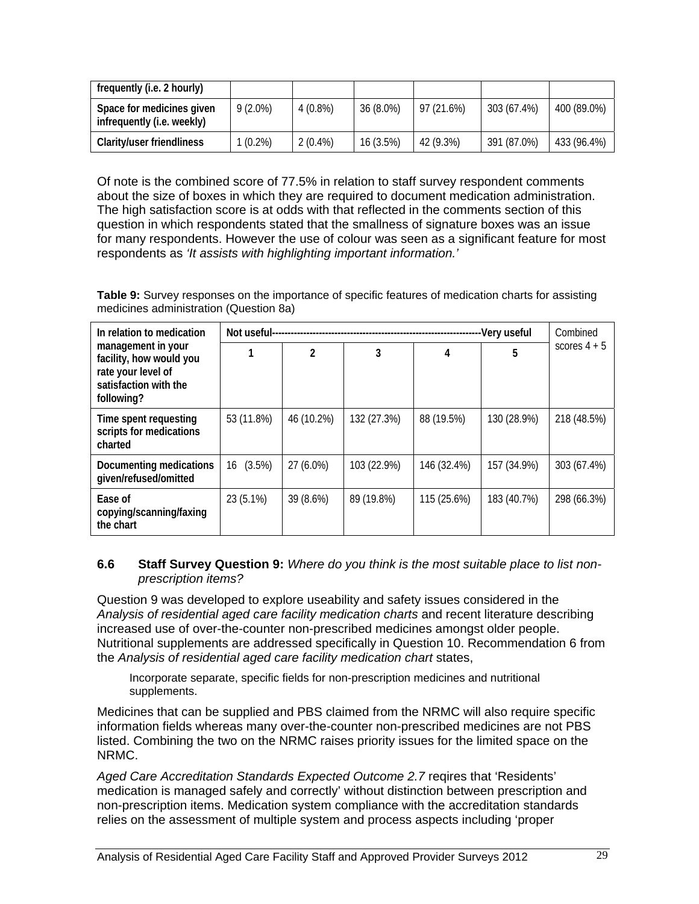| frequently (i.e. 2 hourly) | | | | | | |
|---|---|---|---|---|---|---|
| Space for medicines given infrequently (i.e. weekly) | 9 (2.0%) | 4 (0.8%) | 36 (8.0%) | 97 (21.6%) | 303 (67.4%) | 400 (89.0%) |
| Clarity/user friendliness | 1 (0.2%) | 2 (0.4%) | 16 (3.5%) | 42 (9.3%) | 391 (87.0%) | 433 (96.4%) |

Of note is the combined score of 77.5% in relation to staff survey respondent comments about the size of boxes in which they are required to document medication administration. The high satisfaction score is at odds with that reflected in the comments section of this question in which respondents stated that the smallness of signature boxes was an issue for many respondents. However the use of colour was seen as a significant feature for most respondents as *'It assists with highlighting important information.'*

**Table 9:** Survey responses on the importance of specific features of medication charts for assisting medicines administration (Question 8a)

| In relation to medication management in your facility, how would you rate your level of satisfaction with the following? | Not useful-------------------------------------------------------------------Very useful | | | | | Combined scores 4 + 5 |
|---|---|---|---|---|---|---|
| | 1 | 2 | 3 | 4 | 5 | |
| Time spent requesting scripts for medications charted | 53 (11.8%) | 46 (10.2%) | 132 (27.3%) | 88 (19.5%) | 130 (28.9%) | 218 (48.5%) |
| Documenting medications given/refused/omitted | 16 (3.5%) | 27 (6.0%) | 103 (22.9%) | 146 (32.4%) | 157 (34.9%) | 303 (67.4%) |
| Ease of copying/scanning/faxing the chart | 23 (5.1%) | 39 (8.6%) | 89 (19.8%) | 115 (25.6%) | 183 (40.7%) | 298 (66.3%) |

### 6.6 Staff Survey Question 9: *Where do you think is the most suitable place to list non-prescription items?*

Question 9 was developed to explore useability and safety issues considered in the *Analysis of residential aged care facility medication charts* and recent literature describing increased use of over-the-counter non-prescribed medicines amongst older people. Nutritional supplements are addressed specifically in Question 10. Recommendation 6 from the *Analysis of residential aged care facility medication chart* states,

> Incorporate separate, specific fields for non-prescription medicines and nutritional supplements.

Medicines that can be supplied and PBS claimed from the NRMC will also require specific information fields whereas many over-the-counter non-prescribed medicines are not PBS listed. Combining the two on the NRMC raises priority issues for the limited space on the NRMC.

*Aged Care Accreditation Standards Expected Outcome 2.7* reqires that 'Residents' medication is managed safely and correctly' without distinction between prescription and non-prescription items. Medication system compliance with the accreditation standards relies on the assessment of multiple system and process aspects including 'proper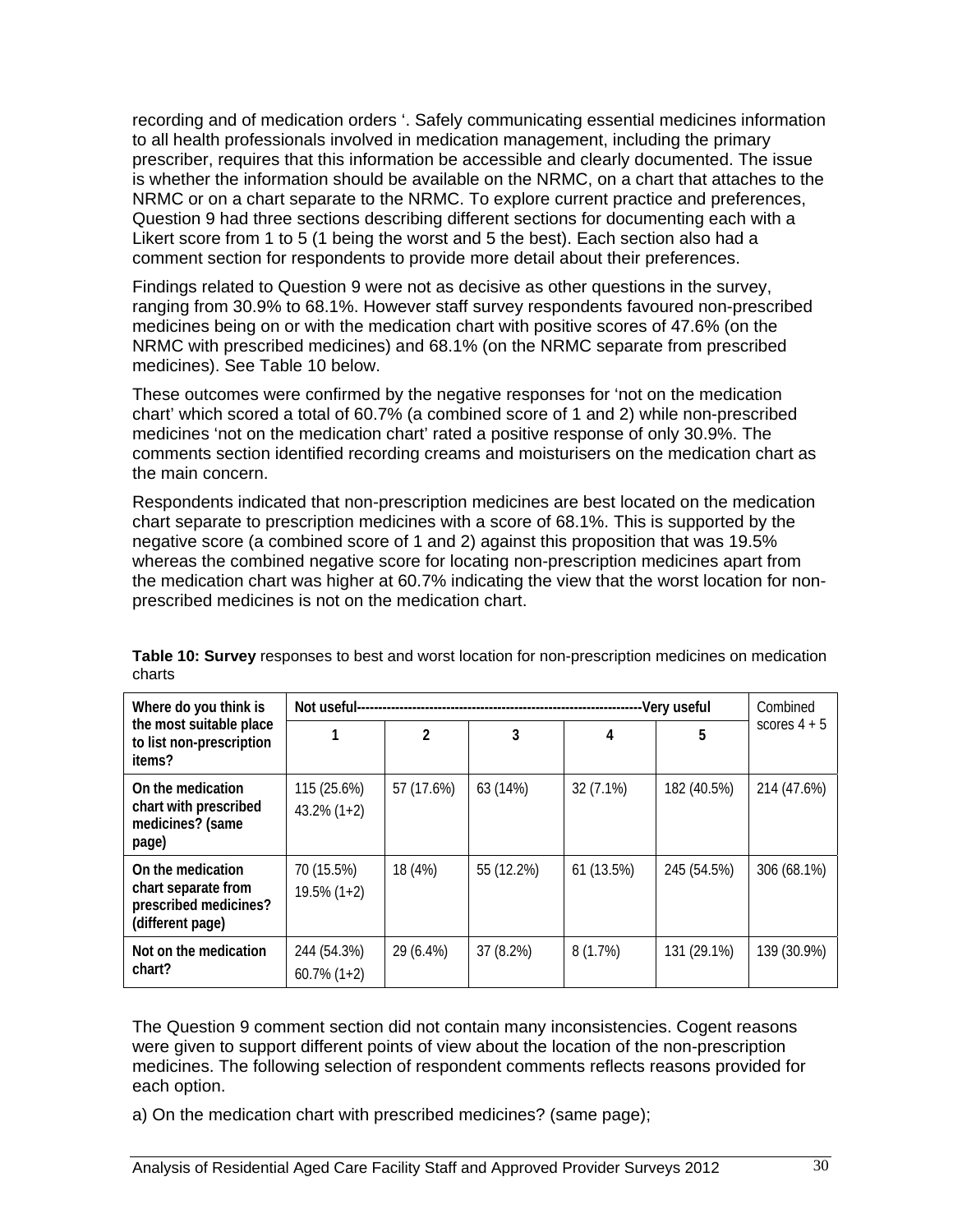recording and of medication orders '. Safely communicating essential medicines information to all health professionals involved in medication management, including the primary prescriber, requires that this information be accessible and clearly documented. The issue is whether the information should be available on the NRMC, on a chart that attaches to the NRMC or on a chart separate to the NRMC. To explore current practice and preferences, Question 9 had three sections describing different sections for documenting each with a Likert score from 1 to 5 (1 being the worst and 5 the best). Each section also had a comment section for respondents to provide more detail about their preferences.

Findings related to Question 9 were not as decisive as other questions in the survey, ranging from 30.9% to 68.1%. However staff survey respondents favoured non-prescribed medicines being on or with the medication chart with positive scores of 47.6% (on the NRMC with prescribed medicines) and 68.1% (on the NRMC separate from prescribed medicines). See Table 10 below.

These outcomes were confirmed by the negative responses for 'not on the medication chart' which scored a total of 60.7% (a combined score of 1 and 2) while non-prescribed medicines 'not on the medication chart' rated a positive response of only 30.9%. The comments section identified recording creams and moisturisers on the medication chart as the main concern.

Respondents indicated that non-prescription medicines are best located on the medication chart separate to prescription medicines with a score of 68.1%. This is supported by the negative score (a combined score of 1 and 2) against this proposition that was 19.5% whereas the combined negative score for locating non-prescription medicines apart from the medication chart was higher at 60.7% indicating the view that the worst location for non-prescribed medicines is not on the medication chart.

**Table 10: Survey** responses to best and worst location for non-prescription medicines on medication charts

| Where do you think is the most suitable place to list non-prescription items? | Not useful------------------------------------------------------------------Very useful | | | | | Combined scores 4 + 5 |
|---|---|---|---|---|---|---|
| | 1 | 2 | 3 | 4 | 5 | |
| **On the medication chart with prescribed medicines? (same page)** | 115 (25.6%) 43.2% (1+2) | 57 (17.6%) | 63 (14%) | 32 (7.1%) | 182 (40.5%) | 214 (47.6%) |
| **On the medication chart separate from prescribed medicines? (different page)** | 70 (15.5%) 19.5% (1+2) | 18 (4%) | 55 (12.2%) | 61 (13.5%) | 245 (54.5%) | 306 (68.1%) |
| **Not on the medication chart?** | 244 (54.3%) 60.7% (1+2) | 29 (6.4%) | 37 (8.2%) | 8 (1.7%) | 131 (29.1%) | 139 (30.9%) |

The Question 9 comment section did not contain many inconsistencies. Cogent reasons were given to support different points of view about the location of the non-prescription medicines. The following selection of respondent comments reflects reasons provided for each option.

a) On the medication chart with prescribed medicines? (same page);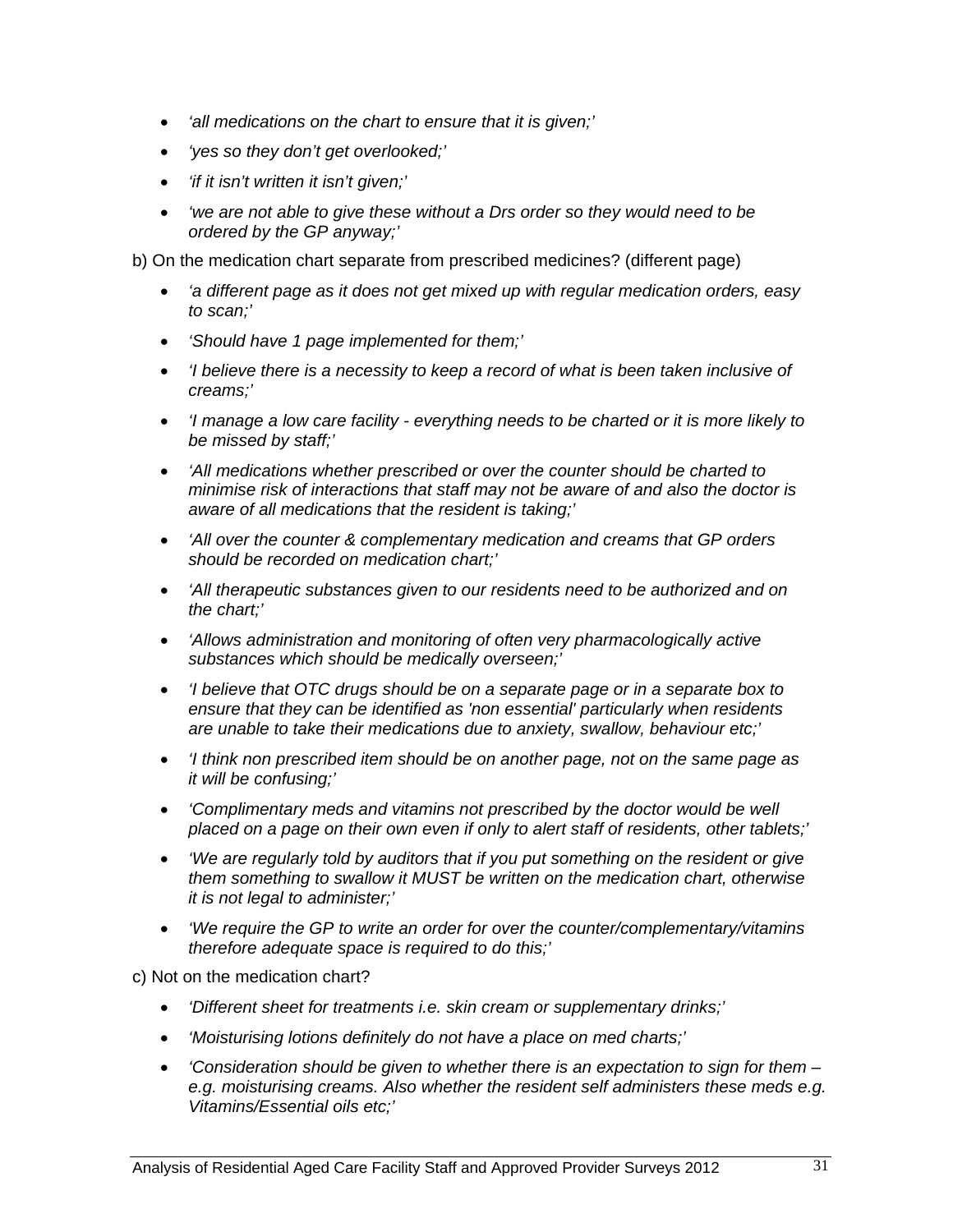- *'all medications on the chart to ensure that it is given;'*
- *'yes so they don't get overlooked;'*
- *'if it isn't written it isn't given;'*
- *'we are not able to give these without a Drs order so they would need to be ordered by the GP anyway;'*

b) On the medication chart separate from prescribed medicines? (different page)

- *'a different page as it does not get mixed up with regular medication orders, easy to scan;'*
- *'Should have 1 page implemented for them;'*
- *'I believe there is a necessity to keep a record of what is been taken inclusive of creams;'*
- *'I manage a low care facility - everything needs to be charted or it is more likely to be missed by staff;'*
- *'All medications whether prescribed or over the counter should be charted to minimise risk of interactions that staff may not be aware of and also the doctor is aware of all medications that the resident is taking;'*
- *'All over the counter & complementary medication and creams that GP orders should be recorded on medication chart;'*
- *'All therapeutic substances given to our residents need to be authorized and on the chart;'*
- *'Allows administration and monitoring of often very pharmacologically active substances which should be medically overseen;'*
- *'I believe that OTC drugs should be on a separate page or in a separate box to ensure that they can be identified as 'non essential' particularly when residents are unable to take their medications due to anxiety, swallow, behaviour etc;'*
- *'I think non prescribed item should be on another page, not on the same page as it will be confusing;'*
- *'Complimentary meds and vitamins not prescribed by the doctor would be well placed on a page on their own even if only to alert staff of residents, other tablets;'*
- *'We are regularly told by auditors that if you put something on the resident or give them something to swallow it MUST be written on the medication chart, otherwise it is not legal to administer;'*
- *'We require the GP to write an order for over the counter/complementary/vitamins therefore adequate space is required to do this;'*

c) Not on the medication chart?

- *'Different sheet for treatments i.e. skin cream or supplementary drinks;'*
- *'Moisturising lotions definitely do not have a place on med charts;'*
- *'Consideration should be given to whether there is an expectation to sign for them – e.g. moisturising creams. Also whether the resident self administers these meds e.g. Vitamins/Essential oils etc;'*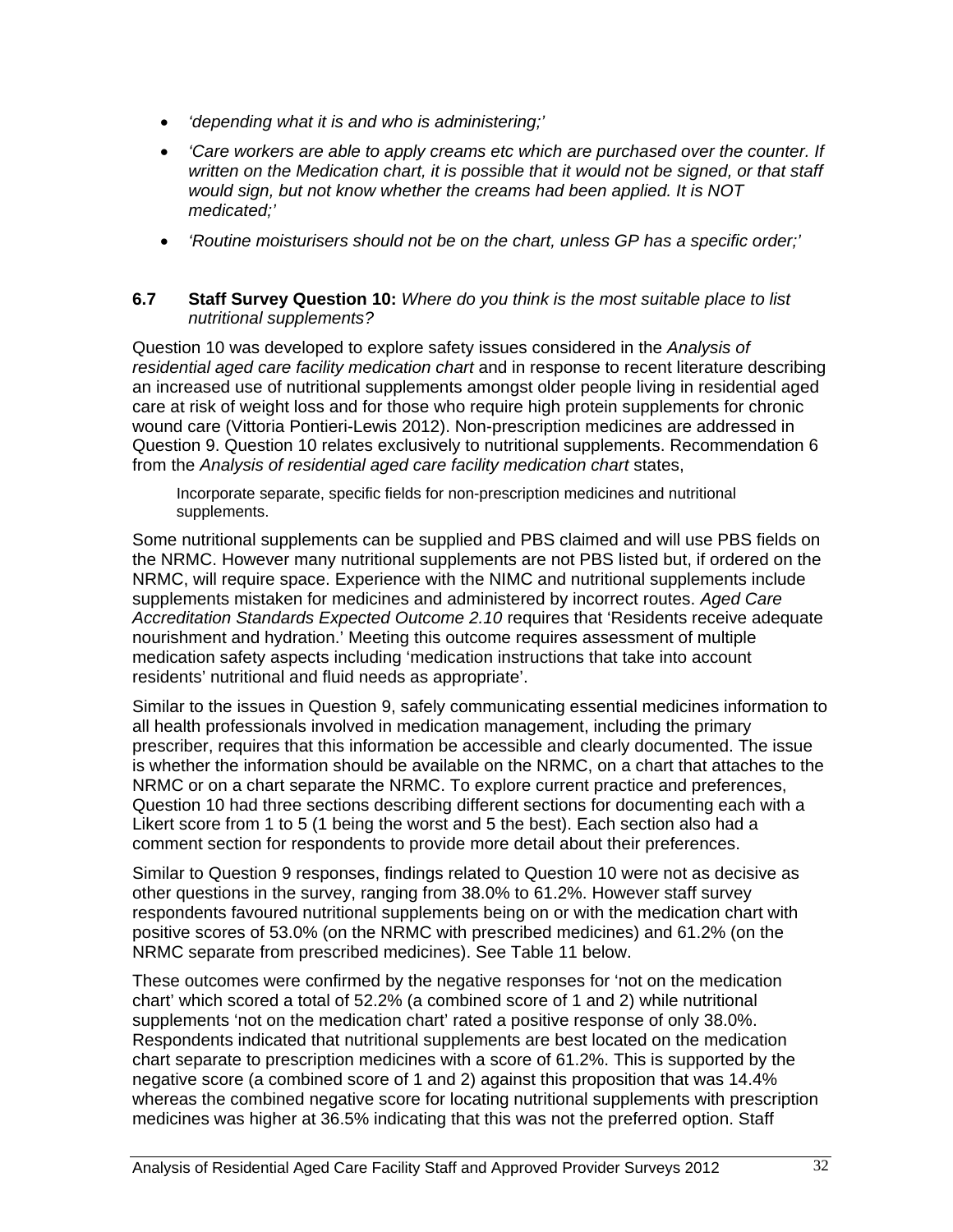- *'depending what it is and who is administering;'*
- *'Care workers are able to apply creams etc which are purchased over the counter. If written on the Medication chart, it is possible that it would not be signed, or that staff would sign, but not know whether the creams had been applied. It is NOT medicated;'*
- *'Routine moisturisers should not be on the chart, unless GP has a specific order;'*

### 6.7 Staff Survey Question 10: *Where do you think is the most suitable place to list nutritional supplements?*

Question 10 was developed to explore safety issues considered in the *Analysis of residential aged care facility medication chart* and in response to recent literature describing an increased use of nutritional supplements amongst older people living in residential aged care at risk of weight loss and for those who require high protein supplements for chronic wound care (Vittoria Pontieri-Lewis 2012). Non-prescription medicines are addressed in Question 9. Question 10 relates exclusively to nutritional supplements. Recommendation 6 from the *Analysis of residential aged care facility medication chart* states,

> Incorporate separate, specific fields for non-prescription medicines and nutritional supplements.

Some nutritional supplements can be supplied and PBS claimed and will use PBS fields on the NRMC. However many nutritional supplements are not PBS listed but, if ordered on the NRMC, will require space. Experience with the NIMC and nutritional supplements include supplements mistaken for medicines and administered by incorrect routes. *Aged Care Accreditation Standards Expected Outcome 2.10* requires that 'Residents receive adequate nourishment and hydration.' Meeting this outcome requires assessment of multiple medication safety aspects including 'medication instructions that take into account residents' nutritional and fluid needs as appropriate'.

Similar to the issues in Question 9, safely communicating essential medicines information to all health professionals involved in medication management, including the primary prescriber, requires that this information be accessible and clearly documented. The issue is whether the information should be available on the NRMC, on a chart that attaches to the NRMC or on a chart separate the NRMC. To explore current practice and preferences, Question 10 had three sections describing different sections for documenting each with a Likert score from 1 to 5 (1 being the worst and 5 the best). Each section also had a comment section for respondents to provide more detail about their preferences.

Similar to Question 9 responses, findings related to Question 10 were not as decisive as other questions in the survey, ranging from 38.0% to 61.2%. However staff survey respondents favoured nutritional supplements being on or with the medication chart with positive scores of 53.0% (on the NRMC with prescribed medicines) and 61.2% (on the NRMC separate from prescribed medicines). See Table 11 below.

These outcomes were confirmed by the negative responses for 'not on the medication chart' which scored a total of 52.2% (a combined score of 1 and 2) while nutritional supplements 'not on the medication chart' rated a positive response of only 38.0%. Respondents indicated that nutritional supplements are best located on the medication chart separate to prescription medicines with a score of 61.2%. This is supported by the negative score (a combined score of 1 and 2) against this proposition that was 14.4% whereas the combined negative score for locating nutritional supplements with prescription medicines was higher at 36.5% indicating that this was not the preferred option. Staff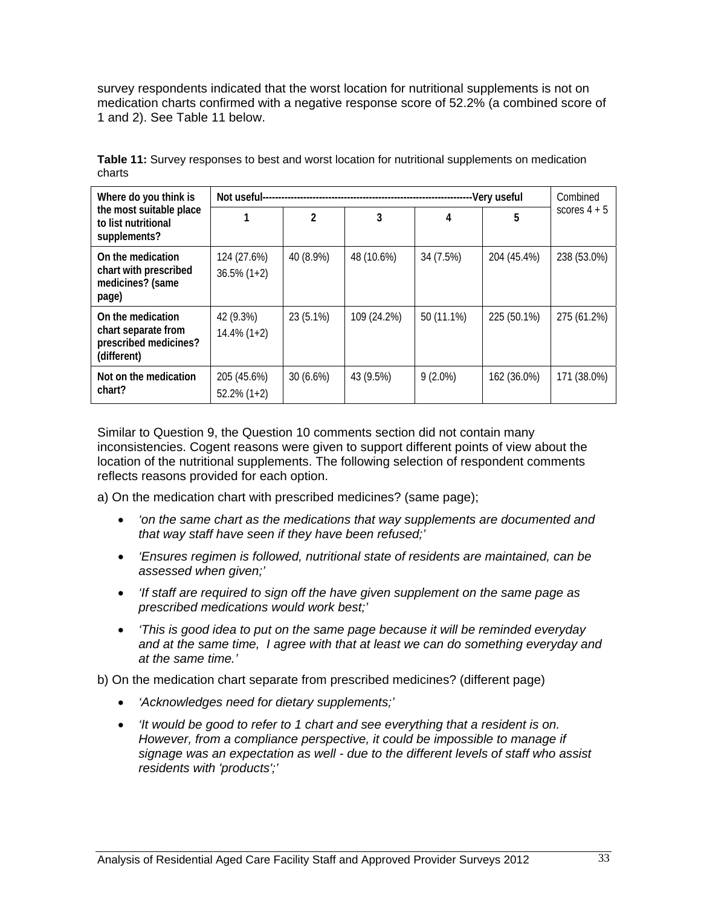survey respondents indicated that the worst location for nutritional supplements is not on medication charts confirmed with a negative response score of 52.2% (a combined score of 1 and 2). See Table 11 below.

**Table 11:** Survey responses to best and worst location for nutritional supplements on medication charts

| Where do you think is the most suitable place to list nutritional supplements? | Not useful------------------------------------------------------------------------Very useful | | | | | Combined scores 4 + 5 |
|---|---|---|---|---|---|---|
| | 1 | 2 | 3 | 4 | 5 | |
| On the medication chart with prescribed medicines? (same page) | 124 (27.6%) 36.5% (1+2) | 40 (8.9%) | 48 (10.6%) | 34 (7.5%) | 204 (45.4%) | 238 (53.0%) |
| On the medication chart separate from prescribed medicines? (different) | 42 (9.3%) 14.4% (1+2) | 23 (5.1%) | 109 (24.2%) | 50 (11.1%) | 225 (50.1%) | 275 (61.2%) |
| Not on the medication chart? | 205 (45.6%) 52.2% (1+2) | 30 (6.6%) | 43 (9.5%) | 9 (2.0%) | 162 (36.0%) | 171 (38.0%) |

Similar to Question 9, the Question 10 comments section did not contain many inconsistencies. Cogent reasons were given to support different points of view about the location of the nutritional supplements. The following selection of respondent comments reflects reasons provided for each option.

a) On the medication chart with prescribed medicines? (same page);

- *'on the same chart as the medications that way supplements are documented and that way staff have seen if they have been refused;'*
- *'Ensures regimen is followed, nutritional state of residents are maintained, can be assessed when given;'*
- *'If staff are required to sign off the have given supplement on the same page as prescribed medications would work best;'*
- *'This is good idea to put on the same page because it will be reminded everyday and at the same time, I agree with that at least we can do something everyday and at the same time.'*

b) On the medication chart separate from prescribed medicines? (different page)

- *'Acknowledges need for dietary supplements;'*
- *'It would be good to refer to 1 chart and see everything that a resident is on. However, from a compliance perspective, it could be impossible to manage if signage was an expectation as well - due to the different levels of staff who assist residents with 'products';'*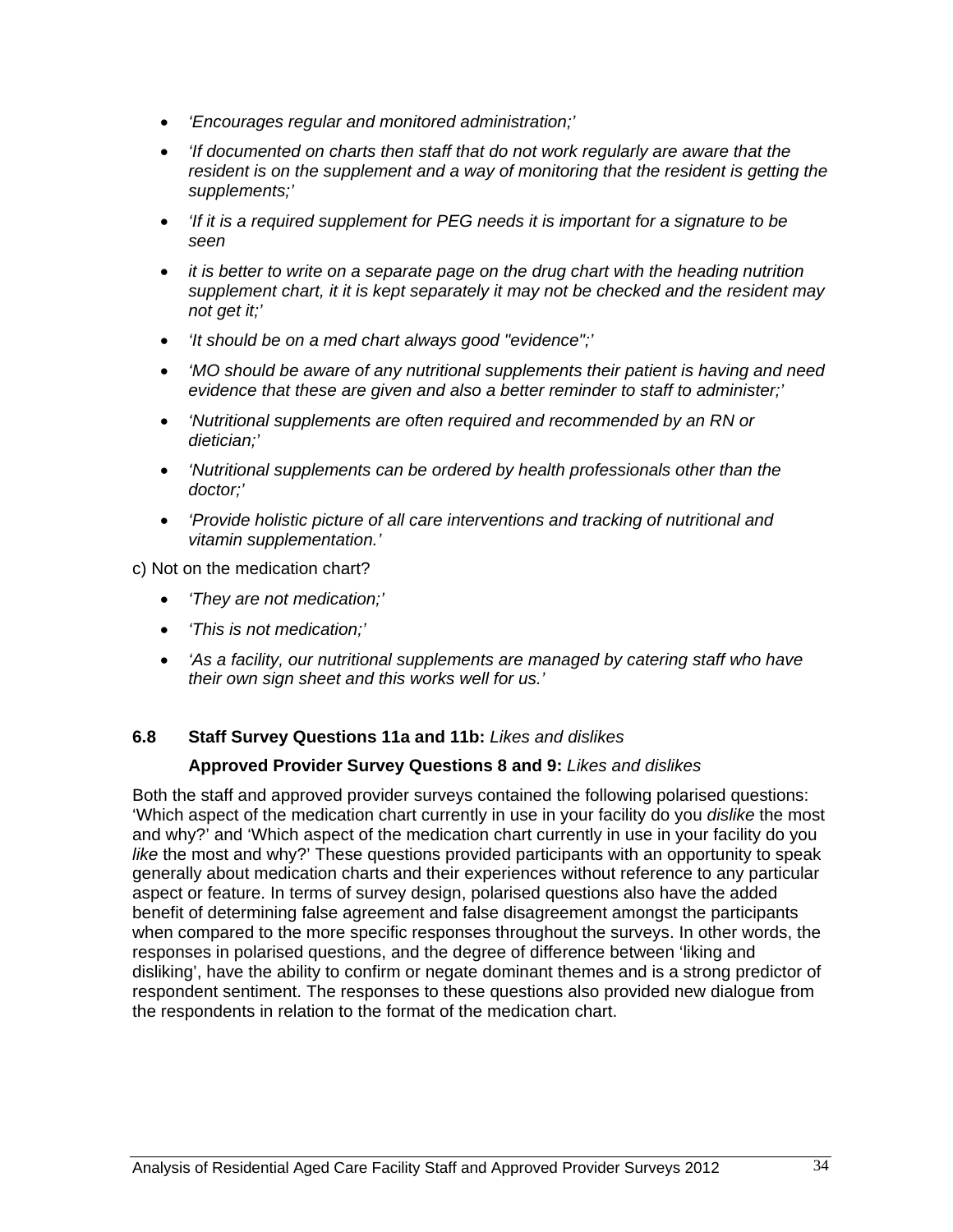- *'Encourages regular and monitored administration;'*
- *'If documented on charts then staff that do not work regularly are aware that the resident is on the supplement and a way of monitoring that the resident is getting the supplements;'*
- *'If it is a required supplement for PEG needs it is important for a signature to be seen*
- *it is better to write on a separate page on the drug chart with the heading nutrition supplement chart, it it is kept separately it may not be checked and the resident may not get it;'*
- *'It should be on a med chart always good "evidence";'*
- *'MO should be aware of any nutritional supplements their patient is having and need evidence that these are given and also a better reminder to staff to administer;'*
- *'Nutritional supplements are often required and recommended by an RN or dietician;'*
- *'Nutritional supplements can be ordered by health professionals other than the doctor;'*
- *'Provide holistic picture of all care interventions and tracking of nutritional and vitamin supplementation.'*

c) Not on the medication chart?

- *'They are not medication;'*
- *'This is not medication;'*
- *'As a facility, our nutritional supplements are managed by catering staff who have their own sign sheet and this works well for us.'*

### 6.8 Staff Survey Questions 11a and 11b: *Likes and dislikes*

### Approved Provider Survey Questions 8 and 9: *Likes and dislikes*

Both the staff and approved provider surveys contained the following polarised questions: 'Which aspect of the medication chart currently in use in your facility do you *dislike* the most and why?' and 'Which aspect of the medication chart currently in use in your facility do you *like* the most and why?' These questions provided participants with an opportunity to speak generally about medication charts and their experiences without reference to any particular aspect or feature. In terms of survey design, polarised questions also have the added benefit of determining false agreement and false disagreement amongst the participants when compared to the more specific responses throughout the surveys. In other words, the responses in polarised questions, and the degree of difference between 'liking and disliking', have the ability to confirm or negate dominant themes and is a strong predictor of respondent sentiment. The responses to these questions also provided new dialogue from the respondents in relation to the format of the medication chart.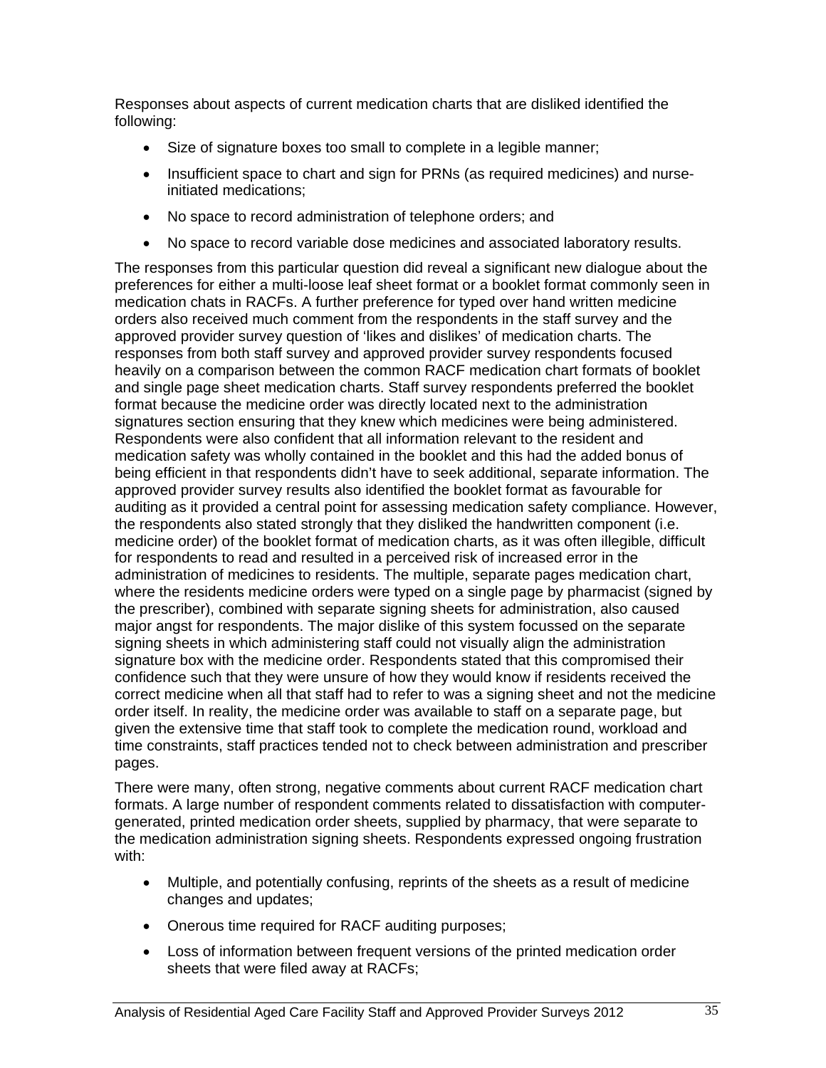Responses about aspects of current medication charts that are disliked identified the following:

- Size of signature boxes too small to complete in a legible manner;
- Insufficient space to chart and sign for PRNs (as required medicines) and nurse-initiated medications;
- No space to record administration of telephone orders; and
- No space to record variable dose medicines and associated laboratory results.

The responses from this particular question did reveal a significant new dialogue about the preferences for either a multi-loose leaf sheet format or a booklet format commonly seen in medication chats in RACFs. A further preference for typed over hand written medicine orders also received much comment from the respondents in the staff survey and the approved provider survey question of 'likes and dislikes' of medication charts. The responses from both staff survey and approved provider survey respondents focused heavily on a comparison between the common RACF medication chart formats of booklet and single page sheet medication charts. Staff survey respondents preferred the booklet format because the medicine order was directly located next to the administration signatures section ensuring that they knew which medicines were being administered. Respondents were also confident that all information relevant to the resident and medication safety was wholly contained in the booklet and this had the added bonus of being efficient in that respondents didn't have to seek additional, separate information. The approved provider survey results also identified the booklet format as favourable for auditing as it provided a central point for assessing medication safety compliance. However, the respondents also stated strongly that they disliked the handwritten component (i.e. medicine order) of the booklet format of medication charts, as it was often illegible, difficult for respondents to read and resulted in a perceived risk of increased error in the administration of medicines to residents. The multiple, separate pages medication chart, where the residents medicine orders were typed on a single page by pharmacist (signed by the prescriber), combined with separate signing sheets for administration, also caused major angst for respondents. The major dislike of this system focussed on the separate signing sheets in which administering staff could not visually align the administration signature box with the medicine order. Respondents stated that this compromised their confidence such that they were unsure of how they would know if residents received the correct medicine when all that staff had to refer to was a signing sheet and not the medicine order itself. In reality, the medicine order was available to staff on a separate page, but given the extensive time that staff took to complete the medication round, workload and time constraints, staff practices tended not to check between administration and prescriber pages.

There were many, often strong, negative comments about current RACF medication chart formats. A large number of respondent comments related to dissatisfaction with computer-generated, printed medication order sheets, supplied by pharmacy, that were separate to the medication administration signing sheets. Respondents expressed ongoing frustration with:

- Multiple, and potentially confusing, reprints of the sheets as a result of medicine changes and updates;
- Onerous time required for RACF auditing purposes;
- Loss of information between frequent versions of the printed medication order sheets that were filed away at RACFs;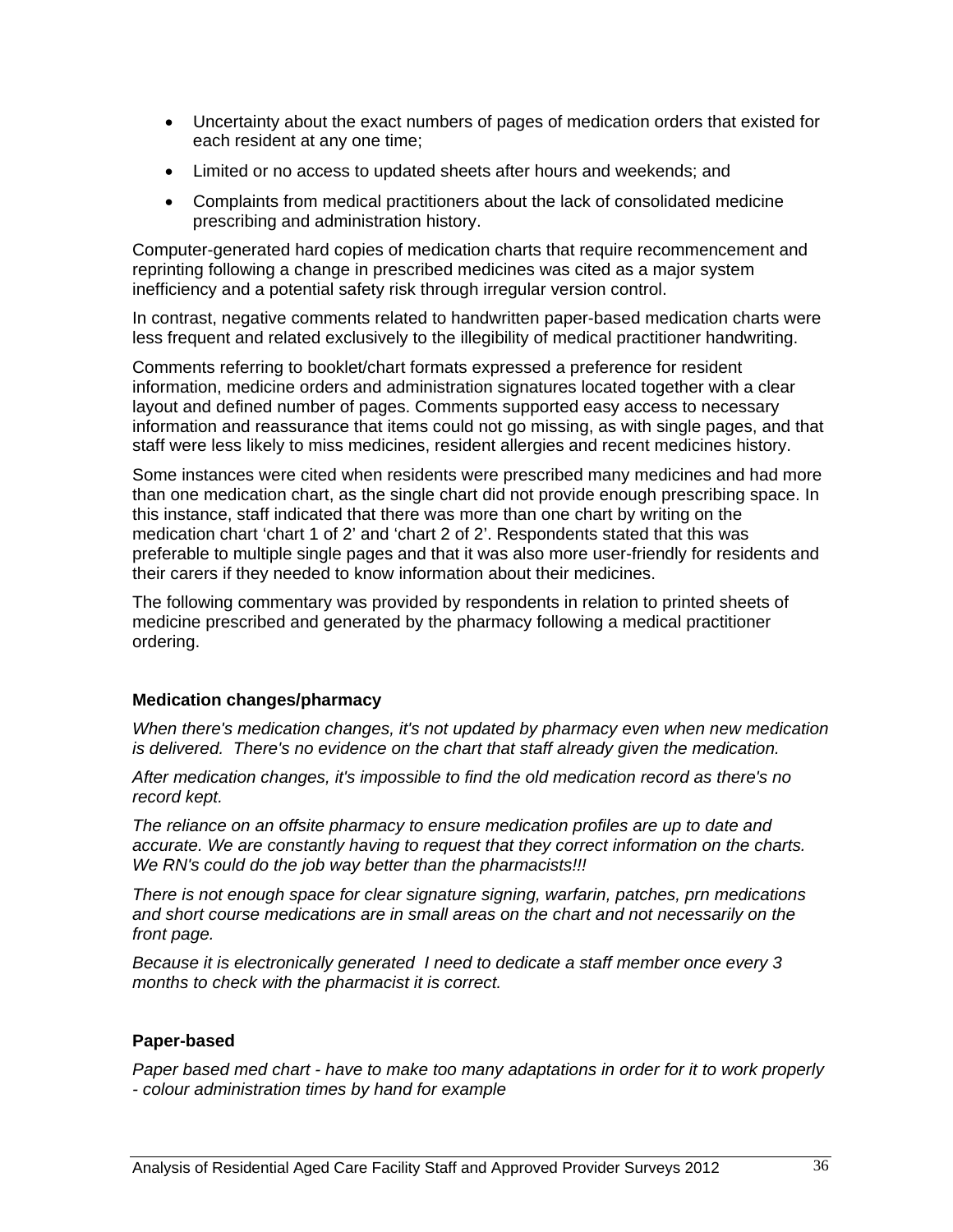- Uncertainty about the exact numbers of pages of medication orders that existed for each resident at any one time;
- Limited or no access to updated sheets after hours and weekends; and
- Complaints from medical practitioners about the lack of consolidated medicine prescribing and administration history.

Computer-generated hard copies of medication charts that require recommencement and reprinting following a change in prescribed medicines was cited as a major system inefficiency and a potential safety risk through irregular version control.

In contrast, negative comments related to handwritten paper-based medication charts were less frequent and related exclusively to the illegibility of medical practitioner handwriting.

Comments referring to booklet/chart formats expressed a preference for resident information, medicine orders and administration signatures located together with a clear layout and defined number of pages. Comments supported easy access to necessary information and reassurance that items could not go missing, as with single pages, and that staff were less likely to miss medicines, resident allergies and recent medicines history.

Some instances were cited when residents were prescribed many medicines and had more than one medication chart, as the single chart did not provide enough prescribing space. In this instance, staff indicated that there was more than one chart by writing on the medication chart 'chart 1 of 2' and 'chart 2 of 2'. Respondents stated that this was preferable to multiple single pages and that it was also more user-friendly for residents and their carers if they needed to know information about their medicines.

The following commentary was provided by respondents in relation to printed sheets of medicine prescribed and generated by the pharmacy following a medical practitioner ordering.

**Medication changes/pharmacy**

*When there's medication changes, it's not updated by pharmacy even when new medication is delivered. There's no evidence on the chart that staff already given the medication.*

*After medication changes, it's impossible to find the old medication record as there's no record kept.*

*The reliance on an offsite pharmacy to ensure medication profiles are up to date and accurate. We are constantly having to request that they correct information on the charts. We RN's could do the job way better than the pharmacists!!!*

*There is not enough space for clear signature signing, warfarin, patches, prn medications and short course medications are in small areas on the chart and not necessarily on the front page.*

*Because it is electronically generated I need to dedicate a staff member once every 3 months to check with the pharmacist it is correct.*

**Paper-based**

*Paper based med chart - have to make too many adaptations in order for it to work properly - colour administration times by hand for example*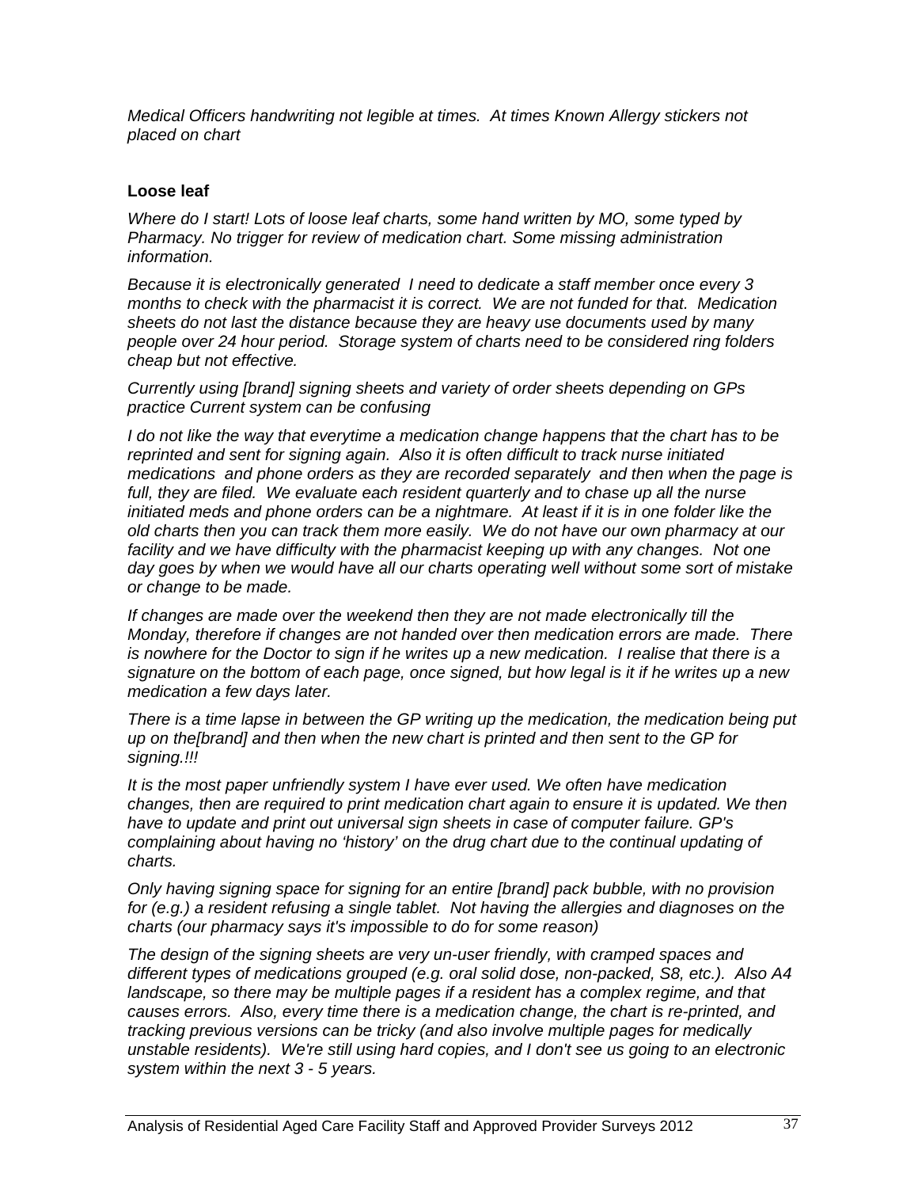*Medical Officers handwriting not legible at times. At times Known Allergy stickers not placed on chart*

**Loose leaf**

*Where do I start! Lots of loose leaf charts, some hand written by MO, some typed by Pharmacy. No trigger for review of medication chart. Some missing administration information.*

*Because it is electronically generated I need to dedicate a staff member once every 3 months to check with the pharmacist it is correct. We are not funded for that. Medication sheets do not last the distance because they are heavy use documents used by many people over 24 hour period. Storage system of charts need to be considered ring folders cheap but not effective.*

*Currently using [brand] signing sheets and variety of order sheets depending on GPs practice Current system can be confusing*

*I do not like the way that everytime a medication change happens that the chart has to be reprinted and sent for signing again. Also it is often difficult to track nurse initiated medications and phone orders as they are recorded separately and then when the page is full, they are filed. We evaluate each resident quarterly and to chase up all the nurse initiated meds and phone orders can be a nightmare. At least if it is in one folder like the old charts then you can track them more easily. We do not have our own pharmacy at our facility and we have difficulty with the pharmacist keeping up with any changes. Not one day goes by when we would have all our charts operating well without some sort of mistake or change to be made.*

*If changes are made over the weekend then they are not made electronically till the Monday, therefore if changes are not handed over then medication errors are made. There is nowhere for the Doctor to sign if he writes up a new medication. I realise that there is a signature on the bottom of each page, once signed, but how legal is it if he writes up a new medication a few days later.*

*There is a time lapse in between the GP writing up the medication, the medication being put up on the[brand] and then when the new chart is printed and then sent to the GP for signing.!!!*

*It is the most paper unfriendly system I have ever used. We often have medication changes, then are required to print medication chart again to ensure it is updated. We then have to update and print out universal sign sheets in case of computer failure. GP's complaining about having no 'history' on the drug chart due to the continual updating of charts.*

*Only having signing space for signing for an entire [brand] pack bubble, with no provision for (e.g.) a resident refusing a single tablet. Not having the allergies and diagnoses on the charts (our pharmacy says it's impossible to do for some reason)*

*The design of the signing sheets are very un-user friendly, with cramped spaces and different types of medications grouped (e.g. oral solid dose, non-packed, S8, etc.). Also A4 landscape, so there may be multiple pages if a resident has a complex regime, and that causes errors. Also, every time there is a medication change, the chart is re-printed, and tracking previous versions can be tricky (and also involve multiple pages for medically unstable residents). We're still using hard copies, and I don't see us going to an electronic system within the next 3 - 5 years.*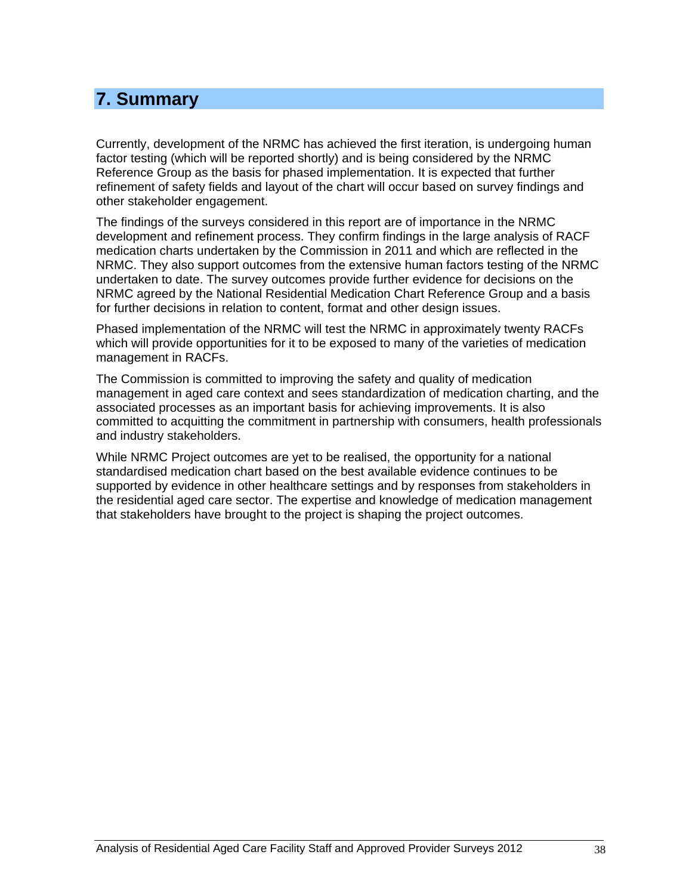# 7. Summary

Currently, development of the NRMC has achieved the first iteration, is undergoing human factor testing (which will be reported shortly) and is being considered by the NRMC Reference Group as the basis for phased implementation. It is expected that further refinement of safety fields and layout of the chart will occur based on survey findings and other stakeholder engagement.

The findings of the surveys considered in this report are of importance in the NRMC development and refinement process. They confirm findings in the large analysis of RACF medication charts undertaken by the Commission in 2011 and which are reflected in the NRMC. They also support outcomes from the extensive human factors testing of the NRMC undertaken to date. The survey outcomes provide further evidence for decisions on the NRMC agreed by the National Residential Medication Chart Reference Group and a basis for further decisions in relation to content, format and other design issues.

Phased implementation of the NRMC will test the NRMC in approximately twenty RACFs which will provide opportunities for it to be exposed to many of the varieties of medication management in RACFs.

The Commission is committed to improving the safety and quality of medication management in aged care context and sees standardization of medication charting, and the associated processes as an important basis for achieving improvements. It is also committed to acquitting the commitment in partnership with consumers, health professionals and industry stakeholders.

While NRMC Project outcomes are yet to be realised, the opportunity for a national standardised medication chart based on the best available evidence continues to be supported by evidence in other healthcare settings and by responses from stakeholders in the residential aged care sector. The expertise and knowledge of medication management that stakeholders have brought to the project is shaping the project outcomes.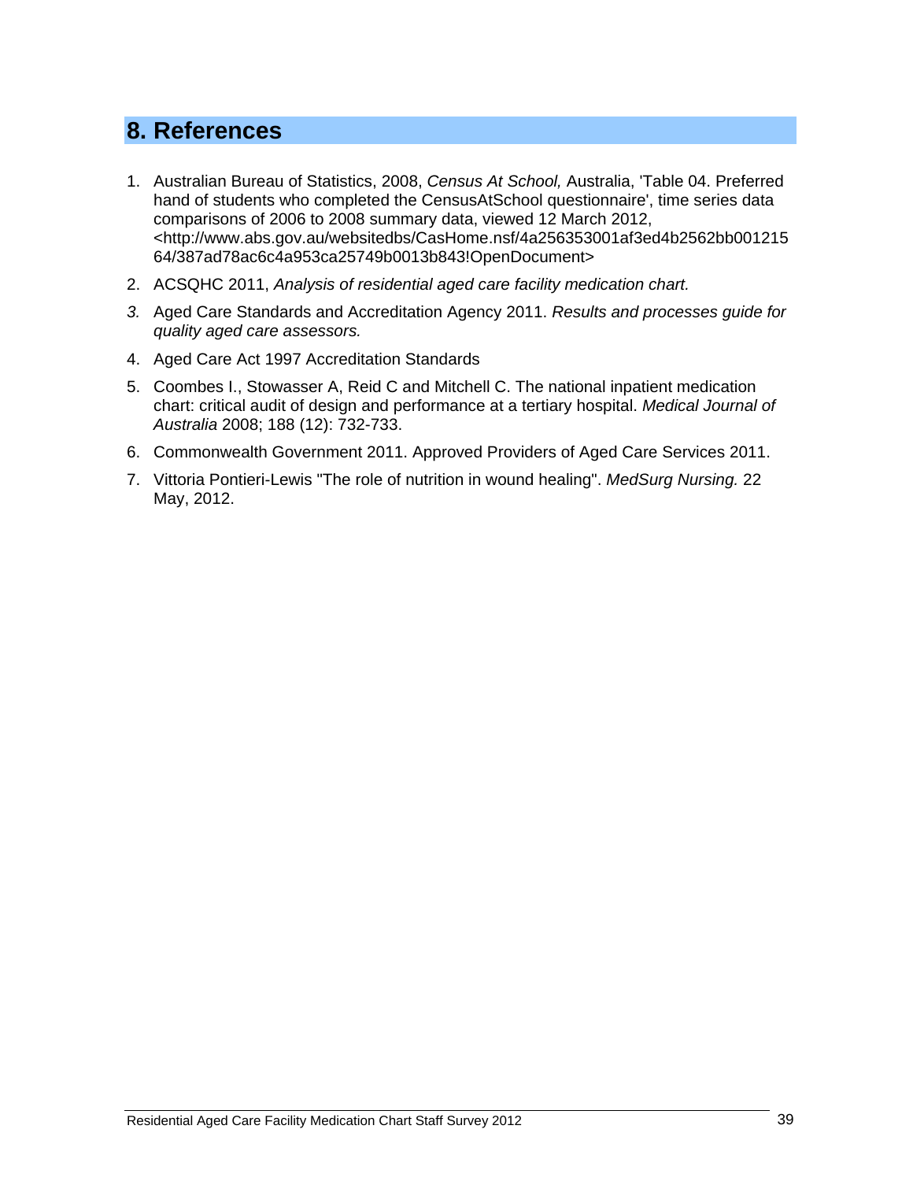## 8. References

1. Australian Bureau of Statistics, 2008, *Census At School,* Australia, 'Table 04. Preferred hand of students who completed the CensusAtSchool questionnaire', time series data comparisons of 2006 to 2008 summary data, viewed 12 March 2012, <http://www.abs.gov.au/websitedbs/CasHome.nsf/4a256353001af3ed4b2562bb00121564/387ad78ac6c4a953ca25749b0013b843!OpenDocument>
2. ACSQHC 2011, *Analysis of residential aged care facility medication chart.*
3. Aged Care Standards and Accreditation Agency 2011. *Results and processes guide for quality aged care assessors.*
4. Aged Care Act 1997 Accreditation Standards
5. Coombes I., Stowasser A, Reid C and Mitchell C. The national inpatient medication chart: critical audit of design and performance at a tertiary hospital. *Medical Journal of Australia* 2008; 188 (12): 732-733.
6. Commonwealth Government 2011. Approved Providers of Aged Care Services 2011.
7. Vittoria Pontieri-Lewis "The role of nutrition in wound healing". *MedSurg Nursing.* 22 May, 2012.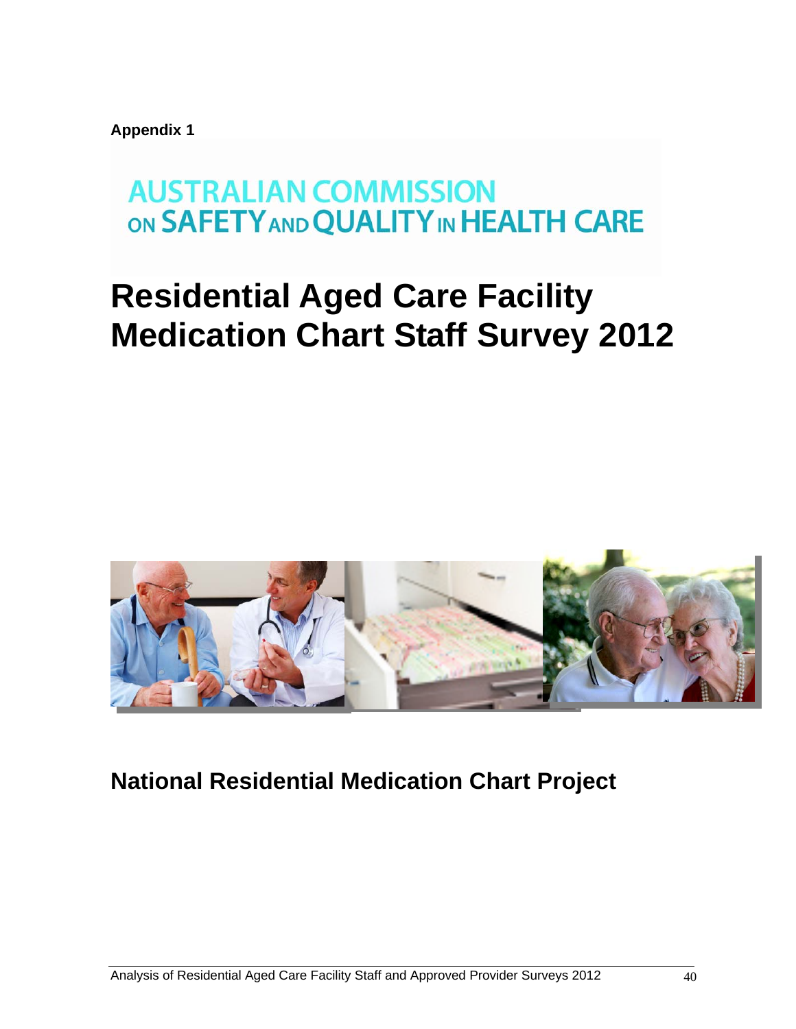**Appendix 1**

AUSTRALIAN COMMISSION ON SAFETY AND QUALITY IN HEALTH CARE

# Residential Aged Care Facility Medication Chart Staff Survey 2012

## National Residential Medication Chart Project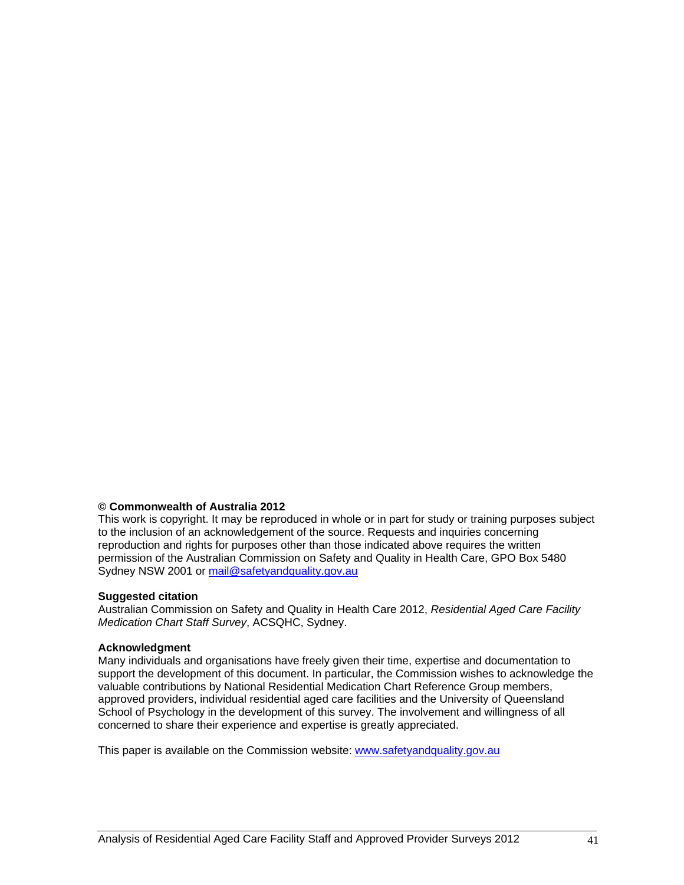**© Commonwealth of Australia 2012**
This work is copyright. It may be reproduced in whole or in part for study or training purposes subject to the inclusion of an acknowledgement of the source. Requests and inquiries concerning reproduction and rights for purposes other than those indicated above requires the written permission of the Australian Commission on Safety and Quality in Health Care, GPO Box 5480 Sydney NSW 2001 or mail@safetyandquality.gov.au

**Suggested citation**
Australian Commission on Safety and Quality in Health Care 2012, *Residential Aged Care Facility Medication Chart Staff Survey*, ACSQHC, Sydney.

**Acknowledgment**
Many individuals and organisations have freely given their time, expertise and documentation to support the development of this document. In particular, the Commission wishes to acknowledge the valuable contributions by National Residential Medication Chart Reference Group members, approved providers, individual residential aged care facilities and the University of Queensland School of Psychology in the development of this survey. The involvement and willingness of all concerned to share their experience and expertise is greatly appreciated.

This paper is available on the Commission website: www.safetyandquality.gov.au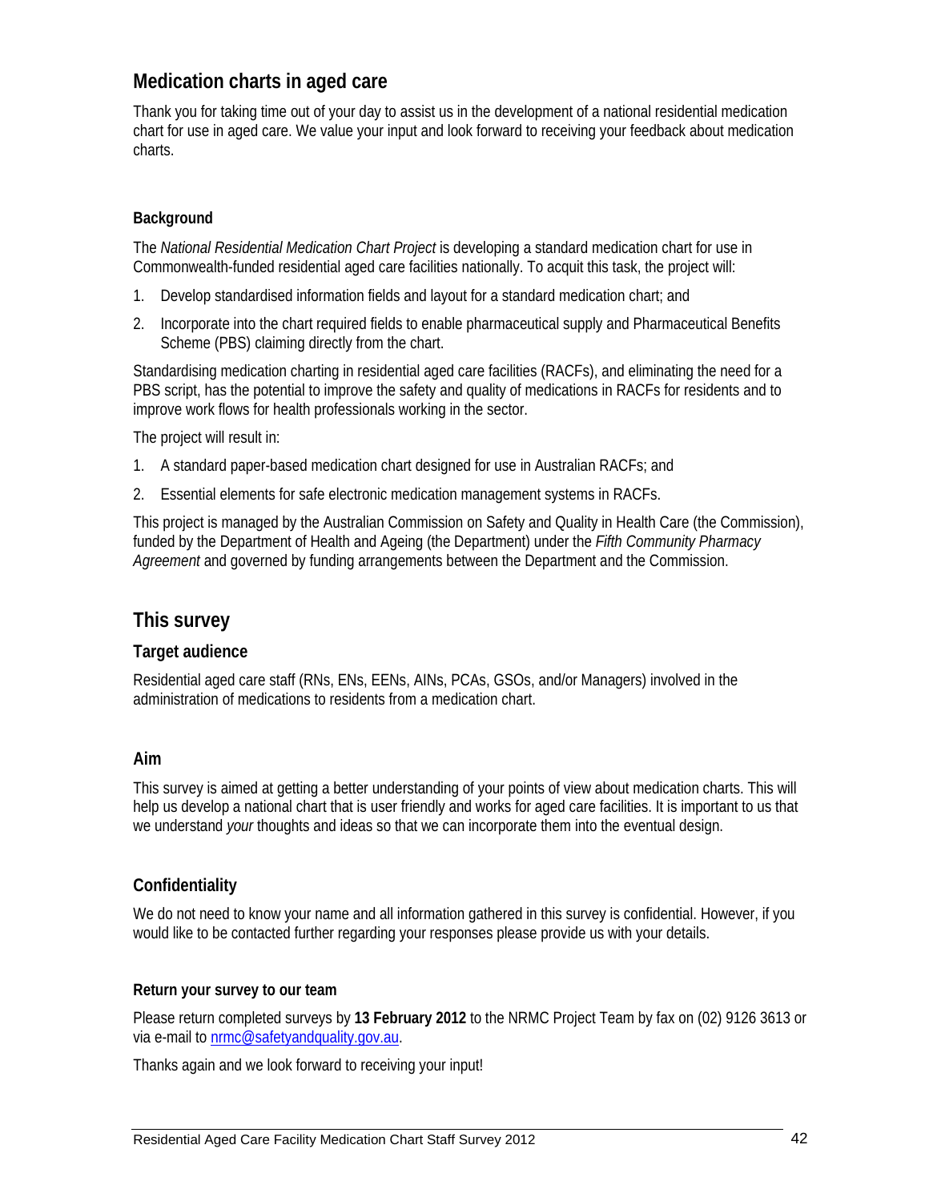## Medication charts in aged care

Thank you for taking time out of your day to assist us in the development of a national residential medication chart for use in aged care. We value your input and look forward to receiving your feedback about medication charts.

#### Background

The *National Residential Medication Chart Project* is developing a standard medication chart for use in Commonwealth-funded residential aged care facilities nationally. To acquit this task, the project will:

1. Develop standardised information fields and layout for a standard medication chart; and
2. Incorporate into the chart required fields to enable pharmaceutical supply and Pharmaceutical Benefits Scheme (PBS) claiming directly from the chart.

Standardising medication charting in residential aged care facilities (RACFs), and eliminating the need for a PBS script, has the potential to improve the safety and quality of medications in RACFs for residents and to improve work flows for health professionals working in the sector.

The project will result in:

1. A standard paper-based medication chart designed for use in Australian RACFs; and
2. Essential elements for safe electronic medication management systems in RACFs.

This project is managed by the Australian Commission on Safety and Quality in Health Care (the Commission), funded by the Department of Health and Ageing (the Department) under the *Fifth Community Pharmacy Agreement* and governed by funding arrangements between the Department and the Commission.

## This survey

### Target audience

Residential aged care staff (RNs, ENs, EENs, AINs, PCAs, GSOs, and/or Managers) involved in the administration of medications to residents from a medication chart.

### Aim

This survey is aimed at getting a better understanding of your points of view about medication charts. This will help us develop a national chart that is user friendly and works for aged care facilities. It is important to us that we understand *your* thoughts and ideas so that we can incorporate them into the eventual design.

### Confidentiality

We do not need to know your name and all information gathered in this survey is confidential. However, if you would like to be contacted further regarding your responses please provide us with your details.

#### Return your survey to our team

Please return completed surveys by **13 February 2012** to the NRMC Project Team by fax on (02) 9126 3613 or via e-mail to nrmc@safetyandquality.gov.au.

Thanks again and we look forward to receiving your input!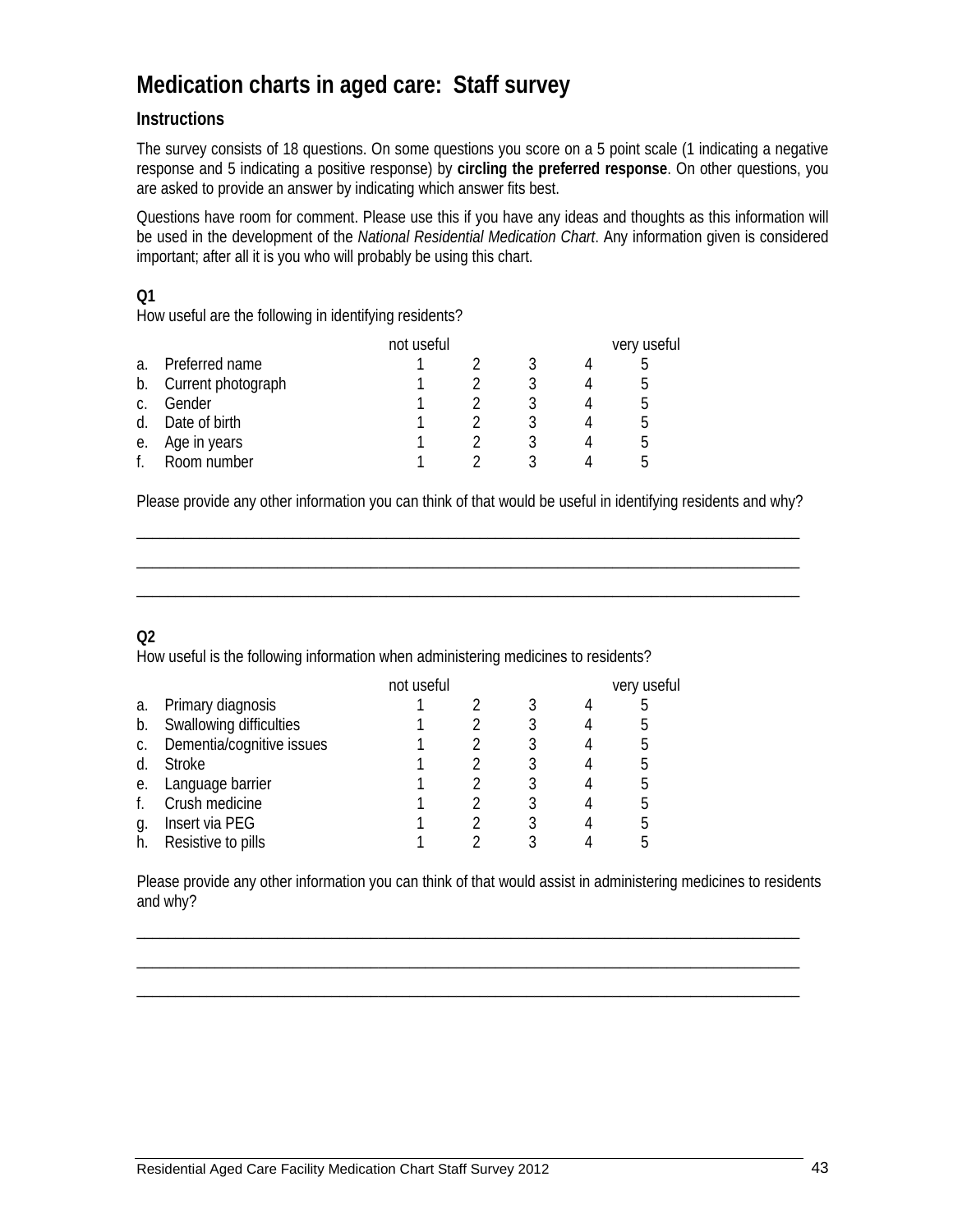# Medication charts in aged care: Staff survey

### Instructions

The survey consists of 18 questions. On some questions you score on a 5 point scale (1 indicating a negative response and 5 indicating a positive response) by **circling the preferred response**. On other questions, you are asked to provide an answer by indicating which answer fits best.

Questions have room for comment. Please use this if you have any ideas and thoughts as this information will be used in the development of the *National Residential Medication Chart*. Any information given is considered important; after all it is you who will probably be using this chart.

**Q1**
How useful are the following in identifying residents?

| | | not useful | | | | very useful |
|---|---|---|---|---|---|---|
| a. | Preferred name | 1 | 2 | 3 | 4 | 5 |
| b. | Current photograph | 1 | 2 | 3 | 4 | 5 |
| c. | Gender | 1 | 2 | 3 | 4 | 5 |
| d. | Date of birth | 1 | 2 | 3 | 4 | 5 |
| e. | Age in years | 1 | 2 | 3 | 4 | 5 |
| f. | Room number | 1 | 2 | 3 | 4 | 5 |

Please provide any other information you can think of that would be useful in identifying residents and why?

\_\_\_\_\_\_\_\_\_\_\_\_\_\_\_\_\_\_\_\_\_\_\_\_\_\_\_\_\_\_\_\_\_\_\_\_\_\_\_\_\_\_\_\_\_\_\_\_\_\_\_\_\_\_\_\_\_\_\_\_\_\_\_\_\_\_\_\_\_\_\_\_\_\_\_\_\_\_

\_\_\_\_\_\_\_\_\_\_\_\_\_\_\_\_\_\_\_\_\_\_\_\_\_\_\_\_\_\_\_\_\_\_\_\_\_\_\_\_\_\_\_\_\_\_\_\_\_\_\_\_\_\_\_\_\_\_\_\_\_\_\_\_\_\_\_\_\_\_\_\_\_\_\_\_\_\_

\_\_\_\_\_\_\_\_\_\_\_\_\_\_\_\_\_\_\_\_\_\_\_\_\_\_\_\_\_\_\_\_\_\_\_\_\_\_\_\_\_\_\_\_\_\_\_\_\_\_\_\_\_\_\_\_\_\_\_\_\_\_\_\_\_\_\_\_\_\_\_\_\_\_\_\_\_\_

**Q2**
How useful is the following information when administering medicines to residents?

| | | not useful | | | | very useful |
|---|---|---|---|---|---|---|
| a. | Primary diagnosis | 1 | 2 | 3 | 4 | 5 |
| b. | Swallowing difficulties | 1 | 2 | 3 | 4 | 5 |
| c. | Dementia/cognitive issues | 1 | 2 | 3 | 4 | 5 |
| d. | Stroke | 1 | 2 | 3 | 4 | 5 |
| e. | Language barrier | 1 | 2 | 3 | 4 | 5 |
| f. | Crush medicine | 1 | 2 | 3 | 4 | 5 |
| g. | Insert via PEG | 1 | 2 | 3 | 4 | 5 |
| h. | Resistive to pills | 1 | 2 | 3 | 4 | 5 |

Please provide any other information you can think of that would assist in administering medicines to residents and why?

\_\_\_\_\_\_\_\_\_\_\_\_\_\_\_\_\_\_\_\_\_\_\_\_\_\_\_\_\_\_\_\_\_\_\_\_\_\_\_\_\_\_\_\_\_\_\_\_\_\_\_\_\_\_\_\_\_\_\_\_\_\_\_\_\_\_\_\_\_\_\_\_\_\_\_\_\_\_

\_\_\_\_\_\_\_\_\_\_\_\_\_\_\_\_\_\_\_\_\_\_\_\_\_\_\_\_\_\_\_\_\_\_\_\_\_\_\_\_\_\_\_\_\_\_\_\_\_\_\_\_\_\_\_\_\_\_\_\_\_\_\_\_\_\_\_\_\_\_\_\_\_\_\_\_\_\_

\_\_\_\_\_\_\_\_\_\_\_\_\_\_\_\_\_\_\_\_\_\_\_\_\_\_\_\_\_\_\_\_\_\_\_\_\_\_\_\_\_\_\_\_\_\_\_\_\_\_\_\_\_\_\_\_\_\_\_\_\_\_\_\_\_\_\_\_\_\_\_\_\_\_\_\_\_\_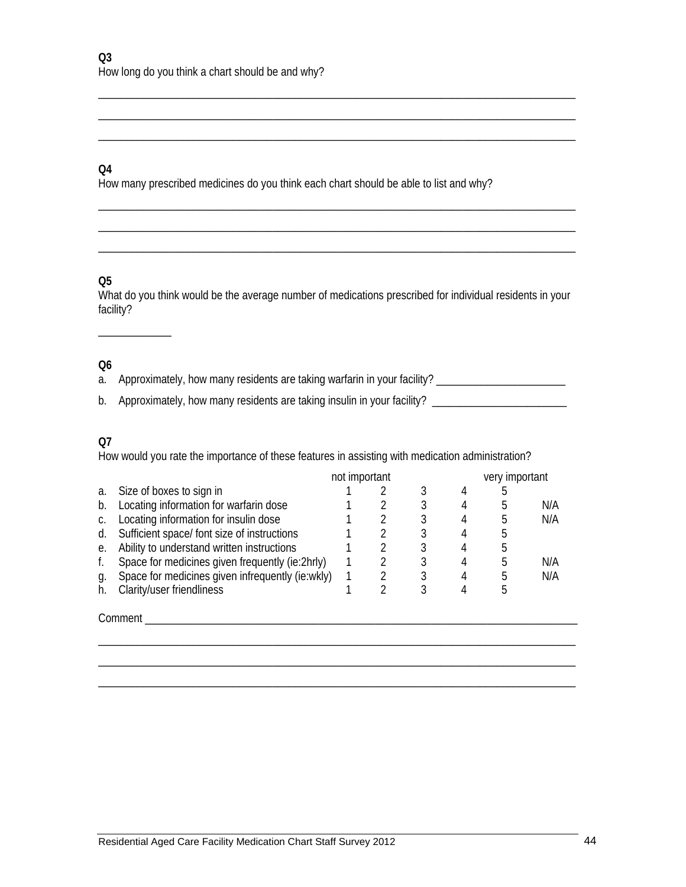**Q3**
How long do you think a chart should be and why?

\_\_\_\_\_\_\_\_\_\_\_\_\_\_\_\_\_\_\_\_\_\_\_\_\_\_\_\_\_\_\_\_\_\_\_\_\_\_\_\_\_\_\_\_\_\_\_\_\_\_\_\_\_\_\_\_\_\_\_\_\_\_\_\_\_\_\_\_\_\_\_\_

\_\_\_\_\_\_\_\_\_\_\_\_\_\_\_\_\_\_\_\_\_\_\_\_\_\_\_\_\_\_\_\_\_\_\_\_\_\_\_\_\_\_\_\_\_\_\_\_\_\_\_\_\_\_\_\_\_\_\_\_\_\_\_\_\_\_\_\_\_\_\_\_

\_\_\_\_\_\_\_\_\_\_\_\_\_\_\_\_\_\_\_\_\_\_\_\_\_\_\_\_\_\_\_\_\_\_\_\_\_\_\_\_\_\_\_\_\_\_\_\_\_\_\_\_\_\_\_\_\_\_\_\_\_\_\_\_\_\_\_\_\_\_\_\_

**Q4**
How many prescribed medicines do you think each chart should be able to list and why?

\_\_\_\_\_\_\_\_\_\_\_\_\_\_\_\_\_\_\_\_\_\_\_\_\_\_\_\_\_\_\_\_\_\_\_\_\_\_\_\_\_\_\_\_\_\_\_\_\_\_\_\_\_\_\_\_\_\_\_\_\_\_\_\_\_\_\_\_\_\_\_\_

\_\_\_\_\_\_\_\_\_\_\_\_\_\_\_\_\_\_\_\_\_\_\_\_\_\_\_\_\_\_\_\_\_\_\_\_\_\_\_\_\_\_\_\_\_\_\_\_\_\_\_\_\_\_\_\_\_\_\_\_\_\_\_\_\_\_\_\_\_\_\_\_

\_\_\_\_\_\_\_\_\_\_\_\_\_\_\_\_\_\_\_\_\_\_\_\_\_\_\_\_\_\_\_\_\_\_\_\_\_\_\_\_\_\_\_\_\_\_\_\_\_\_\_\_\_\_\_\_\_\_\_\_\_\_\_\_\_\_\_\_\_\_\_\_

**Q5**
What do you think would be the average number of medications prescribed for individual residents in your facility?

\_\_\_\_\_\_\_\_\_\_\_\_

**Q6**

a. Approximately, how many residents are taking warfarin in your facility? \_\_\_\_\_\_\_\_\_\_\_\_\_\_\_\_\_\_\_\_\_\_

b. Approximately, how many residents are taking insulin in your facility? \_\_\_\_\_\_\_\_\_\_\_\_\_\_\_\_\_\_\_\_\_\_\_

**Q7**
How would you rate the importance of these features in assisting with medication administration?

| | | not important | | | | very important | |
|---|---|---|---|---|---|---|---|
| a. | Size of boxes to sign in | 1 | 2 | 3 | 4 | 5 | |
| b. | Locating information for warfarin dose | 1 | 2 | 3 | 4 | 5 | N/A |
| c. | Locating information for insulin dose | 1 | 2 | 3 | 4 | 5 | N/A |
| d. | Sufficient space/ font size of instructions | 1 | 2 | 3 | 4 | 5 | |
| e. | Ability to understand written instructions | 1 | 2 | 3 | 4 | 5 | |
| f. | Space for medicines given frequently (ie:2hrly) | 1 | 2 | 3 | 4 | 5 | N/A |
| g. | Space for medicines given infrequently (ie:wkly) | 1 | 2 | 3 | 4 | 5 | N/A |
| h. | Clarity/user friendliness | 1 | 2 | 3 | 4 | 5 | |

Comment \_\_\_\_\_\_\_\_\_\_\_\_\_\_\_\_\_\_\_\_\_\_\_\_\_\_\_\_\_\_\_\_\_\_\_\_\_\_\_\_\_\_\_\_\_\_\_\_\_\_\_\_\_\_\_\_\_\_\_\_\_\_\_\_\_\_\_

\_\_\_\_\_\_\_\_\_\_\_\_\_\_\_\_\_\_\_\_\_\_\_\_\_\_\_\_\_\_\_\_\_\_\_\_\_\_\_\_\_\_\_\_\_\_\_\_\_\_\_\_\_\_\_\_\_\_\_\_\_\_\_\_\_\_\_\_\_\_\_\_

\_\_\_\_\_\_\_\_\_\_\_\_\_\_\_\_\_\_\_\_\_\_\_\_\_\_\_\_\_\_\_\_\_\_\_\_\_\_\_\_\_\_\_\_\_\_\_\_\_\_\_\_\_\_\_\_\_\_\_\_\_\_\_\_\_\_\_\_\_\_\_\_

\_\_\_\_\_\_\_\_\_\_\_\_\_\_\_\_\_\_\_\_\_\_\_\_\_\_\_\_\_\_\_\_\_\_\_\_\_\_\_\_\_\_\_\_\_\_\_\_\_\_\_\_\_\_\_\_\_\_\_\_\_\_\_\_\_\_\_\_\_\_\_\_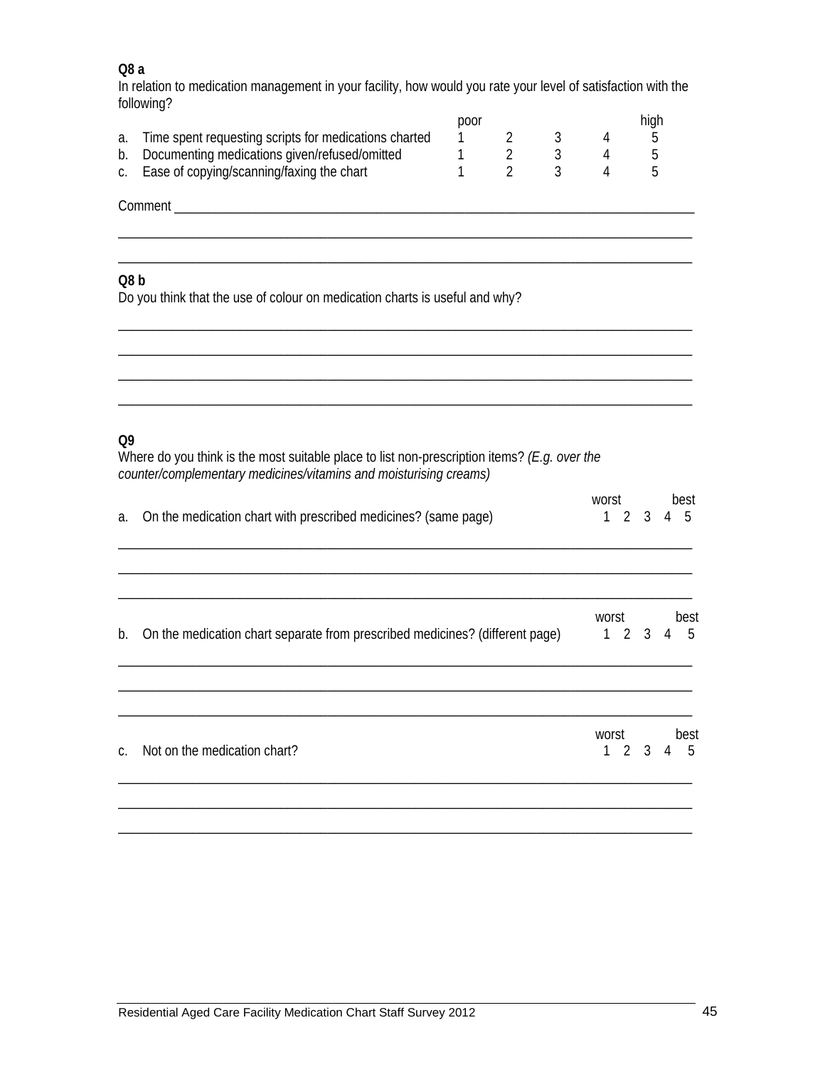**Q8 a**

In relation to medication management in your facility, how would you rate your level of satisfaction with the following?

| | poor | | | | high |
|---|---|---|---|---|---|
| a. Time spent requesting scripts for medications charted | 1 | 2 | 3 | 4 | 5 |
| b. Documenting medications given/refused/omitted | 1 | 2 | 3 | 4 | 5 |
| c. Ease of copying/scanning/faxing the chart | 1 | 2 | 3 | 4 | 5 |

Comment ______________________________________________________________________________

______________________________________________________________________________________

______________________________________________________________________________________

**Q8 b**

Do you think that the use of colour on medication charts is useful and why?

______________________________________________________________________________________

______________________________________________________________________________________

______________________________________________________________________________________

______________________________________________________________________________________

**Q9**

Where do you think is the most suitable place to list non-prescription items? *(E.g. over the counter/complementary medicines/vitamins and moisturising creams)*

| | worst | | | | best |
|---|---|---|---|---|---|
| a. On the medication chart with prescribed medicines? (same page) | 1 | 2 | 3 | 4 | 5 |

______________________________________________________________________________________

______________________________________________________________________________________

______________________________________________________________________________________

| | worst | | | | best |
|---|---|---|---|---|---|
| b. On the medication chart separate from prescribed medicines? (different page) | 1 | 2 | 3 | 4 | 5 |

______________________________________________________________________________________

______________________________________________________________________________________

______________________________________________________________________________________

| | worst | | | | best |
|---|---|---|---|---|---|
| c. Not on the medication chart? | 1 | 2 | 3 | 4 | 5 |

______________________________________________________________________________________

______________________________________________________________________________________

______________________________________________________________________________________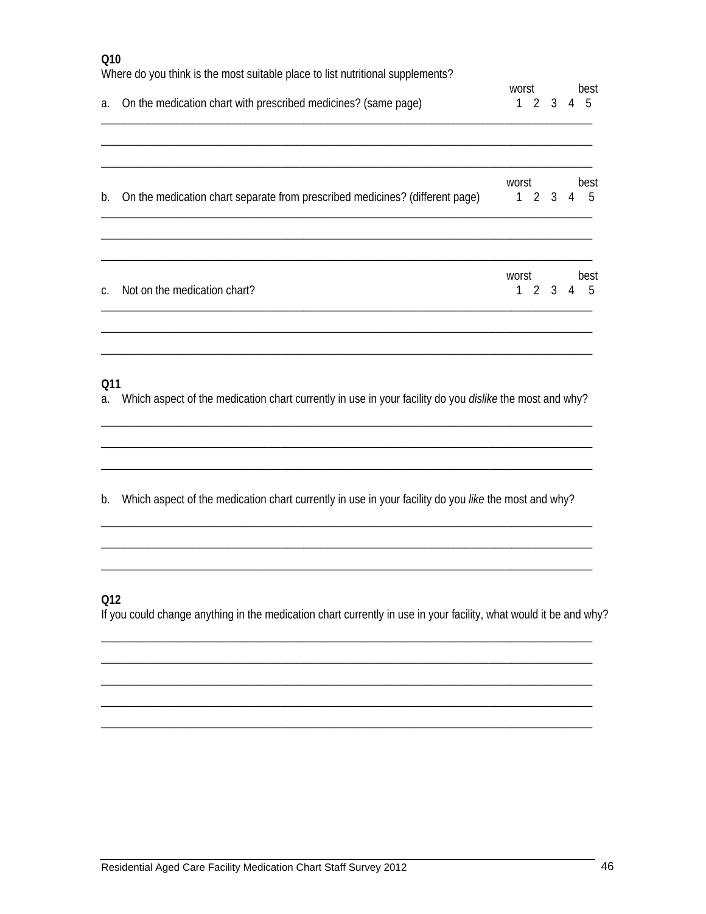**Q10**

Where do you think is the most suitable place to list nutritional supplements?

a. On the medication chart with prescribed medicines? (same page)

worst 1 2 3 4 5 best

\_\_\_\_\_\_\_\_\_\_\_\_\_\_\_\_\_\_\_\_\_\_\_\_\_\_\_\_\_\_\_\_\_\_\_\_\_\_\_\_\_\_\_\_\_\_\_\_\_\_\_\_\_\_\_\_\_\_\_\_\_\_\_\_\_\_\_\_\_\_\_\_\_\_\_\_\_\_

\_\_\_\_\_\_\_\_\_\_\_\_\_\_\_\_\_\_\_\_\_\_\_\_\_\_\_\_\_\_\_\_\_\_\_\_\_\_\_\_\_\_\_\_\_\_\_\_\_\_\_\_\_\_\_\_\_\_\_\_\_\_\_\_\_\_\_\_\_\_\_\_\_\_\_\_\_\_

\_\_\_\_\_\_\_\_\_\_\_\_\_\_\_\_\_\_\_\_\_\_\_\_\_\_\_\_\_\_\_\_\_\_\_\_\_\_\_\_\_\_\_\_\_\_\_\_\_\_\_\_\_\_\_\_\_\_\_\_\_\_\_\_\_\_\_\_\_\_\_\_\_\_\_\_\_\_

b. On the medication chart separate from prescribed medicines? (different page)

worst 1 2 3 4 5 best

\_\_\_\_\_\_\_\_\_\_\_\_\_\_\_\_\_\_\_\_\_\_\_\_\_\_\_\_\_\_\_\_\_\_\_\_\_\_\_\_\_\_\_\_\_\_\_\_\_\_\_\_\_\_\_\_\_\_\_\_\_\_\_\_\_\_\_\_\_\_\_\_\_\_\_\_\_\_

\_\_\_\_\_\_\_\_\_\_\_\_\_\_\_\_\_\_\_\_\_\_\_\_\_\_\_\_\_\_\_\_\_\_\_\_\_\_\_\_\_\_\_\_\_\_\_\_\_\_\_\_\_\_\_\_\_\_\_\_\_\_\_\_\_\_\_\_\_\_\_\_\_\_\_\_\_\_

\_\_\_\_\_\_\_\_\_\_\_\_\_\_\_\_\_\_\_\_\_\_\_\_\_\_\_\_\_\_\_\_\_\_\_\_\_\_\_\_\_\_\_\_\_\_\_\_\_\_\_\_\_\_\_\_\_\_\_\_\_\_\_\_\_\_\_\_\_\_\_\_\_\_\_\_\_\_

c. Not on the medication chart?

worst 1 2 3 4 5 best

\_\_\_\_\_\_\_\_\_\_\_\_\_\_\_\_\_\_\_\_\_\_\_\_\_\_\_\_\_\_\_\_\_\_\_\_\_\_\_\_\_\_\_\_\_\_\_\_\_\_\_\_\_\_\_\_\_\_\_\_\_\_\_\_\_\_\_\_\_\_\_\_\_\_\_\_\_\_

\_\_\_\_\_\_\_\_\_\_\_\_\_\_\_\_\_\_\_\_\_\_\_\_\_\_\_\_\_\_\_\_\_\_\_\_\_\_\_\_\_\_\_\_\_\_\_\_\_\_\_\_\_\_\_\_\_\_\_\_\_\_\_\_\_\_\_\_\_\_\_\_\_\_\_\_\_\_

\_\_\_\_\_\_\_\_\_\_\_\_\_\_\_\_\_\_\_\_\_\_\_\_\_\_\_\_\_\_\_\_\_\_\_\_\_\_\_\_\_\_\_\_\_\_\_\_\_\_\_\_\_\_\_\_\_\_\_\_\_\_\_\_\_\_\_\_\_\_\_\_\_\_\_\_\_\_

**Q11**

a. Which aspect of the medication chart currently in use in your facility do you *dislike* the most and why?

\_\_\_\_\_\_\_\_\_\_\_\_\_\_\_\_\_\_\_\_\_\_\_\_\_\_\_\_\_\_\_\_\_\_\_\_\_\_\_\_\_\_\_\_\_\_\_\_\_\_\_\_\_\_\_\_\_\_\_\_\_\_\_\_\_\_\_\_\_\_\_\_\_\_\_\_\_\_

\_\_\_\_\_\_\_\_\_\_\_\_\_\_\_\_\_\_\_\_\_\_\_\_\_\_\_\_\_\_\_\_\_\_\_\_\_\_\_\_\_\_\_\_\_\_\_\_\_\_\_\_\_\_\_\_\_\_\_\_\_\_\_\_\_\_\_\_\_\_\_\_\_\_\_\_\_\_

\_\_\_\_\_\_\_\_\_\_\_\_\_\_\_\_\_\_\_\_\_\_\_\_\_\_\_\_\_\_\_\_\_\_\_\_\_\_\_\_\_\_\_\_\_\_\_\_\_\_\_\_\_\_\_\_\_\_\_\_\_\_\_\_\_\_\_\_\_\_\_\_\_\_\_\_\_\_

b. Which aspect of the medication chart currently in use in your facility do you *like* the most and why?

\_\_\_\_\_\_\_\_\_\_\_\_\_\_\_\_\_\_\_\_\_\_\_\_\_\_\_\_\_\_\_\_\_\_\_\_\_\_\_\_\_\_\_\_\_\_\_\_\_\_\_\_\_\_\_\_\_\_\_\_\_\_\_\_\_\_\_\_\_\_\_\_\_\_\_\_\_\_

\_\_\_\_\_\_\_\_\_\_\_\_\_\_\_\_\_\_\_\_\_\_\_\_\_\_\_\_\_\_\_\_\_\_\_\_\_\_\_\_\_\_\_\_\_\_\_\_\_\_\_\_\_\_\_\_\_\_\_\_\_\_\_\_\_\_\_\_\_\_\_\_\_\_\_\_\_\_

\_\_\_\_\_\_\_\_\_\_\_\_\_\_\_\_\_\_\_\_\_\_\_\_\_\_\_\_\_\_\_\_\_\_\_\_\_\_\_\_\_\_\_\_\_\_\_\_\_\_\_\_\_\_\_\_\_\_\_\_\_\_\_\_\_\_\_\_\_\_\_\_\_\_\_\_\_\_

**Q12**

If you could change anything in the medication chart currently in use in your facility, what would it be and why?

\_\_\_\_\_\_\_\_\_\_\_\_\_\_\_\_\_\_\_\_\_\_\_\_\_\_\_\_\_\_\_\_\_\_\_\_\_\_\_\_\_\_\_\_\_\_\_\_\_\_\_\_\_\_\_\_\_\_\_\_\_\_\_\_\_\_\_\_\_\_\_\_\_\_\_\_\_\_

\_\_\_\_\_\_\_\_\_\_\_\_\_\_\_\_\_\_\_\_\_\_\_\_\_\_\_\_\_\_\_\_\_\_\_\_\_\_\_\_\_\_\_\_\_\_\_\_\_\_\_\_\_\_\_\_\_\_\_\_\_\_\_\_\_\_\_\_\_\_\_\_\_\_\_\_\_\_

\_\_\_\_\_\_\_\_\_\_\_\_\_\_\_\_\_\_\_\_\_\_\_\_\_\_\_\_\_\_\_\_\_\_\_\_\_\_\_\_\_\_\_\_\_\_\_\_\_\_\_\_\_\_\_\_\_\_\_\_\_\_\_\_\_\_\_\_\_\_\_\_\_\_\_\_\_\_

\_\_\_\_\_\_\_\_\_\_\_\_\_\_\_\_\_\_\_\_\_\_\_\_\_\_\_\_\_\_\_\_\_\_\_\_\_\_\_\_\_\_\_\_\_\_\_\_\_\_\_\_\_\_\_\_\_\_\_\_\_\_\_\_\_\_\_\_\_\_\_\_\_\_\_\_\_\_

\_\_\_\_\_\_\_\_\_\_\_\_\_\_\_\_\_\_\_\_\_\_\_\_\_\_\_\_\_\_\_\_\_\_\_\_\_\_\_\_\_\_\_\_\_\_\_\_\_\_\_\_\_\_\_\_\_\_\_\_\_\_\_\_\_\_\_\_\_\_\_\_\_\_\_\_\_\_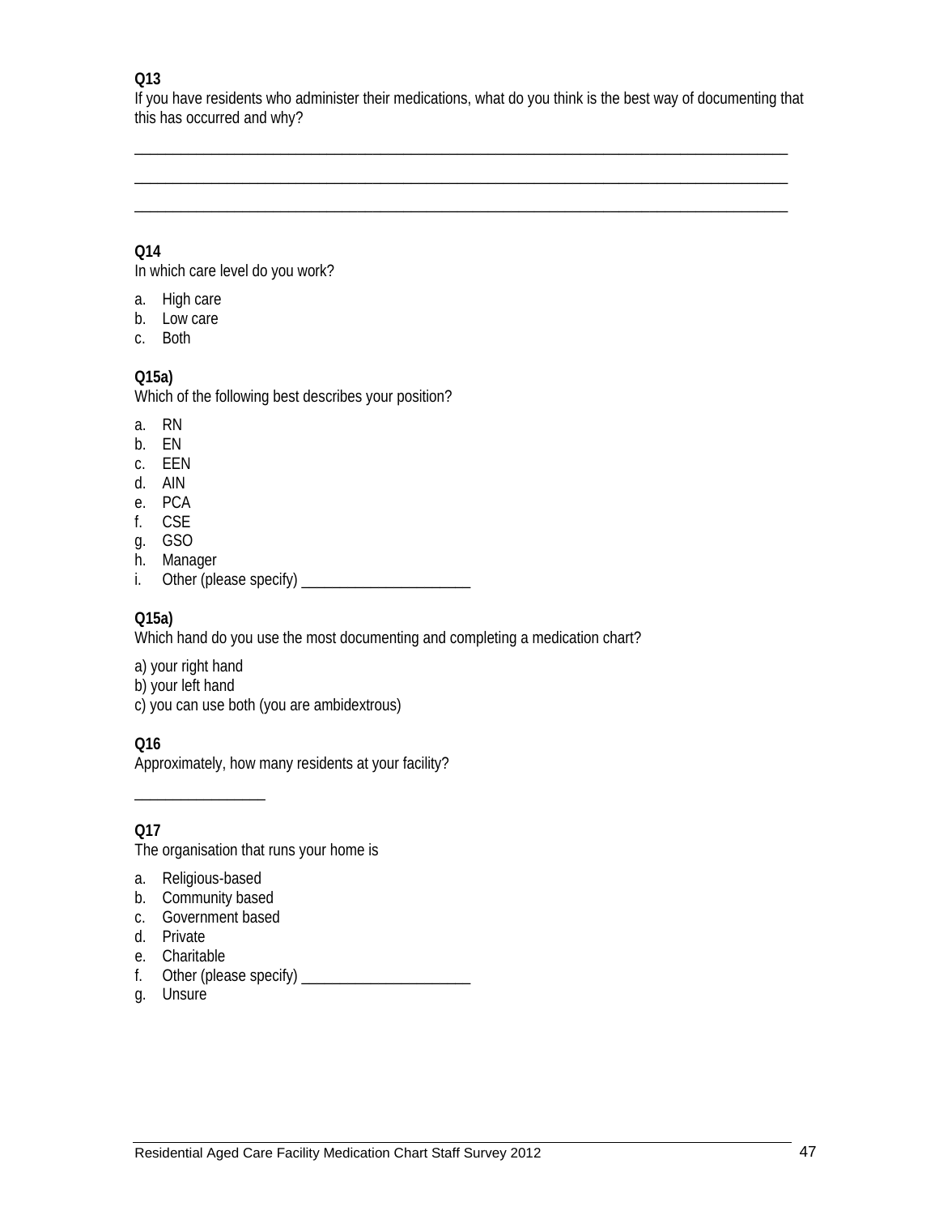**Q13**
If you have residents who administer their medications, what do you think is the best way of documenting that this has occurred and why?

______________________________________________________________________________

______________________________________________________________________________

______________________________________________________________________________

**Q14**
In which care level do you work?

a. High care
b. Low care
c. Both

**Q15a)**
Which of the following best describes your position?

a. RN
b. EN
c. EEN
d. AIN
e. PCA
f. CSE
g. GSO
h. Manager
i. Other (please specify) ______________________

**Q15a)**
Which hand do you use the most documenting and completing a medication chart?

a) your right hand
b) your left hand
c) you can use both (you are ambidextrous)

**Q16**
Approximately, how many residents at your facility?

________________

**Q17**
The organisation that runs your home is

a. Religious-based
b. Community based
c. Government based
d. Private
e. Charitable
f. Other (please specify) ______________________
g. Unsure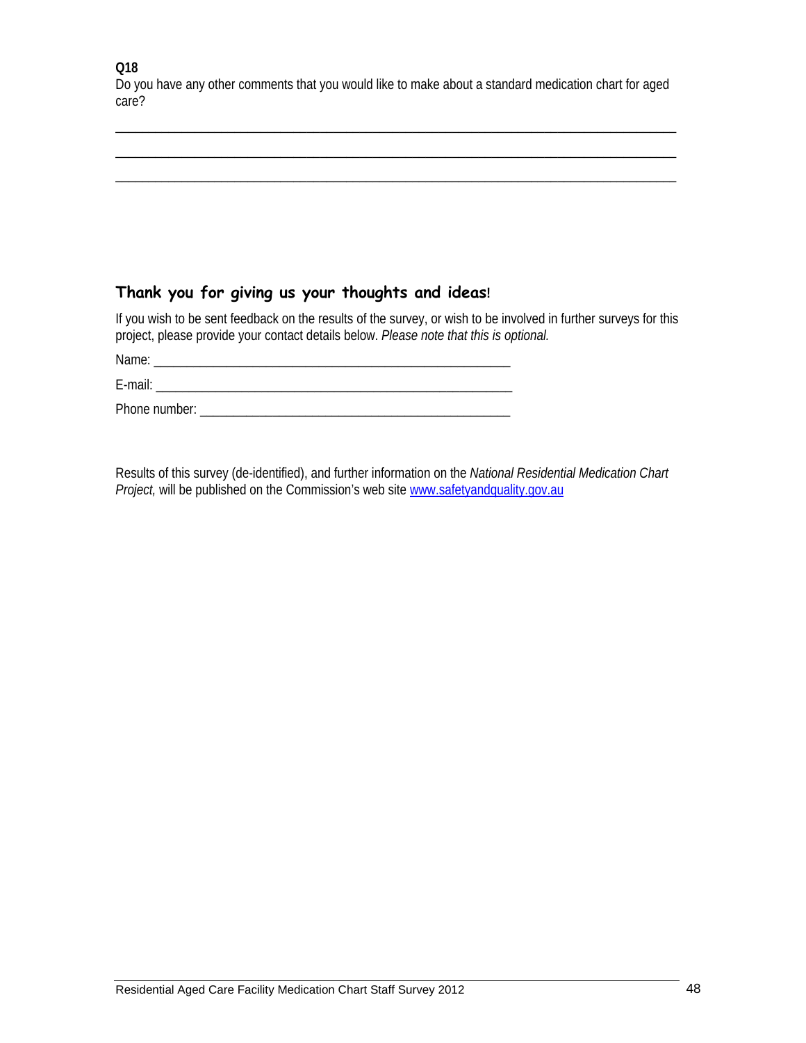**Q18**

Do you have any other comments that you would like to make about a standard medication chart for aged care?

_______________________________________________________________________________

_______________________________________________________________________________

_______________________________________________________________________________

## Thank you for giving us your thoughts and ideas!

If you wish to be sent feedback on the results of the survey, or wish to be involved in further surveys for this project, please provide your contact details below. *Please note that this is optional.*

Name: ______________________________________________________

E-mail: _____________________________________________________

Phone number: _______________________________________________

Results of this survey (de-identified), and further information on the *National Residential Medication Chart Project,* will be published on the Commission's web site [www.safetyandquality.gov.au](http://www.safetyandquality.gov.au)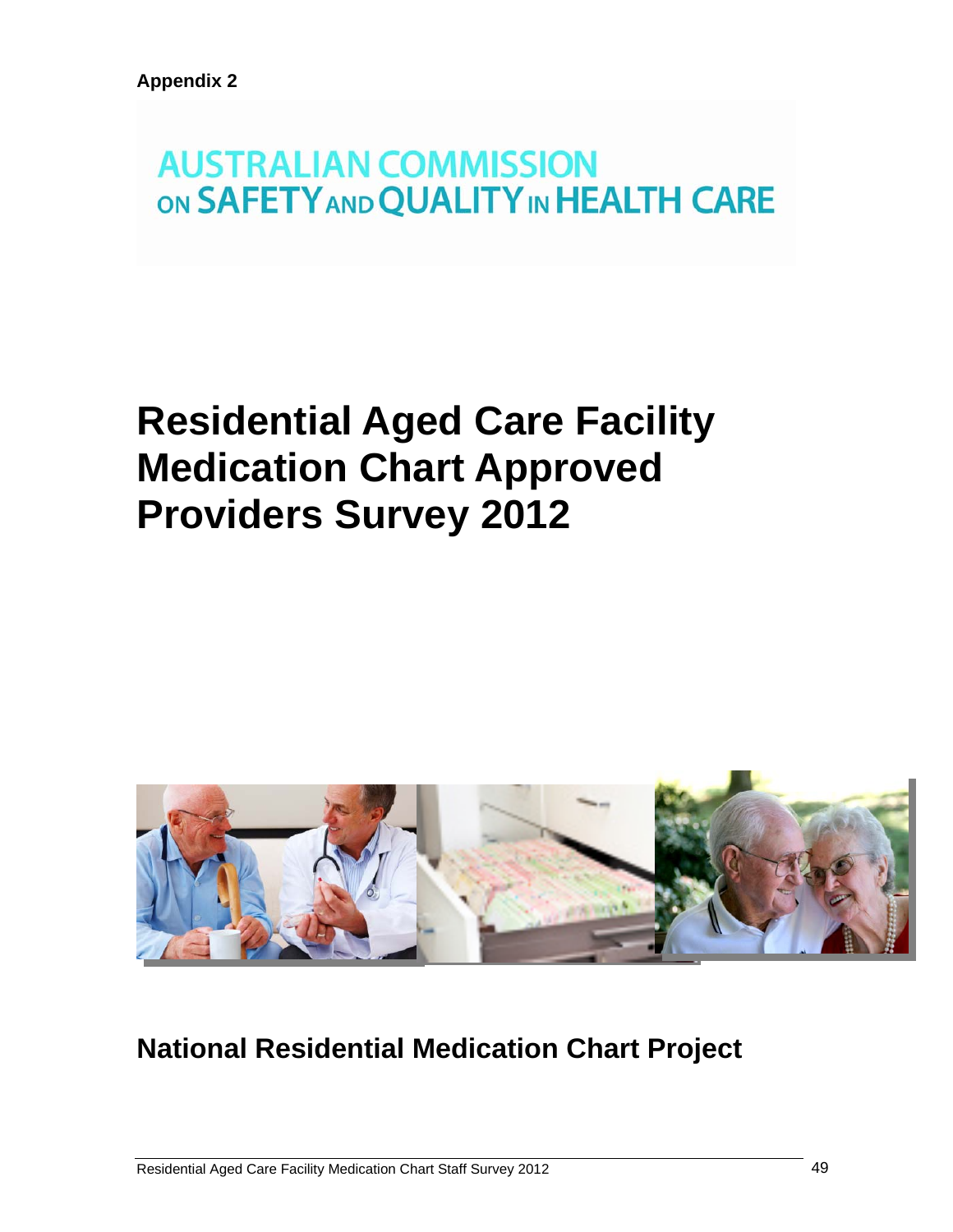**Appendix 2**

AUSTRALIAN COMMISSION ON SAFETY AND QUALITY IN HEALTH CARE

# Residential Aged Care Facility Medication Chart Approved Providers Survey 2012

## National Residential Medication Chart Project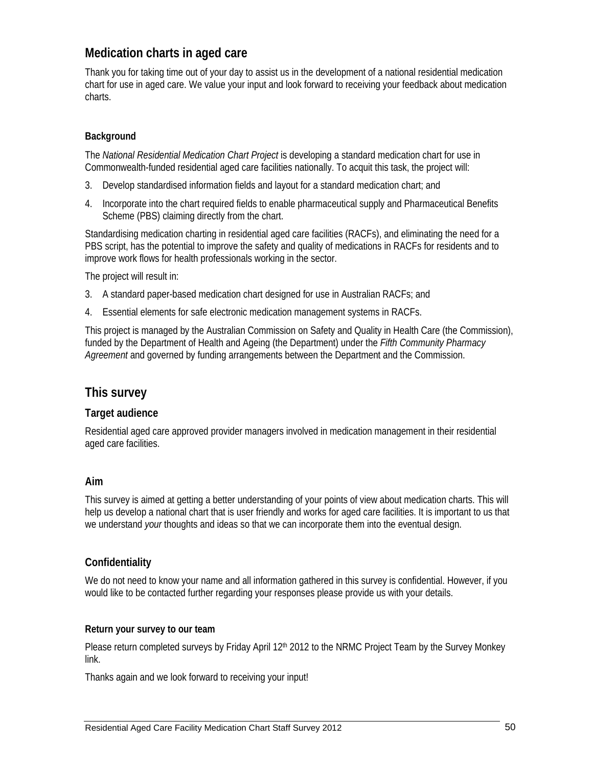## Medication charts in aged care

Thank you for taking time out of your day to assist us in the development of a national residential medication chart for use in aged care. We value your input and look forward to receiving your feedback about medication charts.

#### Background

The *National Residential Medication Chart Project* is developing a standard medication chart for use in Commonwealth-funded residential aged care facilities nationally. To acquit this task, the project will:

3. Develop standardised information fields and layout for a standard medication chart; and
4. Incorporate into the chart required fields to enable pharmaceutical supply and Pharmaceutical Benefits Scheme (PBS) claiming directly from the chart.

Standardising medication charting in residential aged care facilities (RACFs), and eliminating the need for a PBS script, has the potential to improve the safety and quality of medications in RACFs for residents and to improve work flows for health professionals working in the sector.

The project will result in:

3. A standard paper-based medication chart designed for use in Australian RACFs; and
4. Essential elements for safe electronic medication management systems in RACFs.

This project is managed by the Australian Commission on Safety and Quality in Health Care (the Commission), funded by the Department of Health and Ageing (the Department) under the *Fifth Community Pharmacy Agreement* and governed by funding arrangements between the Department and the Commission.

## This survey

### Target audience

Residential aged care approved provider managers involved in medication management in their residential aged care facilities.

### Aim

This survey is aimed at getting a better understanding of your points of view about medication charts. This will help us develop a national chart that is user friendly and works for aged care facilities. It is important to us that we understand *your* thoughts and ideas so that we can incorporate them into the eventual design.

### Confidentiality

We do not need to know your name and all information gathered in this survey is confidential. However, if you would like to be contacted further regarding your responses please provide us with your details.

#### Return your survey to our team

Please return completed surveys by Friday April 12th 2012 to the NRMC Project Team by the Survey Monkey link.

Thanks again and we look forward to receiving your input!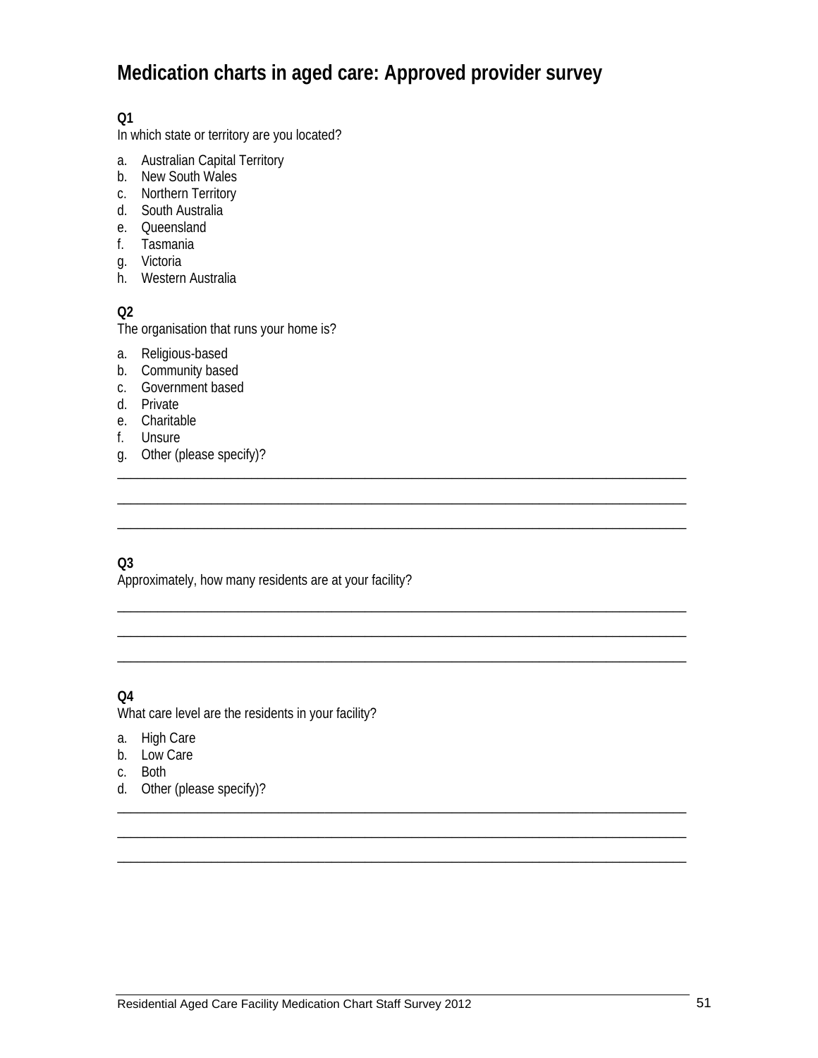# Medication charts in aged care: Approved provider survey

**Q1**
In which state or territory are you located?

a. Australian Capital Territory
b. New South Wales
c. Northern Territory
d. South Australia
e. Queensland
f. Tasmania
g. Victoria
h. Western Australia

**Q2**
The organisation that runs your home is?

a. Religious-based
b. Community based
c. Government based
d. Private
e. Charitable
f. Unsure
g. Other (please specify)?

\_\_\_\_\_\_\_\_\_\_\_\_\_\_\_\_\_\_\_\_\_\_\_\_\_\_\_\_\_\_\_\_\_\_\_\_\_\_\_\_\_\_\_\_\_\_\_\_\_\_\_\_\_\_\_\_\_\_\_\_\_\_\_\_\_\_\_\_\_\_\_\_\_\_\_\_\_\_

\_\_\_\_\_\_\_\_\_\_\_\_\_\_\_\_\_\_\_\_\_\_\_\_\_\_\_\_\_\_\_\_\_\_\_\_\_\_\_\_\_\_\_\_\_\_\_\_\_\_\_\_\_\_\_\_\_\_\_\_\_\_\_\_\_\_\_\_\_\_\_\_\_\_\_\_\_\_

\_\_\_\_\_\_\_\_\_\_\_\_\_\_\_\_\_\_\_\_\_\_\_\_\_\_\_\_\_\_\_\_\_\_\_\_\_\_\_\_\_\_\_\_\_\_\_\_\_\_\_\_\_\_\_\_\_\_\_\_\_\_\_\_\_\_\_\_\_\_\_\_\_\_\_\_\_\_

**Q3**
Approximately, how many residents are at your facility?

\_\_\_\_\_\_\_\_\_\_\_\_\_\_\_\_\_\_\_\_\_\_\_\_\_\_\_\_\_\_\_\_\_\_\_\_\_\_\_\_\_\_\_\_\_\_\_\_\_\_\_\_\_\_\_\_\_\_\_\_\_\_\_\_\_\_\_\_\_\_\_\_\_\_\_\_\_\_

\_\_\_\_\_\_\_\_\_\_\_\_\_\_\_\_\_\_\_\_\_\_\_\_\_\_\_\_\_\_\_\_\_\_\_\_\_\_\_\_\_\_\_\_\_\_\_\_\_\_\_\_\_\_\_\_\_\_\_\_\_\_\_\_\_\_\_\_\_\_\_\_\_\_\_\_\_\_

\_\_\_\_\_\_\_\_\_\_\_\_\_\_\_\_\_\_\_\_\_\_\_\_\_\_\_\_\_\_\_\_\_\_\_\_\_\_\_\_\_\_\_\_\_\_\_\_\_\_\_\_\_\_\_\_\_\_\_\_\_\_\_\_\_\_\_\_\_\_\_\_\_\_\_\_\_\_

**Q4**
What care level are the residents in your facility?

a. High Care
b. Low Care
c. Both
d. Other (please specify)?

\_\_\_\_\_\_\_\_\_\_\_\_\_\_\_\_\_\_\_\_\_\_\_\_\_\_\_\_\_\_\_\_\_\_\_\_\_\_\_\_\_\_\_\_\_\_\_\_\_\_\_\_\_\_\_\_\_\_\_\_\_\_\_\_\_\_\_\_\_\_\_\_\_\_\_\_\_\_

\_\_\_\_\_\_\_\_\_\_\_\_\_\_\_\_\_\_\_\_\_\_\_\_\_\_\_\_\_\_\_\_\_\_\_\_\_\_\_\_\_\_\_\_\_\_\_\_\_\_\_\_\_\_\_\_\_\_\_\_\_\_\_\_\_\_\_\_\_\_\_\_\_\_\_\_\_\_

\_\_\_\_\_\_\_\_\_\_\_\_\_\_\_\_\_\_\_\_\_\_\_\_\_\_\_\_\_\_\_\_\_\_\_\_\_\_\_\_\_\_\_\_\_\_\_\_\_\_\_\_\_\_\_\_\_\_\_\_\_\_\_\_\_\_\_\_\_\_\_\_\_\_\_\_\_\_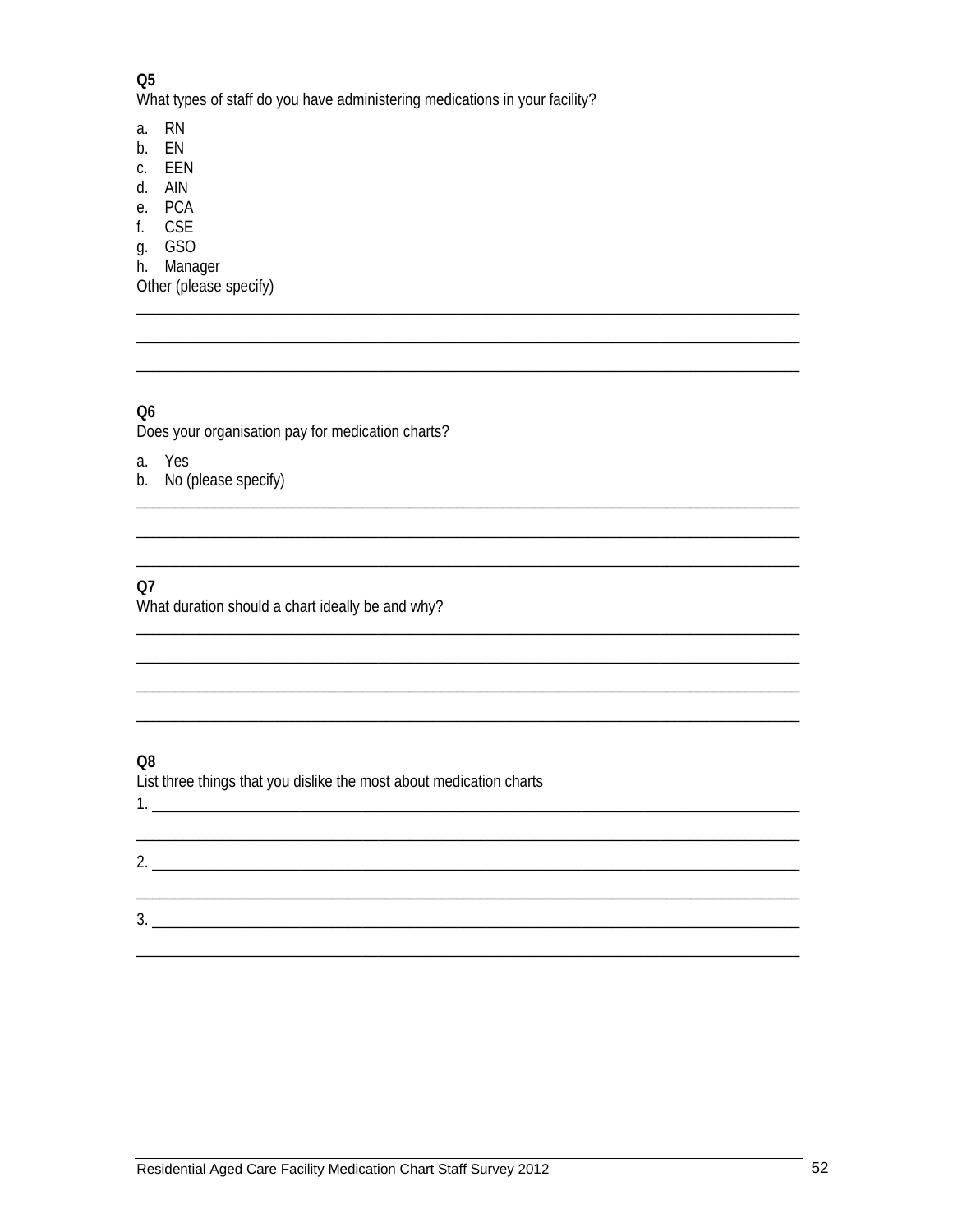**Q5**

What types of staff do you have administering medications in your facility?

a. RN
b. EN
c. EEN
d. AIN
e. PCA
f. CSE
g. GSO
h. Manager

Other (please specify)

______________________________________________________________________________

______________________________________________________________________________

______________________________________________________________________________

**Q6**

Does your organisation pay for medication charts?

a. Yes
b. No (please specify)

______________________________________________________________________________

______________________________________________________________________________

______________________________________________________________________________

**Q7**

What duration should a chart ideally be and why?

______________________________________________________________________________

______________________________________________________________________________

______________________________________________________________________________

______________________________________________________________________________

**Q8**

List three things that you dislike the most about medication charts

1. ____________________________________________________________________________

______________________________________________________________________________

2. ____________________________________________________________________________

______________________________________________________________________________

3. ____________________________________________________________________________

______________________________________________________________________________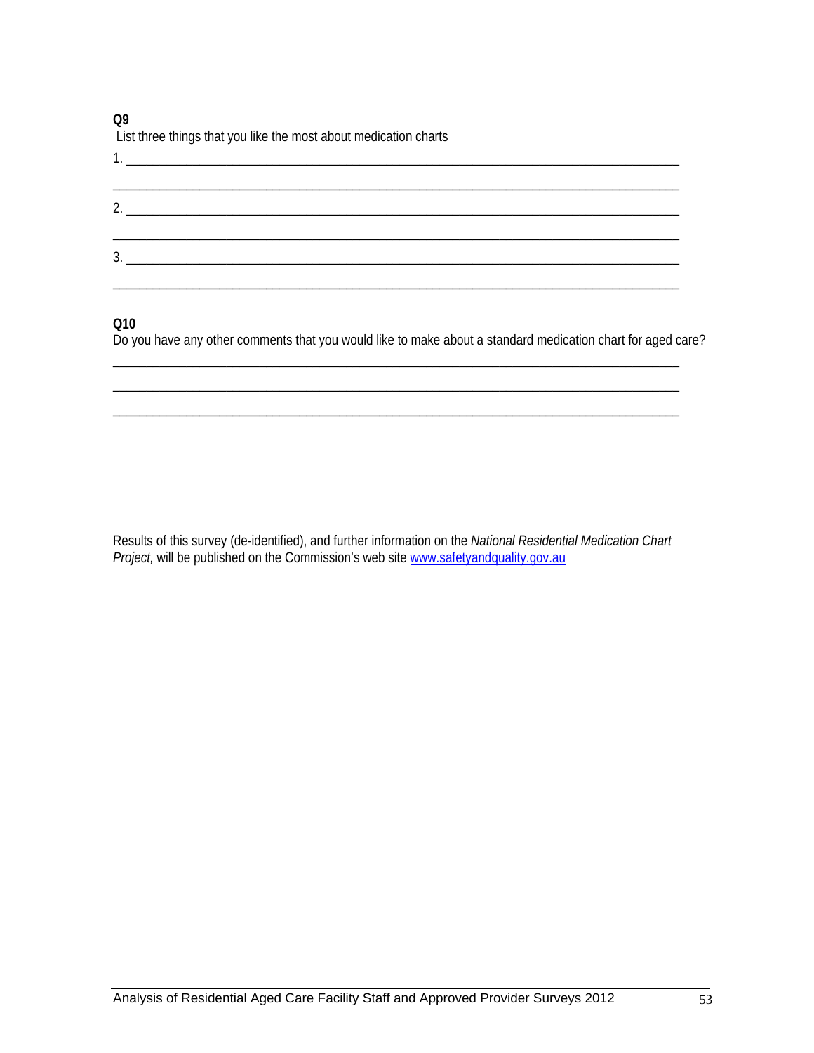**Q9**

List three things that you like the most about medication charts

1. ______________________________________________________________________________

______________________________________________________________________________

2. ______________________________________________________________________________

______________________________________________________________________________

3. ______________________________________________________________________________

______________________________________________________________________________

**Q10**

Do you have any other comments that you would like to make about a standard medication chart for aged care?

______________________________________________________________________________

______________________________________________________________________________

______________________________________________________________________________

Results of this survey (de-identified), and further information on the *National Residential Medication Chart Project,* will be published on the Commission's web site www.safetyandquality.gov.au